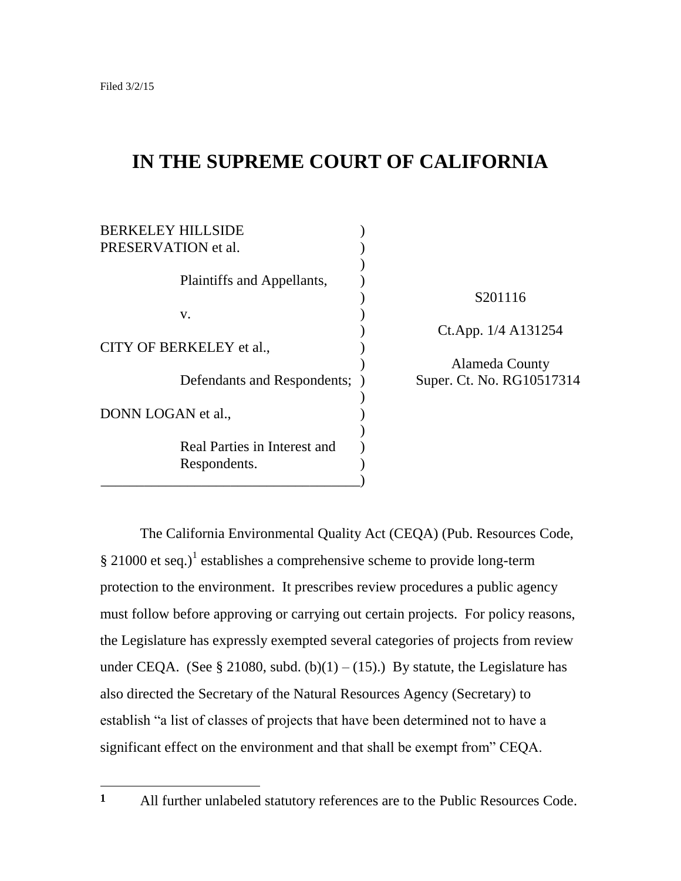Filed 3/2/15

# IN THE SUPREME COURT OF CALIFORNIA

BERKELEY HILLSIDE PRESERVATION et al.,

Plaintiffs and Appellants,

v.

CITY OF BERKELEY et al.,

Defendants and Respondents;

DONN LOGAN et al.,

Real Parties in Interest and Respondents.

S201116

Ct.App. 1/4 A131254

Alameda County Super. Ct. No. RG10517314

---

The California Environmental Quality Act (CEQA) (Pub. Resources Code, § 21000 et seq.)[1] establishes a comprehensive scheme to provide long-term protection to the environment. It prescribes review procedures a public agency must follow before approving or carrying out certain projects. For policy reasons, the Legislature has expressly exempted several categories of projects from review under CEQA. (See § 21080, subd. (b)(1) – (15).) By statute, the Legislature has also directed the Secretary of the Natural Resources Agency (Secretary) to establish "a list of classes of projects that have been determined not to have a significant effect on the environment and that shall be exempt from" CEQA.

---

[1] All further unlabeled statutory references are to the Public Resources Code.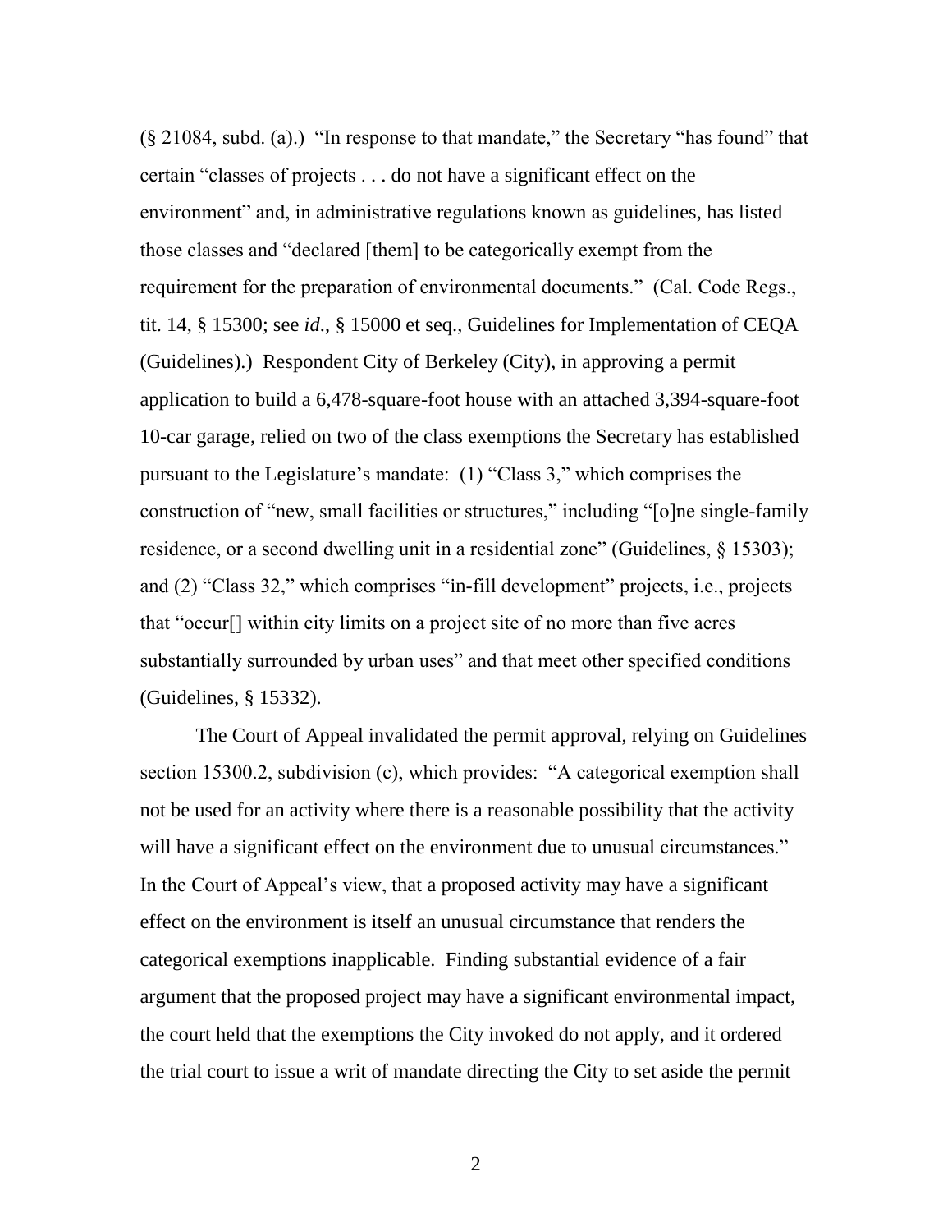(§ 21084, subd. (a).) "In response to that mandate," the Secretary "has found" that certain "classes of projects . . . do not have a significant effect on the environment" and, in administrative regulations known as guidelines, has listed those classes and "declared [them] to be categorically exempt from the requirement for the preparation of environmental documents." (Cal. Code Regs., tit. 14, § 15300; see *id.*, § 15000 et seq., Guidelines for Implementation of CEQA (Guidelines).) Respondent City of Berkeley (City), in approving a permit application to build a 6,478-square-foot house with an attached 3,394-square-foot 10-car garage, relied on two of the class exemptions the Secretary has established pursuant to the Legislature's mandate: (1) "Class 3," which comprises the construction of "new, small facilities or structures," including "[o]ne single-family residence, or a second dwelling unit in a residential zone" (Guidelines, § 15303); and (2) "Class 32," which comprises "in-fill development" projects, i.e., projects that "occur[] within city limits on a project site of no more than five acres substantially surrounded by urban uses" and that meet other specified conditions (Guidelines, § 15332).

The Court of Appeal invalidated the permit approval, relying on Guidelines section 15300.2, subdivision (c), which provides: "A categorical exemption shall not be used for an activity where there is a reasonable possibility that the activity will have a significant effect on the environment due to unusual circumstances." In the Court of Appeal's view, that a proposed activity may have a significant effect on the environment is itself an unusual circumstance that renders the categorical exemptions inapplicable. Finding substantial evidence of a fair argument that the proposed project may have a significant environmental impact, the court held that the exemptions the City invoked do not apply, and it ordered the trial court to issue a writ of mandate directing the City to set aside the permit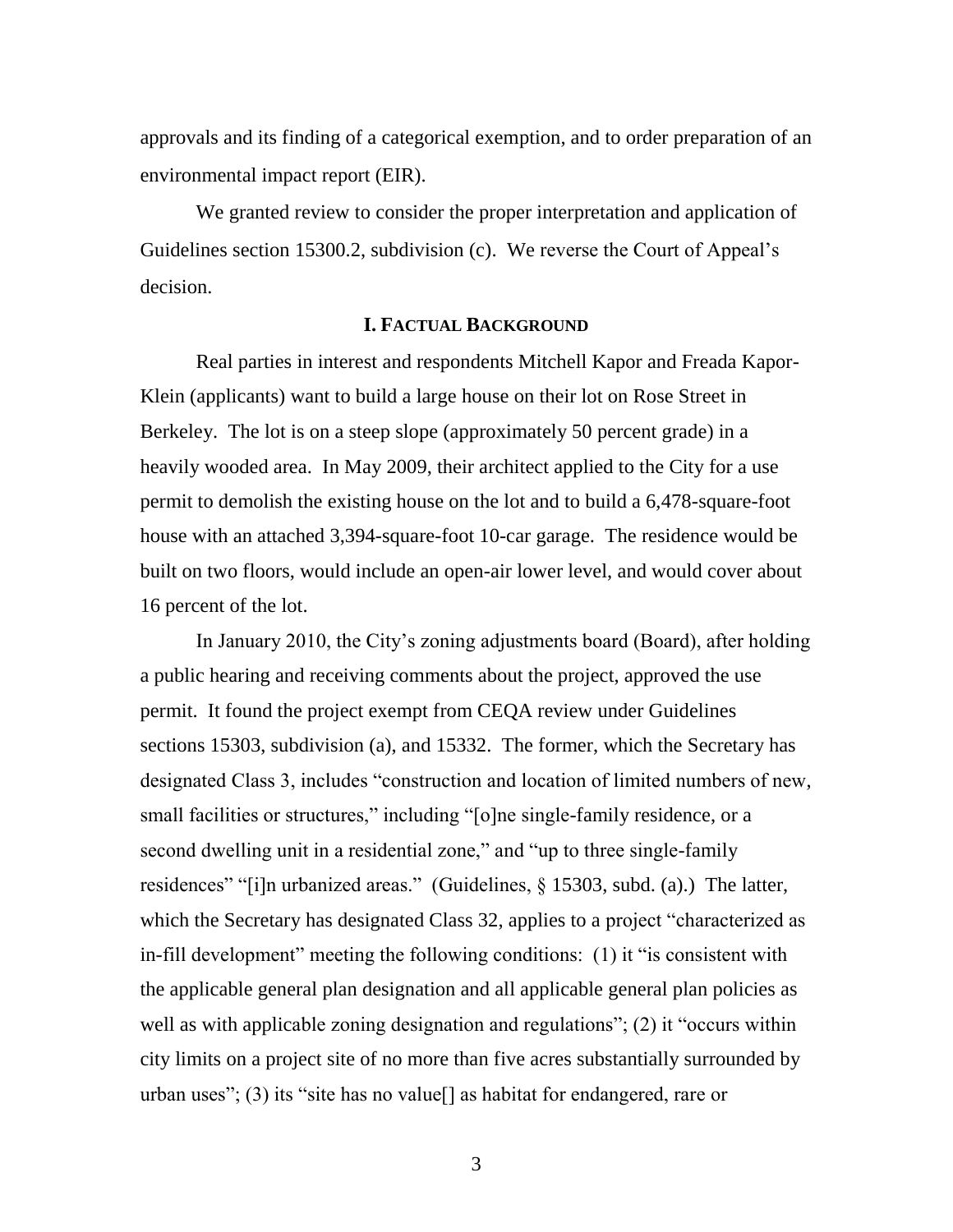approvals and its finding of a categorical exemption, and to order preparation of an environmental impact report (EIR).

We granted review to consider the proper interpretation and application of Guidelines section 15300.2, subdivision (c). We reverse the Court of Appeal's decision.

## I. Factual Background

Real parties in interest and respondents Mitchell Kapor and Freada Kapor-Klein (applicants) want to build a large house on their lot on Rose Street in Berkeley. The lot is on a steep slope (approximately 50 percent grade) in a heavily wooded area. In May 2009, their architect applied to the City for a use permit to demolish the existing house on the lot and to build a 6,478-square-foot house with an attached 3,394-square-foot 10-car garage. The residence would be built on two floors, would include an open-air lower level, and would cover about 16 percent of the lot.

In January 2010, the City's zoning adjustments board (Board), after holding a public hearing and receiving comments about the project, approved the use permit. It found the project exempt from CEQA review under Guidelines sections 15303, subdivision (a), and 15332. The former, which the Secretary has designated Class 3, includes "construction and location of limited numbers of new, small facilities or structures," including "[o]ne single-family residence, or a second dwelling unit in a residential zone," and "up to three single-family residences" "[i]n urbanized areas." (Guidelines, § 15303, subd. (a).) The latter, which the Secretary has designated Class 32, applies to a project "characterized as in-fill development" meeting the following conditions: (1) it "is consistent with the applicable general plan designation and all applicable general plan policies as well as with applicable zoning designation and regulations"; (2) it "occurs within city limits on a project site of no more than five acres substantially surrounded by urban uses"; (3) its "site has no value[] as habitat for endangered, rare or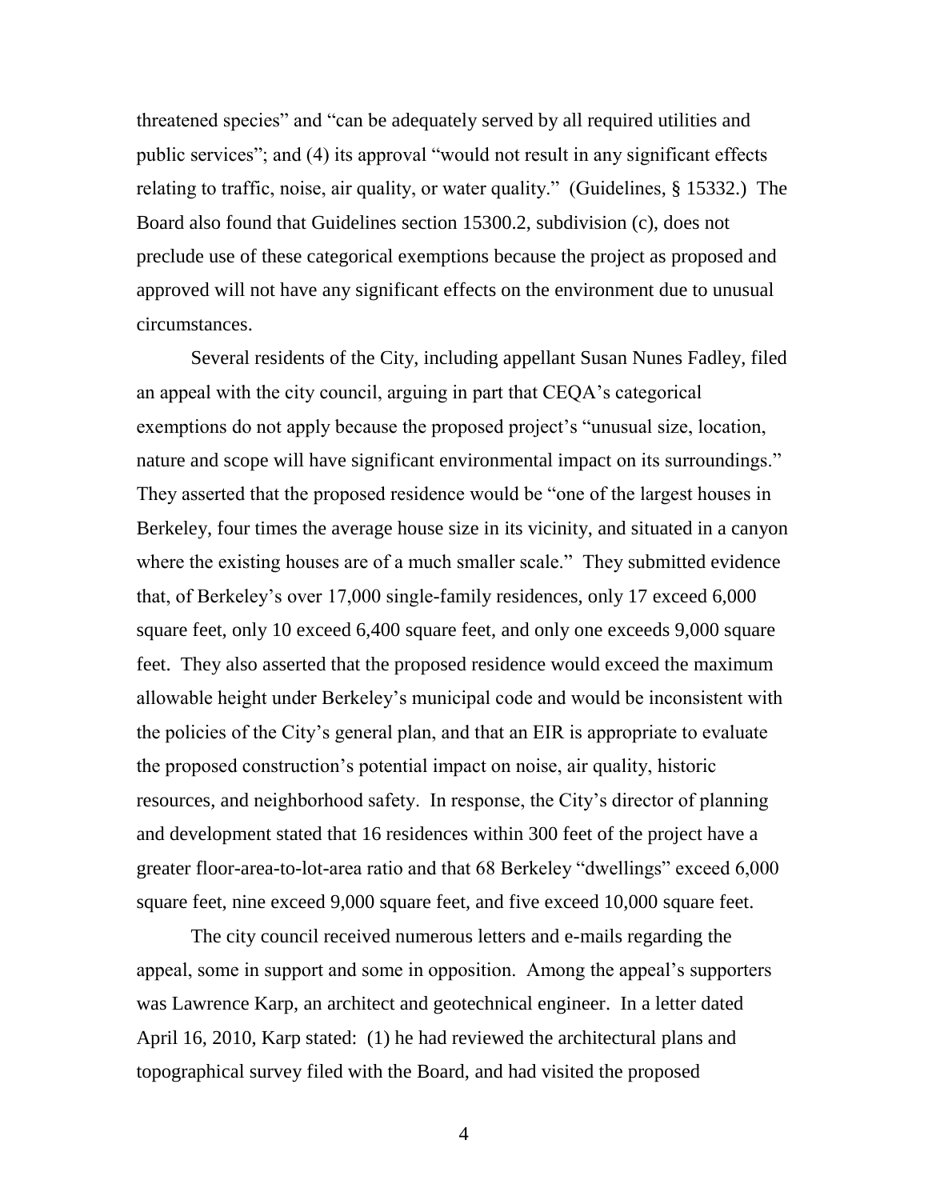threatened species" and "can be adequately served by all required utilities and public services"; and (4) its approval "would not result in any significant effects relating to traffic, noise, air quality, or water quality." (Guidelines, § 15332.) The Board also found that Guidelines section 15300.2, subdivision (c), does not preclude use of these categorical exemptions because the project as proposed and approved will not have any significant effects on the environment due to unusual circumstances.

Several residents of the City, including appellant Susan Nunes Fadley, filed an appeal with the city council, arguing in part that CEQA's categorical exemptions do not apply because the proposed project's "unusual size, location, nature and scope will have significant environmental impact on its surroundings." They asserted that the proposed residence would be "one of the largest houses in Berkeley, four times the average house size in its vicinity, and situated in a canyon where the existing houses are of a much smaller scale." They submitted evidence that, of Berkeley's over 17,000 single-family residences, only 17 exceed 6,000 square feet, only 10 exceed 6,400 square feet, and only one exceeds 9,000 square feet. They also asserted that the proposed residence would exceed the maximum allowable height under Berkeley's municipal code and would be inconsistent with the policies of the City's general plan, and that an EIR is appropriate to evaluate the proposed construction's potential impact on noise, air quality, historic resources, and neighborhood safety. In response, the City's director of planning and development stated that 16 residences within 300 feet of the project have a greater floor-area-to-lot-area ratio and that 68 Berkeley "dwellings" exceed 6,000 square feet, nine exceed 9,000 square feet, and five exceed 10,000 square feet.

The city council received numerous letters and e-mails regarding the appeal, some in support and some in opposition. Among the appeal's supporters was Lawrence Karp, an architect and geotechnical engineer. In a letter dated April 16, 2010, Karp stated: (1) he had reviewed the architectural plans and topographical survey filed with the Board, and had visited the proposed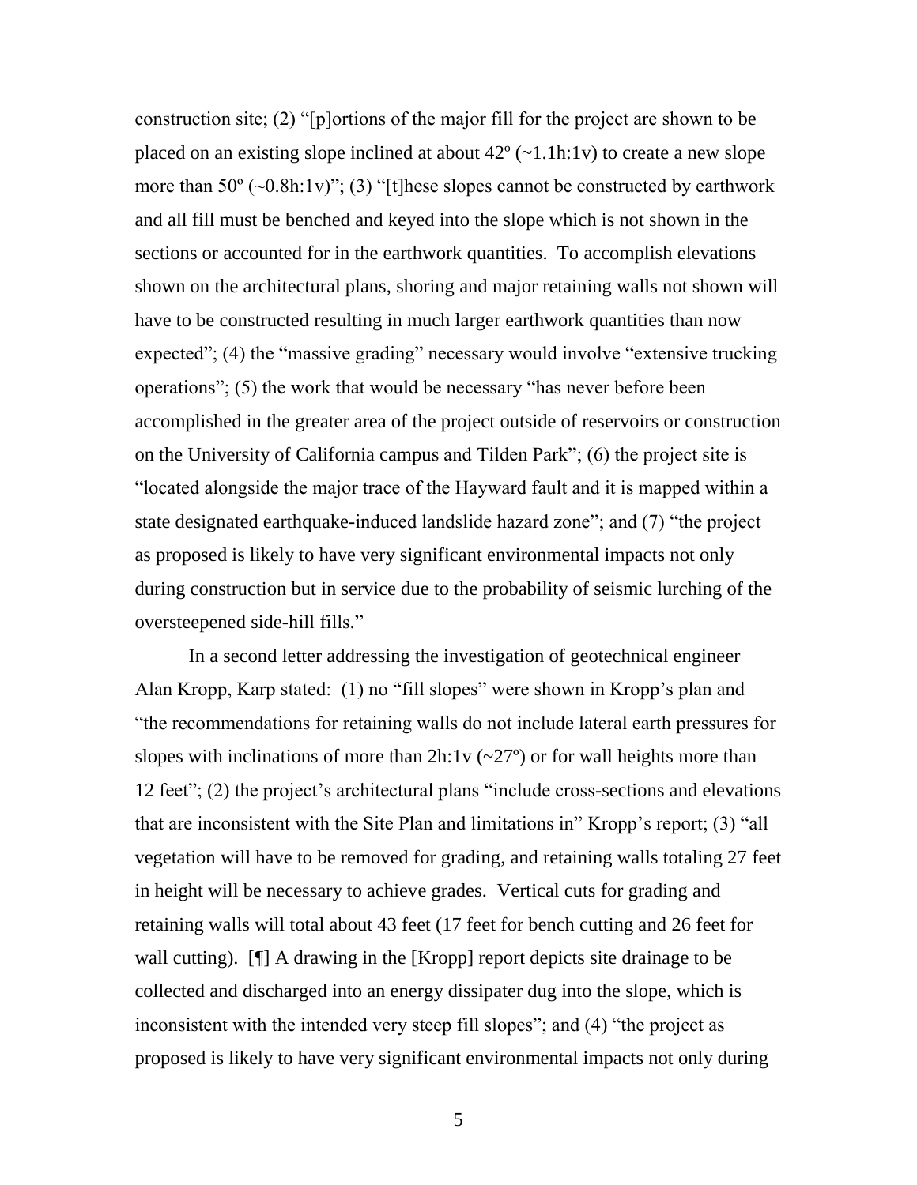construction site; (2) "[p]ortions of the major fill for the project are shown to be placed on an existing slope inclined at about 42º (~1.1h:1v) to create a new slope more than 50º (~0.8h:1v)"; (3) "[t]hese slopes cannot be constructed by earthwork and all fill must be benched and keyed into the slope which is not shown in the sections or accounted for in the earthwork quantities. To accomplish elevations shown on the architectural plans, shoring and major retaining walls not shown will have to be constructed resulting in much larger earthwork quantities than now expected"; (4) the "massive grading" necessary would involve "extensive trucking operations"; (5) the work that would be necessary "has never before been accomplished in the greater area of the project outside of reservoirs or construction on the University of California campus and Tilden Park"; (6) the project site is "located alongside the major trace of the Hayward fault and it is mapped within a state designated earthquake-induced landslide hazard zone"; and (7) "the project as proposed is likely to have very significant environmental impacts not only during construction but in service due to the probability of seismic lurching of the oversteepened side-hill fills."

In a second letter addressing the investigation of geotechnical engineer Alan Kropp, Karp stated: (1) no "fill slopes" were shown in Kropp's plan and "the recommendations for retaining walls do not include lateral earth pressures for slopes with inclinations of more than 2h:1v (~27º) or for wall heights more than 12 feet"; (2) the project's architectural plans "include cross-sections and elevations that are inconsistent with the Site Plan and limitations in" Kropp's report; (3) "all vegetation will have to be removed for grading, and retaining walls totaling 27 feet in height will be necessary to achieve grades. Vertical cuts for grading and retaining walls will total about 43 feet (17 feet for bench cutting and 26 feet for wall cutting). [¶] A drawing in the [Kropp] report depicts site drainage to be collected and discharged into an energy dissipater dug into the slope, which is inconsistent with the intended very steep fill slopes"; and (4) "the project as proposed is likely to have very significant environmental impacts not only during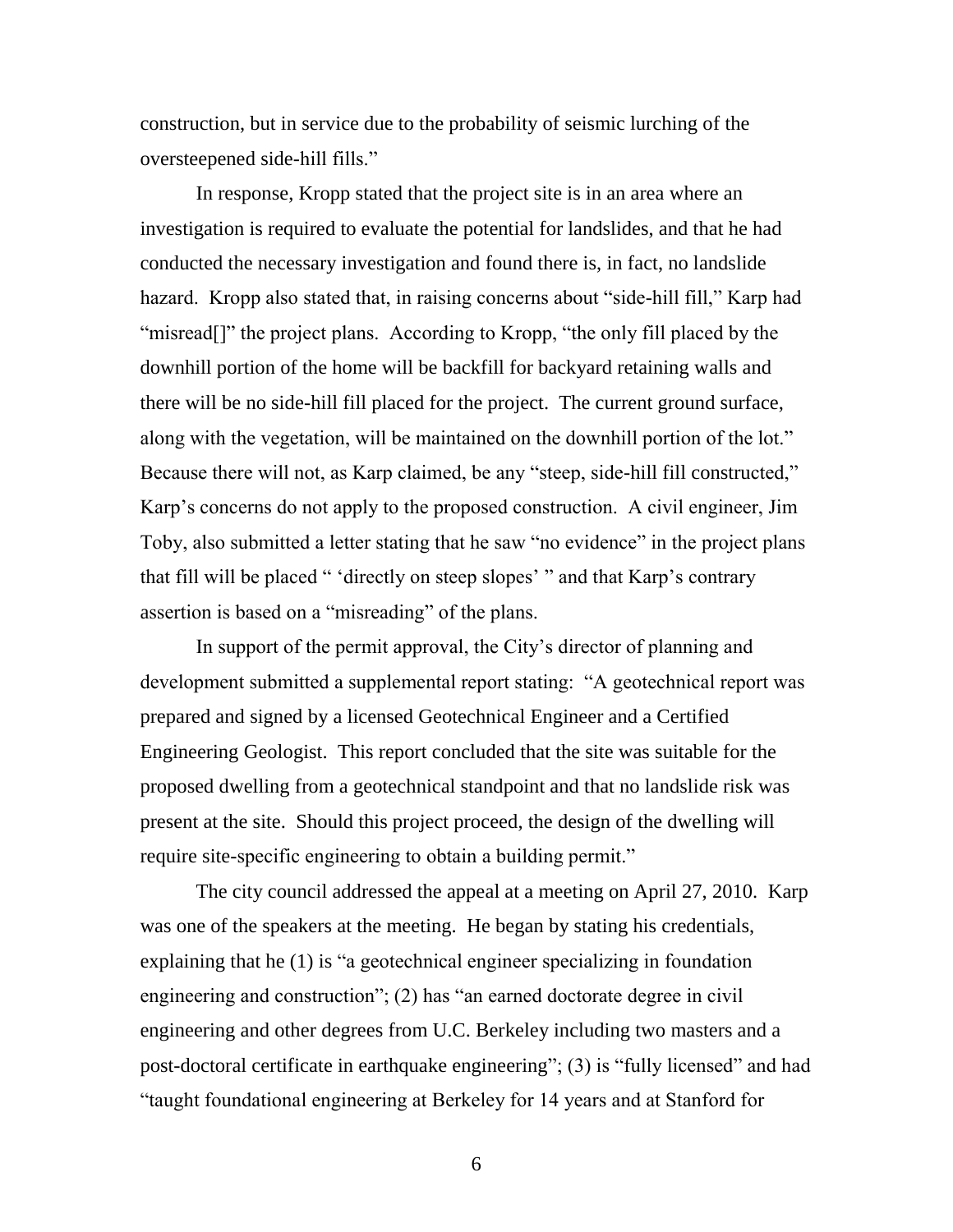construction, but in service due to the probability of seismic lurching of the oversteepened side-hill fills."

In response, Kropp stated that the project site is in an area where an investigation is required to evaluate the potential for landslides, and that he had conducted the necessary investigation and found there is, in fact, no landslide hazard. Kropp also stated that, in raising concerns about "side-hill fill," Karp had "misread[]" the project plans. According to Kropp, "the only fill placed by the downhill portion of the home will be backfill for backyard retaining walls and there will be no side-hill fill placed for the project. The current ground surface, along with the vegetation, will be maintained on the downhill portion of the lot." Because there will not, as Karp claimed, be any "steep, side-hill fill constructed," Karp's concerns do not apply to the proposed construction. A civil engineer, Jim Toby, also submitted a letter stating that he saw "no evidence" in the project plans that fill will be placed " 'directly on steep slopes' " and that Karp's contrary assertion is based on a "misreading" of the plans.

In support of the permit approval, the City's director of planning and development submitted a supplemental report stating: "A geotechnical report was prepared and signed by a licensed Geotechnical Engineer and a Certified Engineering Geologist. This report concluded that the site was suitable for the proposed dwelling from a geotechnical standpoint and that no landslide risk was present at the site. Should this project proceed, the design of the dwelling will require site-specific engineering to obtain a building permit."

The city council addressed the appeal at a meeting on April 27, 2010. Karp was one of the speakers at the meeting. He began by stating his credentials, explaining that he (1) is "a geotechnical engineer specializing in foundation engineering and construction"; (2) has "an earned doctorate degree in civil engineering and other degrees from U.C. Berkeley including two masters and a post-doctoral certificate in earthquake engineering"; (3) is "fully licensed" and had "taught foundational engineering at Berkeley for 14 years and at Stanford for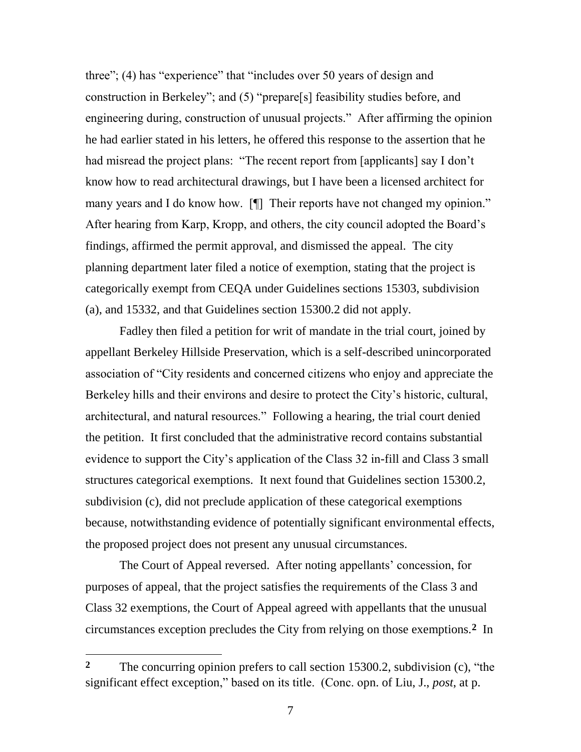three"; (4) has "experience" that "includes over 50 years of design and construction in Berkeley"; and (5) "prepare[s] feasibility studies before, and engineering during, construction of unusual projects." After affirming the opinion he had earlier stated in his letters, he offered this response to the assertion that he had misread the project plans: "The recent report from [applicants] say I don't know how to read architectural drawings, but I have been a licensed architect for many years and I do know how. [¶] Their reports have not changed my opinion." After hearing from Karp, Kropp, and others, the city council adopted the Board's findings, affirmed the permit approval, and dismissed the appeal. The city planning department later filed a notice of exemption, stating that the project is categorically exempt from CEQA under Guidelines sections 15303, subdivision (a), and 15332, and that Guidelines section 15300.2 did not apply.

Fadley then filed a petition for writ of mandate in the trial court, joined by appellant Berkeley Hillside Preservation, which is a self-described unincorporated association of "City residents and concerned citizens who enjoy and appreciate the Berkeley hills and their environs and desire to protect the City's historic, cultural, architectural, and natural resources." Following a hearing, the trial court denied the petition. It first concluded that the administrative record contains substantial evidence to support the City's application of the Class 32 in-fill and Class 3 small structures categorical exemptions. It next found that Guidelines section 15300.2, subdivision (c), did not preclude application of these categorical exemptions because, notwithstanding evidence of potentially significant environmental effects, the proposed project does not present any unusual circumstances.

The Court of Appeal reversed. After noting appellants' concession, for purposes of appeal, that the project satisfies the requirements of the Class 3 and Class 32 exemptions, the Court of Appeal agreed with appellants that the unusual circumstances exception precludes the City from relying on those exemptions.[2] In

---

[2] The concurring opinion prefers to call section 15300.2, subdivision (c), "the significant effect exception," based on its title. (Conc. opn. of Liu, J., *post*, at p.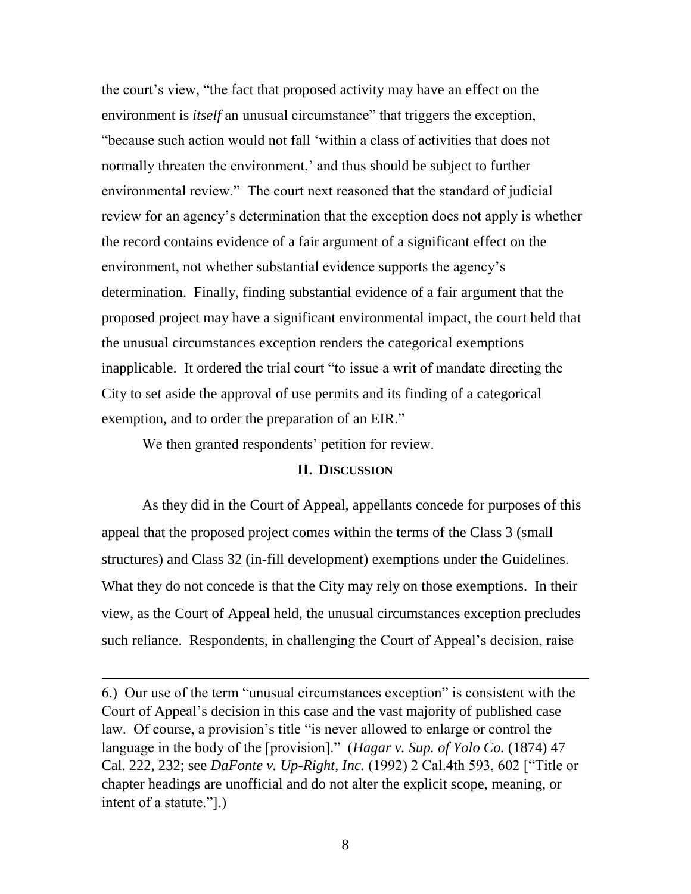the court's view, "the fact that proposed activity may have an effect on the environment is *itself* an unusual circumstance" that triggers the exception, "because such action would not fall 'within a class of activities that does not normally threaten the environment,' and thus should be subject to further environmental review." The court next reasoned that the standard of judicial review for an agency's determination that the exception does not apply is whether the record contains evidence of a fair argument of a significant effect on the environment, not whether substantial evidence supports the agency's determination. Finally, finding substantial evidence of a fair argument that the proposed project may have a significant environmental impact, the court held that the unusual circumstances exception renders the categorical exemptions inapplicable. It ordered the trial court "to issue a writ of mandate directing the City to set aside the approval of use permits and its finding of a categorical exemption, and to order the preparation of an EIR."

We then granted respondents' petition for review.

## II. DISCUSSION

As they did in the Court of Appeal, appellants concede for purposes of this appeal that the proposed project comes within the terms of the Class 3 (small structures) and Class 32 (in-fill development) exemptions under the Guidelines. What they do not concede is that the City may rely on those exemptions. In their view, as the Court of Appeal held, the unusual circumstances exception precludes such reliance. Respondents, in challenging the Court of Appeal's decision, raise

---

6.) Our use of the term "unusual circumstances exception" is consistent with the Court of Appeal's decision in this case and the vast majority of published case law. Of course, a provision's title "is never allowed to enlarge or control the language in the body of the [provision]." (*Hagar v. Sup. of Yolo Co.* (1874) 47 Cal. 222, 232; see *DaFonte v. Up-Right, Inc.* (1992) 2 Cal.4th 593, 602 ["Title or chapter headings are unofficial and do not alter the explicit scope, meaning, or intent of a statute."].)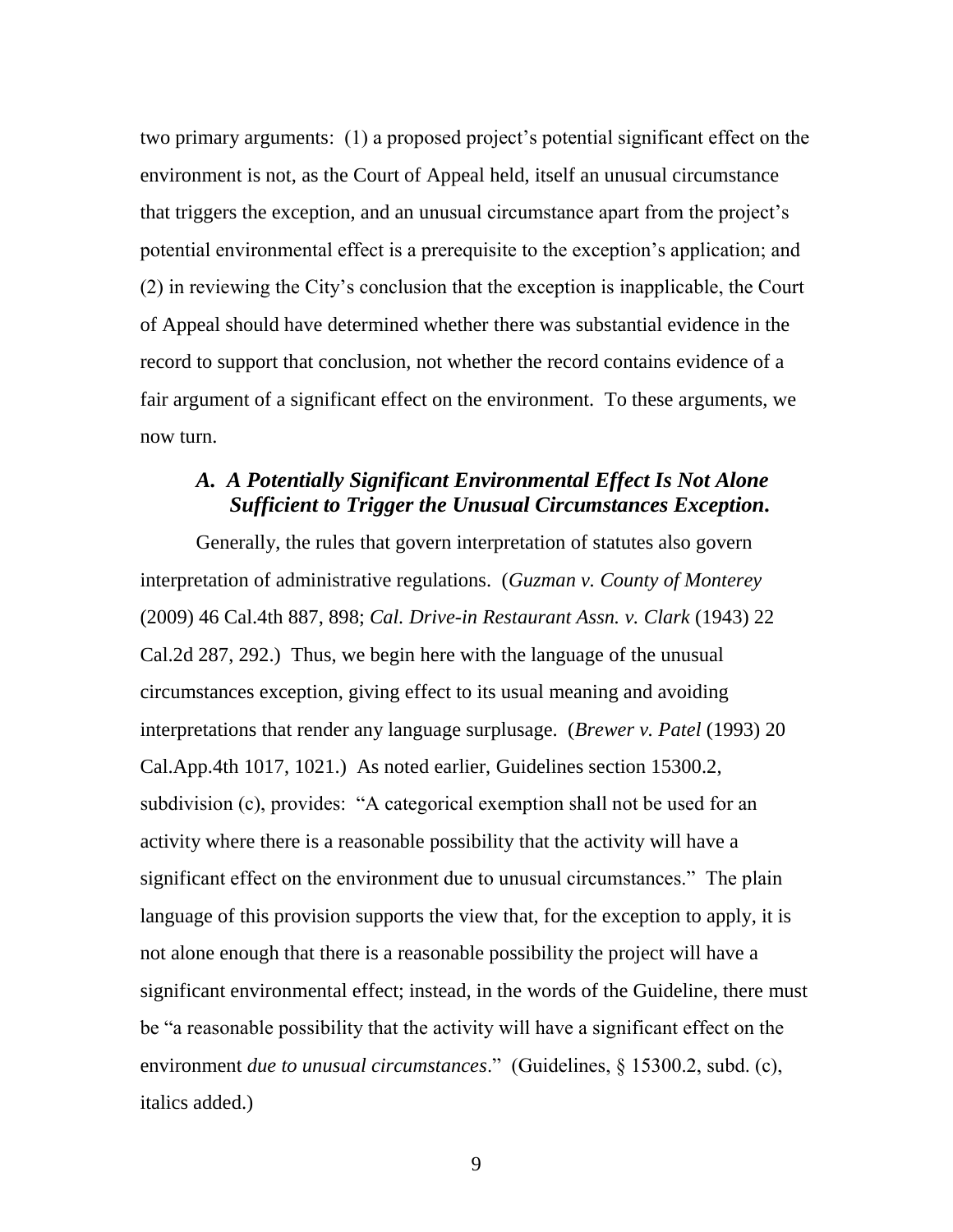two primary arguments: (1) a proposed project's potential significant effect on the environment is not, as the Court of Appeal held, itself an unusual circumstance that triggers the exception, and an unusual circumstance apart from the project's potential environmental effect is a prerequisite to the exception's application; and (2) in reviewing the City's conclusion that the exception is inapplicable, the Court of Appeal should have determined whether there was substantial evidence in the record to support that conclusion, not whether the record contains evidence of a fair argument of a significant effect on the environment. To these arguments, we now turn.

### *A. A Potentially Significant Environmental Effect Is Not Alone Sufficient to Trigger the Unusual Circumstances Exception.*

Generally, the rules that govern interpretation of statutes also govern interpretation of administrative regulations. (*Guzman v. County of Monterey* (2009) 46 Cal.4th 887, 898; *Cal. Drive-in Restaurant Assn. v. Clark* (1943) 22 Cal.2d 287, 292.) Thus, we begin here with the language of the unusual circumstances exception, giving effect to its usual meaning and avoiding interpretations that render any language surplusage. (*Brewer v. Patel* (1993) 20 Cal.App.4th 1017, 1021.) As noted earlier, Guidelines section 15300.2, subdivision (c), provides: "A categorical exemption shall not be used for an activity where there is a reasonable possibility that the activity will have a significant effect on the environment due to unusual circumstances." The plain language of this provision supports the view that, for the exception to apply, it is not alone enough that there is a reasonable possibility the project will have a significant environmental effect; instead, in the words of the Guideline, there must be "a reasonable possibility that the activity will have a significant effect on the environment *due to unusual circumstances*." (Guidelines, § 15300.2, subd. (c), italics added.)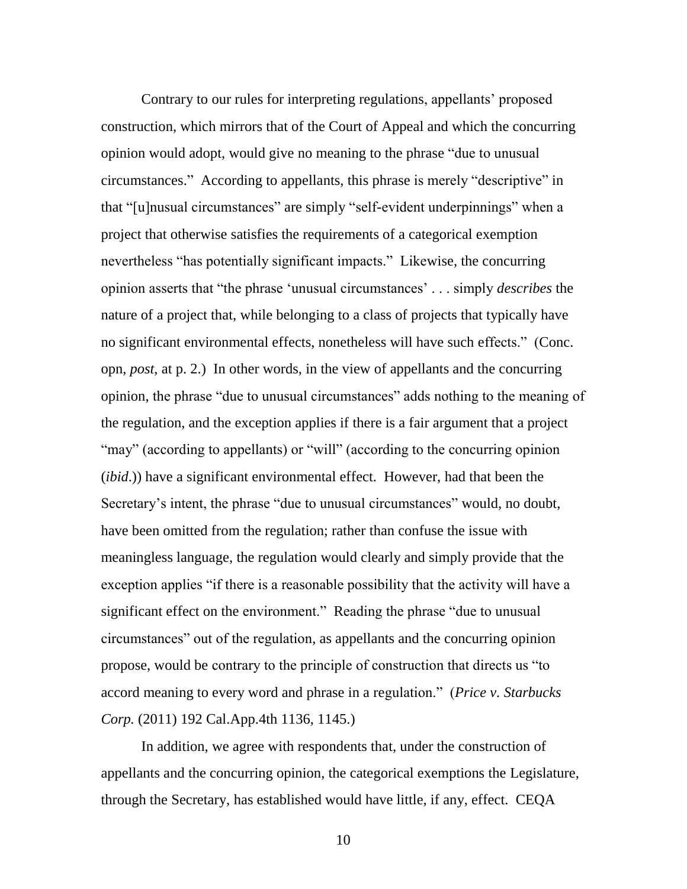Contrary to our rules for interpreting regulations, appellants' proposed construction, which mirrors that of the Court of Appeal and which the concurring opinion would adopt, would give no meaning to the phrase "due to unusual circumstances." According to appellants, this phrase is merely "descriptive" in that "[u]nusual circumstances" are simply "self-evident underpinnings" when a project that otherwise satisfies the requirements of a categorical exemption nevertheless "has potentially significant impacts." Likewise, the concurring opinion asserts that "the phrase 'unusual circumstances' . . . simply *describes* the nature of a project that, while belonging to a class of projects that typically have no significant environmental effects, nonetheless will have such effects." (Conc. opn, *post*, at p. 2.) In other words, in the view of appellants and the concurring opinion, the phrase "due to unusual circumstances" adds nothing to the meaning of the regulation, and the exception applies if there is a fair argument that a project "may" (according to appellants) or "will" (according to the concurring opinion (*ibid*.)) have a significant environmental effect. However, had that been the Secretary's intent, the phrase "due to unusual circumstances" would, no doubt, have been omitted from the regulation; rather than confuse the issue with meaningless language, the regulation would clearly and simply provide that the exception applies "if there is a reasonable possibility that the activity will have a significant effect on the environment." Reading the phrase "due to unusual circumstances" out of the regulation, as appellants and the concurring opinion propose, would be contrary to the principle of construction that directs us "to accord meaning to every word and phrase in a regulation." (*Price v. Starbucks Corp.* (2011) 192 Cal.App.4th 1136, 1145.)

In addition, we agree with respondents that, under the construction of appellants and the concurring opinion, the categorical exemptions the Legislature, through the Secretary, has established would have little, if any, effect. CEQA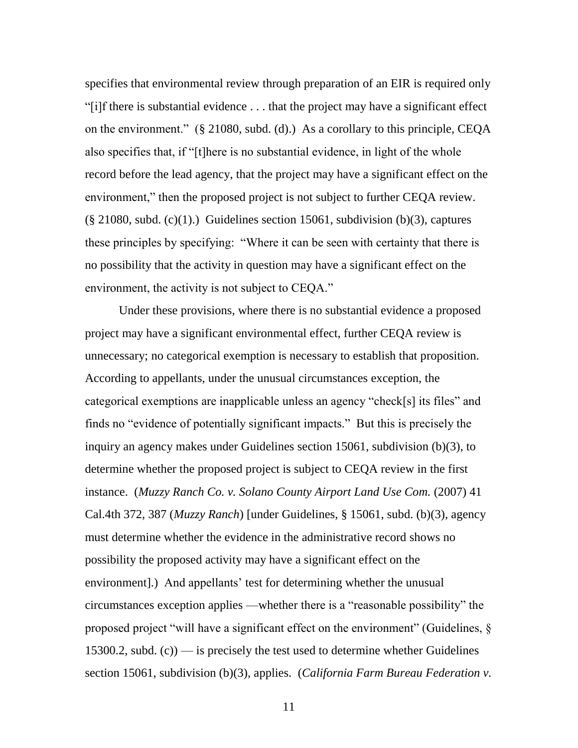specifies that environmental review through preparation of an EIR is required only "[i]f there is substantial evidence . . . that the project may have a significant effect on the environment." (§ 21080, subd. (d).) As a corollary to this principle, CEQA also specifies that, if "[t]here is no substantial evidence, in light of the whole record before the lead agency, that the project may have a significant effect on the environment," then the proposed project is not subject to further CEQA review. (§ 21080, subd. (c)(1).) Guidelines section 15061, subdivision (b)(3), captures these principles by specifying: "Where it can be seen with certainty that there is no possibility that the activity in question may have a significant effect on the environment, the activity is not subject to CEQA."

Under these provisions, where there is no substantial evidence a proposed project may have a significant environmental effect, further CEQA review is unnecessary; no categorical exemption is necessary to establish that proposition. According to appellants, under the unusual circumstances exception, the categorical exemptions are inapplicable unless an agency "check[s] its files" and finds no "evidence of potentially significant impacts." But this is precisely the inquiry an agency makes under Guidelines section 15061, subdivision (b)(3), to determine whether the proposed project is subject to CEQA review in the first instance. (*Muzzy Ranch Co. v. Solano County Airport Land Use Com.* (2007) 41 Cal.4th 372, 387 (*Muzzy Ranch*) [under Guidelines, § 15061, subd. (b)(3), agency must determine whether the evidence in the administrative record shows no possibility the proposed activity may have a significant effect on the environment].) And appellants' test for determining whether the unusual circumstances exception applies —whether there is a "reasonable possibility" the proposed project "will have a significant effect on the environment" (Guidelines, § 15300.2, subd. (c)) — is precisely the test used to determine whether Guidelines section 15061, subdivision (b)(3), applies. (*California Farm Bureau Federation v.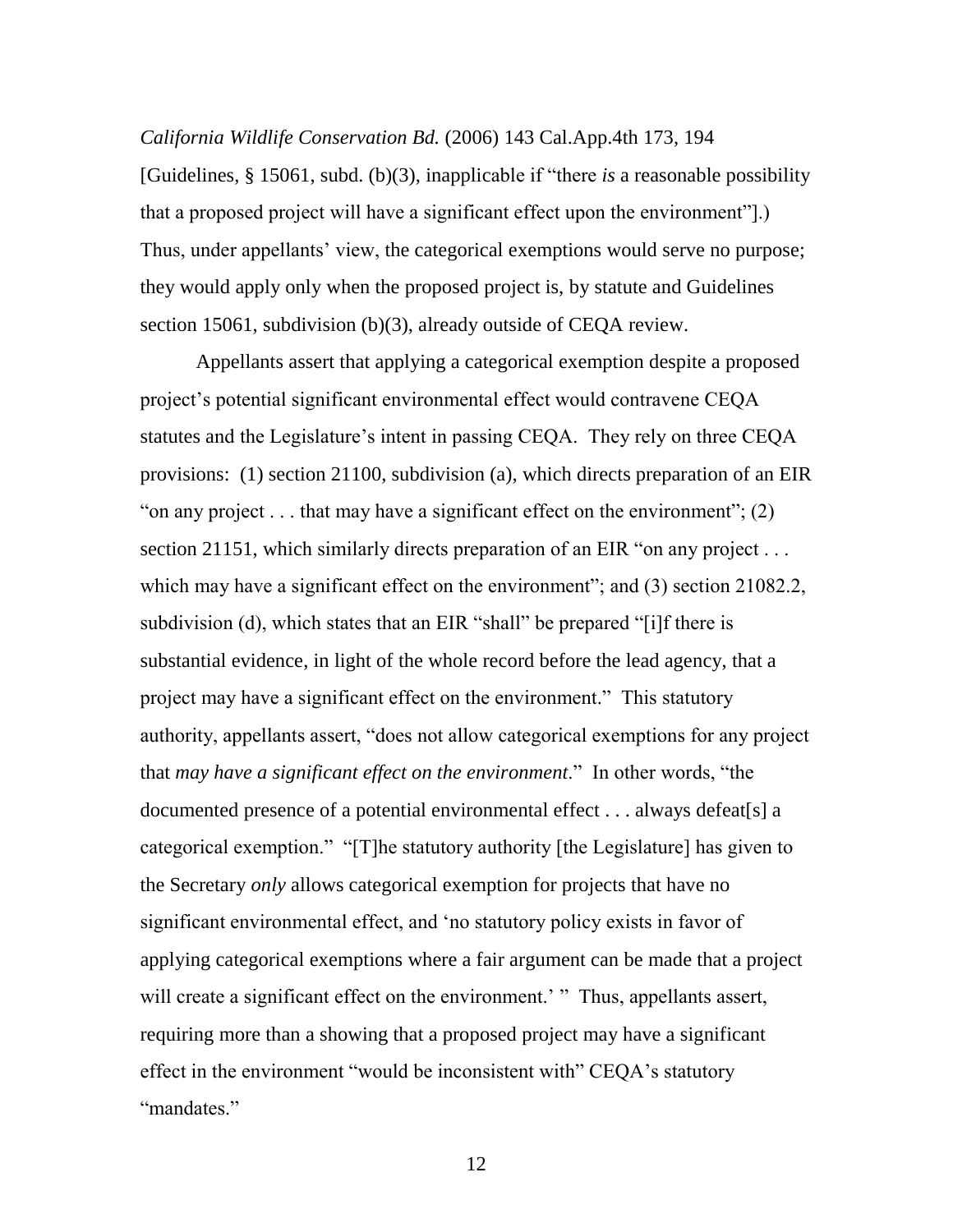*California Wildlife Conservation Bd.* (2006) 143 Cal.App.4th 173, 194 [Guidelines, § 15061, subd. (b)(3), inapplicable if "there *is* a reasonable possibility that a proposed project will have a significant effect upon the environment"].) Thus, under appellants' view, the categorical exemptions would serve no purpose; they would apply only when the proposed project is, by statute and Guidelines section 15061, subdivision (b)(3), already outside of CEQA review.

Appellants assert that applying a categorical exemption despite a proposed project's potential significant environmental effect would contravene CEQA statutes and the Legislature's intent in passing CEQA. They rely on three CEQA provisions: (1) section 21100, subdivision (a), which directs preparation of an EIR "on any project . . . that may have a significant effect on the environment"; (2) section 21151, which similarly directs preparation of an EIR "on any project . . . which may have a significant effect on the environment"; and (3) section 21082.2, subdivision (d), which states that an EIR "shall" be prepared "[i]f there is substantial evidence, in light of the whole record before the lead agency, that a project may have a significant effect on the environment." This statutory authority, appellants assert, "does not allow categorical exemptions for any project that *may have a significant effect on the environment*." In other words, "the documented presence of a potential environmental effect . . . always defeat[s] a categorical exemption." "[T]he statutory authority [the Legislature] has given to the Secretary *only* allows categorical exemption for projects that have no significant environmental effect, and 'no statutory policy exists in favor of applying categorical exemptions where a fair argument can be made that a project will create a significant effect on the environment.' " Thus, appellants assert, requiring more than a showing that a proposed project may have a significant effect in the environment "would be inconsistent with" CEQA's statutory "mandates."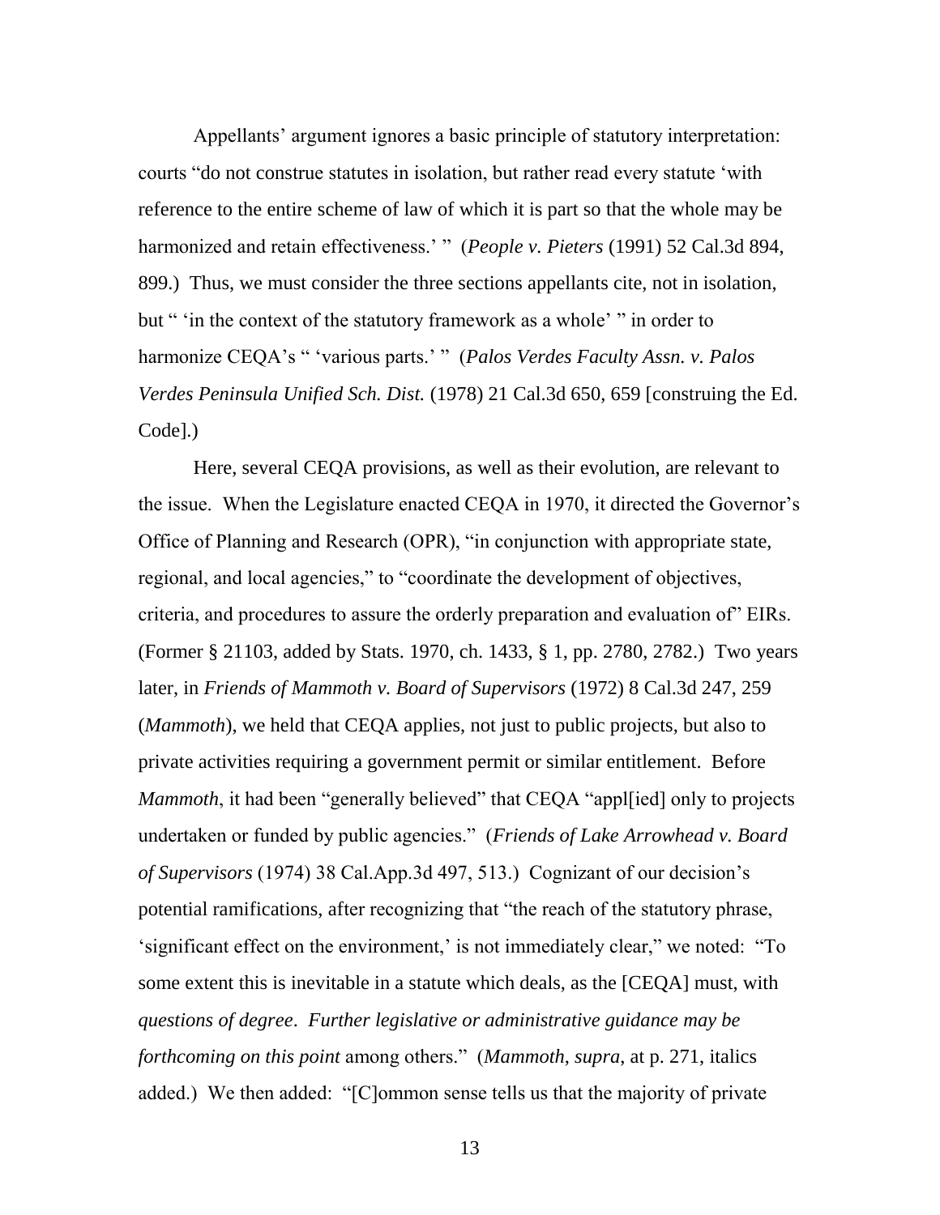Appellants' argument ignores a basic principle of statutory interpretation: courts "do not construe statutes in isolation, but rather read every statute 'with reference to the entire scheme of law of which it is part so that the whole may be harmonized and retain effectiveness.' " (*People v. Pieters* (1991) 52 Cal.3d 894, 899.) Thus, we must consider the three sections appellants cite, not in isolation, but " 'in the context of the statutory framework as a whole' " in order to harmonize CEQA's " 'various parts.' " (*Palos Verdes Faculty Assn. v. Palos Verdes Peninsula Unified Sch. Dist.* (1978) 21 Cal.3d 650, 659 [construing the Ed. Code].)

Here, several CEQA provisions, as well as their evolution, are relevant to the issue. When the Legislature enacted CEQA in 1970, it directed the Governor's Office of Planning and Research (OPR), "in conjunction with appropriate state, regional, and local agencies," to "coordinate the development of objectives, criteria, and procedures to assure the orderly preparation and evaluation of" EIRs. (Former § 21103, added by Stats. 1970, ch. 1433, § 1, pp. 2780, 2782.) Two years later, in *Friends of Mammoth v. Board of Supervisors* (1972) 8 Cal.3d 247, 259 (*Mammoth*), we held that CEQA applies, not just to public projects, but also to private activities requiring a government permit or similar entitlement. Before *Mammoth*, it had been "generally believed" that CEQA "appl[ied] only to projects undertaken or funded by public agencies." (*Friends of Lake Arrowhead v. Board of Supervisors* (1974) 38 Cal.App.3d 497, 513.) Cognizant of our decision's potential ramifications, after recognizing that "the reach of the statutory phrase, 'significant effect on the environment,' is not immediately clear," we noted: "To some extent this is inevitable in a statute which deals, as the [CEQA] must, with *questions of degree*. *Further legislative or administrative guidance may be forthcoming on this point* among others." (*Mammoth*, *supra*, at p. 271, italics added.) We then added: "[C]ommon sense tells us that the majority of private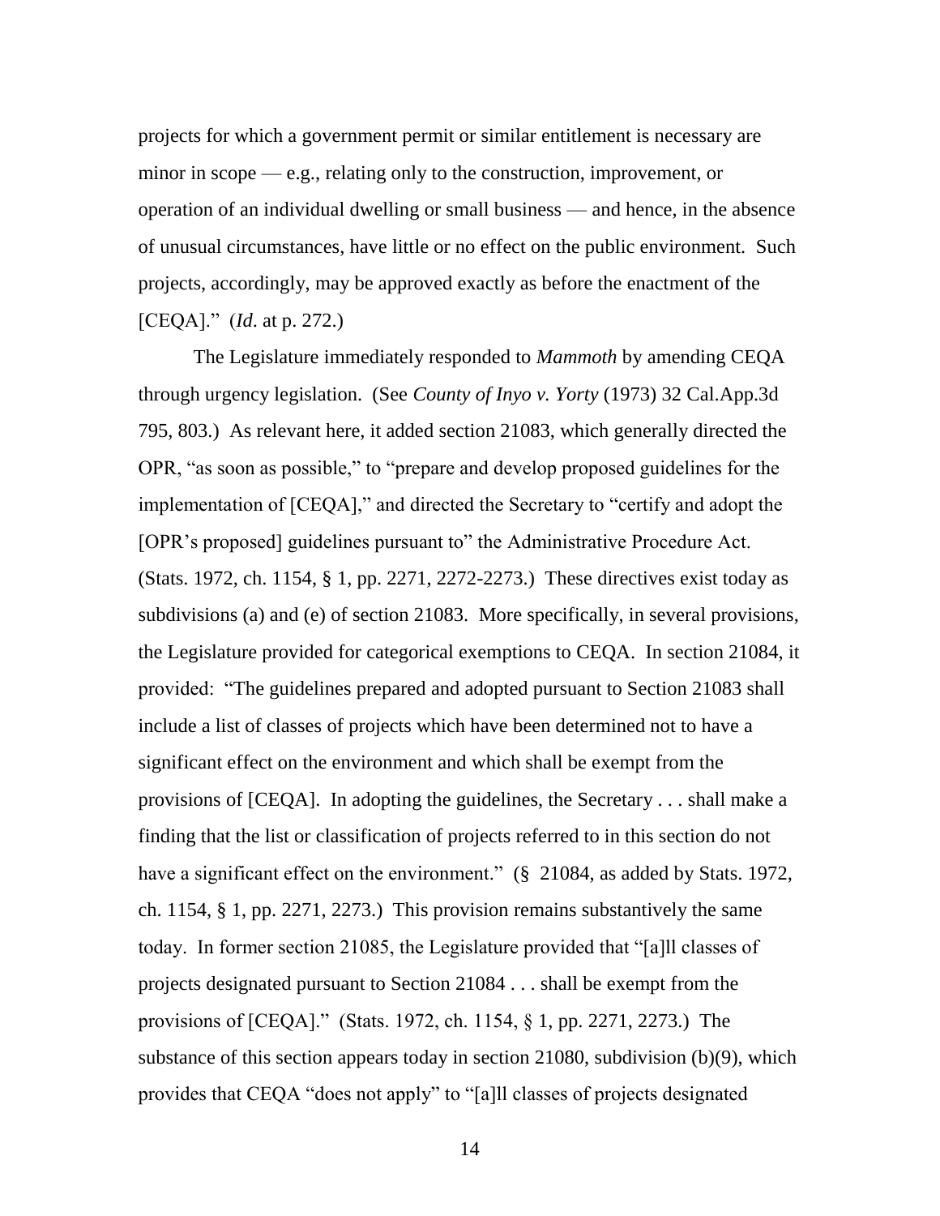projects for which a government permit or similar entitlement is necessary are minor in scope — e.g., relating only to the construction, improvement, or operation of an individual dwelling or small business — and hence, in the absence of unusual circumstances, have little or no effect on the public environment. Such projects, accordingly, may be approved exactly as before the enactment of the [CEQA]." (*Id*. at p. 272.)

The Legislature immediately responded to *Mammoth* by amending CEQA through urgency legislation. (See *County of Inyo v. Yorty* (1973) 32 Cal.App.3d 795, 803.) As relevant here, it added section 21083, which generally directed the OPR, "as soon as possible," to "prepare and develop proposed guidelines for the implementation of [CEQA]," and directed the Secretary to "certify and adopt the [OPR's proposed] guidelines pursuant to" the Administrative Procedure Act. (Stats. 1972, ch. 1154, § 1, pp. 2271, 2272-2273.) These directives exist today as subdivisions (a) and (e) of section 21083. More specifically, in several provisions, the Legislature provided for categorical exemptions to CEQA. In section 21084, it provided: "The guidelines prepared and adopted pursuant to Section 21083 shall include a list of classes of projects which have been determined not to have a significant effect on the environment and which shall be exempt from the provisions of [CEQA]. In adopting the guidelines, the Secretary . . . shall make a finding that the list or classification of projects referred to in this section do not have a significant effect on the environment." (§ 21084, as added by Stats. 1972, ch. 1154, § 1, pp. 2271, 2273.) This provision remains substantively the same today. In former section 21085, the Legislature provided that "[a]ll classes of projects designated pursuant to Section 21084 . . . shall be exempt from the provisions of [CEQA]." (Stats. 1972, ch. 1154, § 1, pp. 2271, 2273.) The substance of this section appears today in section 21080, subdivision (b)(9), which provides that CEQA "does not apply" to "[a]ll classes of projects designated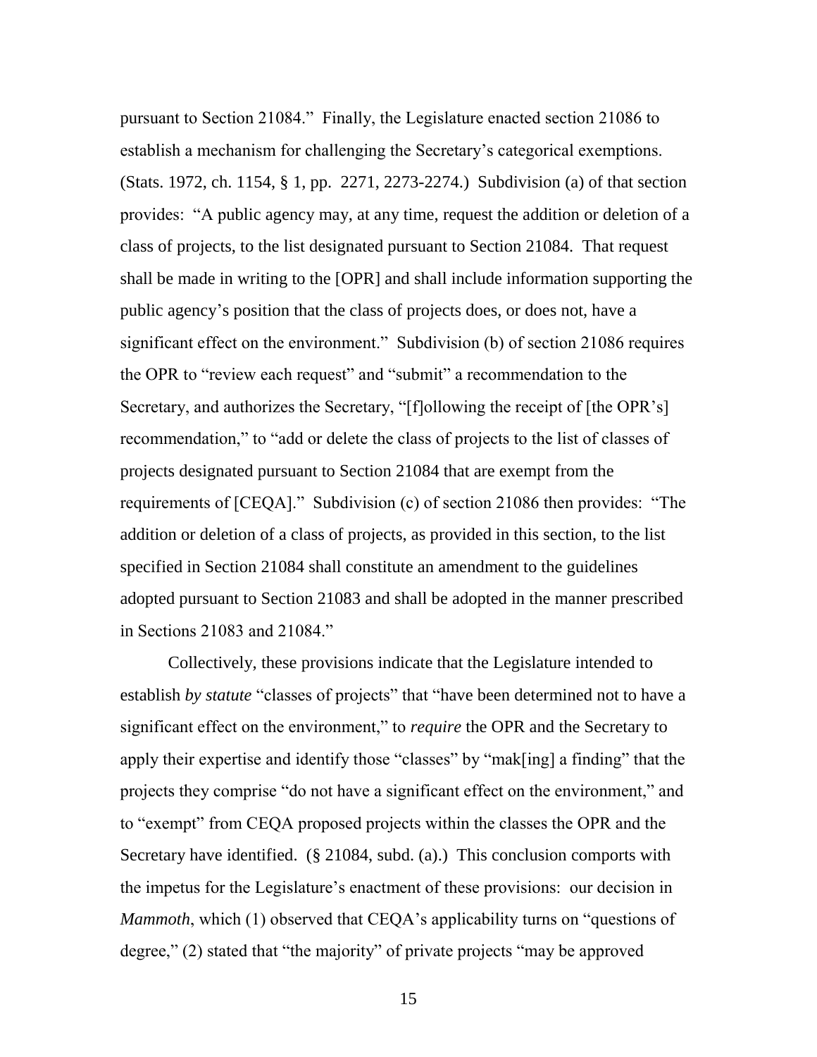pursuant to Section 21084." Finally, the Legislature enacted section 21086 to establish a mechanism for challenging the Secretary's categorical exemptions. (Stats. 1972, ch. 1154, § 1, pp. 2271, 2273-2274.) Subdivision (a) of that section provides: "A public agency may, at any time, request the addition or deletion of a class of projects, to the list designated pursuant to Section 21084. That request shall be made in writing to the [OPR] and shall include information supporting the public agency's position that the class of projects does, or does not, have a significant effect on the environment." Subdivision (b) of section 21086 requires the OPR to "review each request" and "submit" a recommendation to the Secretary, and authorizes the Secretary, "[f]ollowing the receipt of [the OPR's] recommendation," to "add or delete the class of projects to the list of classes of projects designated pursuant to Section 21084 that are exempt from the requirements of [CEQA]." Subdivision (c) of section 21086 then provides: "The addition or deletion of a class of projects, as provided in this section, to the list specified in Section 21084 shall constitute an amendment to the guidelines adopted pursuant to Section 21083 and shall be adopted in the manner prescribed in Sections 21083 and 21084."

Collectively, these provisions indicate that the Legislature intended to establish *by statute* "classes of projects" that "have been determined not to have a significant effect on the environment," to *require* the OPR and the Secretary to apply their expertise and identify those "classes" by "mak[ing] a finding" that the projects they comprise "do not have a significant effect on the environment," and to "exempt" from CEQA proposed projects within the classes the OPR and the Secretary have identified. (§ 21084, subd. (a).) This conclusion comports with the impetus for the Legislature's enactment of these provisions: our decision in *Mammoth*, which (1) observed that CEQA's applicability turns on "questions of degree," (2) stated that "the majority" of private projects "may be approved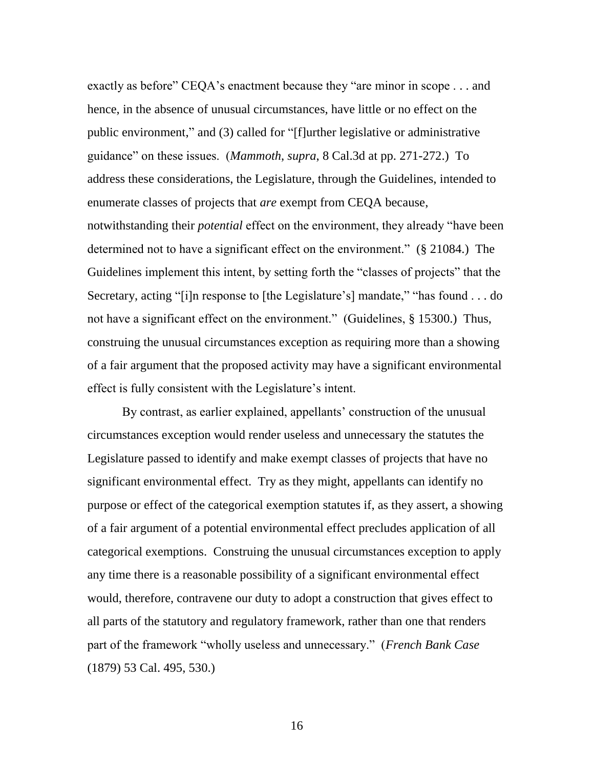exactly as before" CEQA's enactment because they "are minor in scope . . . and hence, in the absence of unusual circumstances, have little or no effect on the public environment," and (3) called for "[f]urther legislative or administrative guidance" on these issues. (*Mammoth*, *supra*, 8 Cal.3d at pp. 271-272.) To address these considerations, the Legislature, through the Guidelines, intended to enumerate classes of projects that *are* exempt from CEQA because, notwithstanding their *potential* effect on the environment, they already "have been determined not to have a significant effect on the environment." (§ 21084.) The Guidelines implement this intent, by setting forth the "classes of projects" that the Secretary, acting "[i]n response to [the Legislature's] mandate," "has found . . . do not have a significant effect on the environment." (Guidelines, § 15300.) Thus, construing the unusual circumstances exception as requiring more than a showing of a fair argument that the proposed activity may have a significant environmental effect is fully consistent with the Legislature's intent.

By contrast, as earlier explained, appellants' construction of the unusual circumstances exception would render useless and unnecessary the statutes the Legislature passed to identify and make exempt classes of projects that have no significant environmental effect. Try as they might, appellants can identify no purpose or effect of the categorical exemption statutes if, as they assert, a showing of a fair argument of a potential environmental effect precludes application of all categorical exemptions. Construing the unusual circumstances exception to apply any time there is a reasonable possibility of a significant environmental effect would, therefore, contravene our duty to adopt a construction that gives effect to all parts of the statutory and regulatory framework, rather than one that renders part of the framework "wholly useless and unnecessary." (*French Bank Case* (1879) 53 Cal. 495, 530.)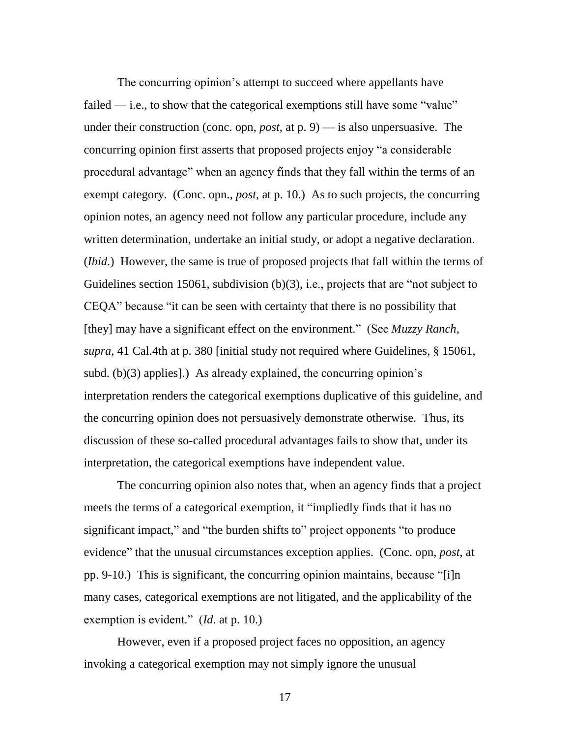The concurring opinion's attempt to succeed where appellants have failed — i.e., to show that the categorical exemptions still have some "value" under their construction (conc. opn, *post*, at p. 9) — is also unpersuasive. The concurring opinion first asserts that proposed projects enjoy "a considerable procedural advantage" when an agency finds that they fall within the terms of an exempt category. (Conc. opn., *post*, at p. 10.) As to such projects, the concurring opinion notes, an agency need not follow any particular procedure, include any written determination, undertake an initial study, or adopt a negative declaration. (*Ibid*.) However, the same is true of proposed projects that fall within the terms of Guidelines section 15061, subdivision (b)(3), i.e., projects that are "not subject to CEQA" because "it can be seen with certainty that there is no possibility that [they] may have a significant effect on the environment." (See *Muzzy Ranch*, *supra*, 41 Cal.4th at p. 380 [initial study not required where Guidelines, § 15061, subd. (b)(3) applies].) As already explained, the concurring opinion's interpretation renders the categorical exemptions duplicative of this guideline, and the concurring opinion does not persuasively demonstrate otherwise. Thus, its discussion of these so-called procedural advantages fails to show that, under its interpretation, the categorical exemptions have independent value.

The concurring opinion also notes that, when an agency finds that a project meets the terms of a categorical exemption, it "impliedly finds that it has no significant impact," and "the burden shifts to" project opponents "to produce evidence" that the unusual circumstances exception applies. (Conc. opn, *post*, at pp. 9-10.) This is significant, the concurring opinion maintains, because "[i]n many cases, categorical exemptions are not litigated, and the applicability of the exemption is evident." (*Id*. at p. 10.)

However, even if a proposed project faces no opposition, an agency invoking a categorical exemption may not simply ignore the unusual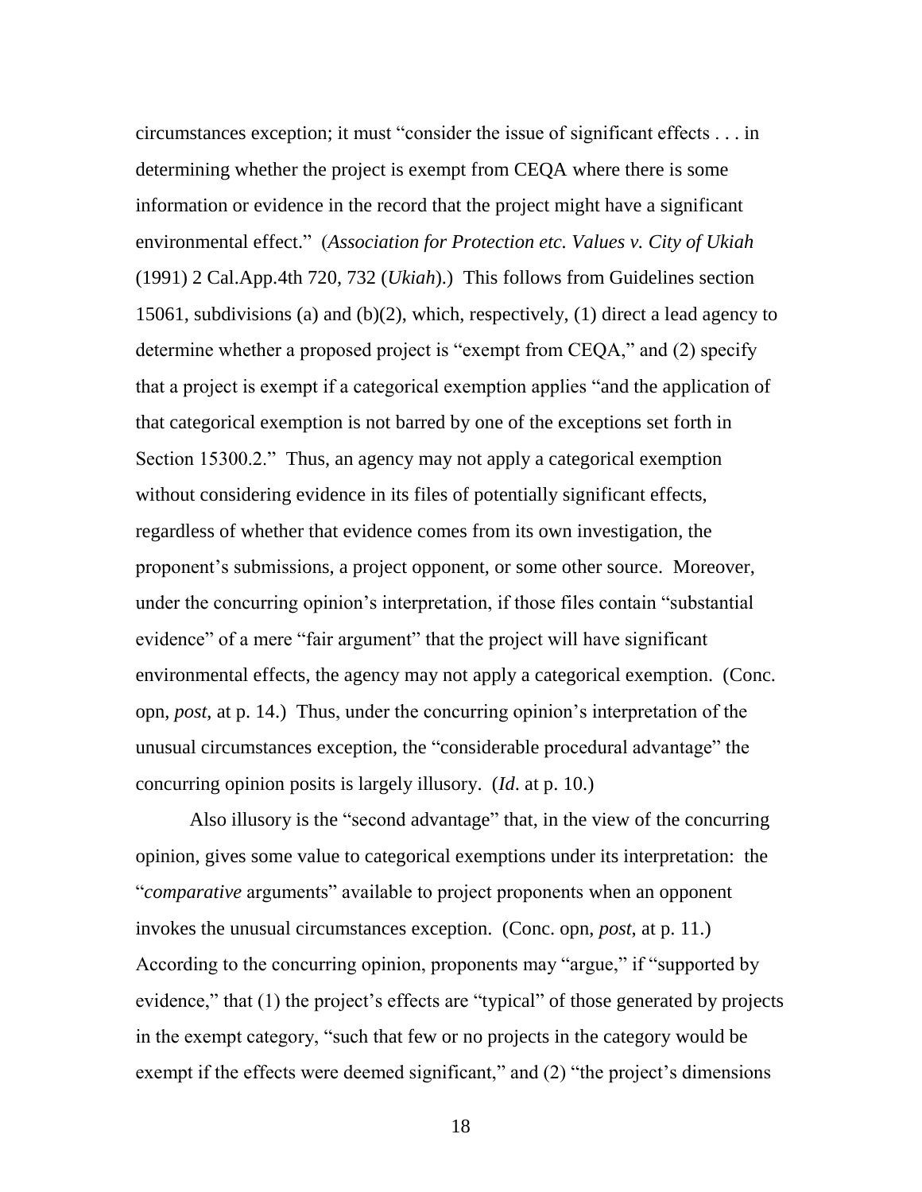circumstances exception; it must "consider the issue of significant effects . . . in determining whether the project is exempt from CEQA where there is some information or evidence in the record that the project might have a significant environmental effect." (*Association for Protection etc. Values v. City of Ukiah* (1991) 2 Cal.App.4th 720, 732 (*Ukiah*).) This follows from Guidelines section 15061, subdivisions (a) and (b)(2), which, respectively, (1) direct a lead agency to determine whether a proposed project is "exempt from CEQA," and (2) specify that a project is exempt if a categorical exemption applies "and the application of that categorical exemption is not barred by one of the exceptions set forth in Section 15300.2." Thus, an agency may not apply a categorical exemption without considering evidence in its files of potentially significant effects, regardless of whether that evidence comes from its own investigation, the proponent's submissions, a project opponent, or some other source. Moreover, under the concurring opinion's interpretation, if those files contain "substantial evidence" of a mere "fair argument" that the project will have significant environmental effects, the agency may not apply a categorical exemption. (Conc. opn, *post*, at p. 14.) Thus, under the concurring opinion's interpretation of the unusual circumstances exception, the "considerable procedural advantage" the concurring opinion posits is largely illusory. (*Id*. at p. 10.)

Also illusory is the "second advantage" that, in the view of the concurring opinion, gives some value to categorical exemptions under its interpretation: the "*comparative* arguments" available to project proponents when an opponent invokes the unusual circumstances exception. (Conc. opn, *post*, at p. 11.) According to the concurring opinion, proponents may "argue," if "supported by evidence," that (1) the project's effects are "typical" of those generated by projects in the exempt category, "such that few or no projects in the category would be exempt if the effects were deemed significant," and (2) "the project's dimensions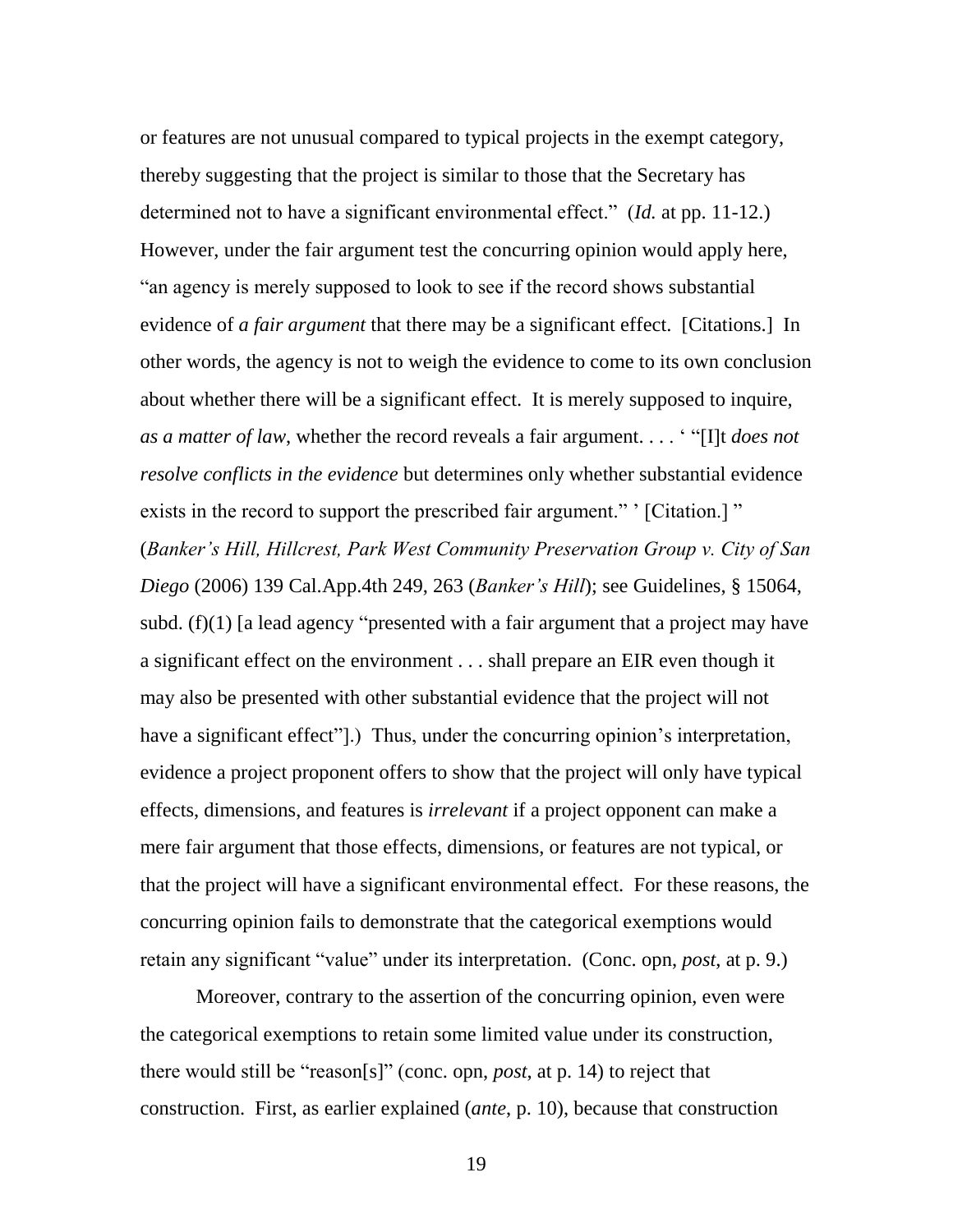or features are not unusual compared to typical projects in the exempt category, thereby suggesting that the project is similar to those that the Secretary has determined not to have a significant environmental effect." (*Id.* at pp. 11-12.) However, under the fair argument test the concurring opinion would apply here, "an agency is merely supposed to look to see if the record shows substantial evidence of *a fair argument* that there may be a significant effect. [Citations.] In other words, the agency is not to weigh the evidence to come to its own conclusion about whether there will be a significant effect. It is merely supposed to inquire, *as a matter of law*, whether the record reveals a fair argument. . . . ' "[I]t *does not resolve conflicts in the evidence* but determines only whether substantial evidence exists in the record to support the prescribed fair argument." ' [Citation.] " (*Banker's Hill, Hillcrest, Park West Community Preservation Group v. City of San Diego* (2006) 139 Cal.App.4th 249, 263 (*Banker's Hill*); see Guidelines, § 15064, subd. (f)(1) [a lead agency "presented with a fair argument that a project may have a significant effect on the environment . . . shall prepare an EIR even though it may also be presented with other substantial evidence that the project will not have a significant effect"].) Thus, under the concurring opinion's interpretation, evidence a project proponent offers to show that the project will only have typical effects, dimensions, and features is *irrelevant* if a project opponent can make a mere fair argument that those effects, dimensions, or features are not typical, or that the project will have a significant environmental effect. For these reasons, the concurring opinion fails to demonstrate that the categorical exemptions would retain any significant "value" under its interpretation. (Conc. opn, *post*, at p. 9.)

Moreover, contrary to the assertion of the concurring opinion, even were the categorical exemptions to retain some limited value under its construction, there would still be "reason[s]" (conc. opn, *post*, at p. 14) to reject that construction. First, as earlier explained (*ante*, p. 10), because that construction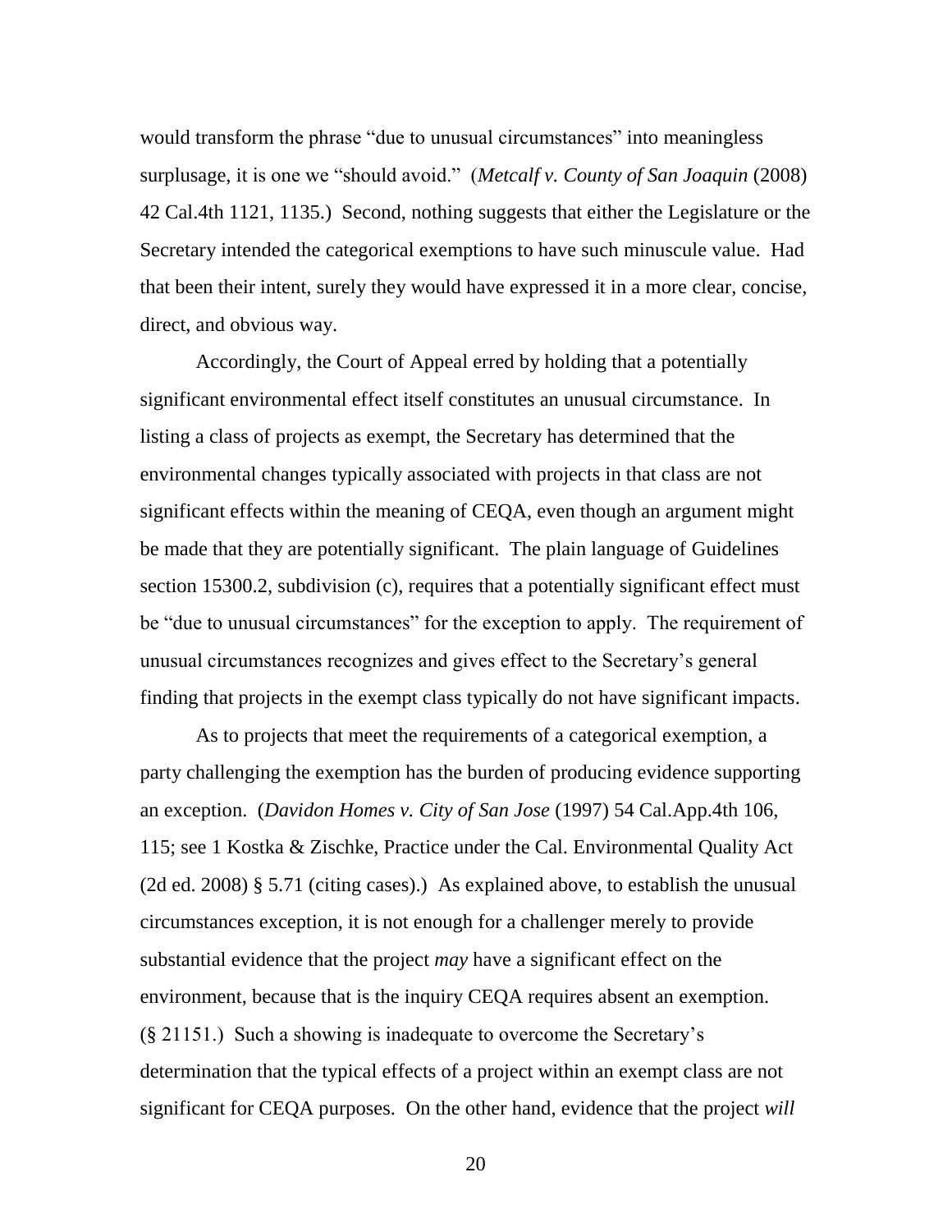would transform the phrase "due to unusual circumstances" into meaningless surplusage, it is one we "should avoid." (*Metcalf v. County of San Joaquin* (2008) 42 Cal.4th 1121, 1135.) Second, nothing suggests that either the Legislature or the Secretary intended the categorical exemptions to have such minuscule value. Had that been their intent, surely they would have expressed it in a more clear, concise, direct, and obvious way.

Accordingly, the Court of Appeal erred by holding that a potentially significant environmental effect itself constitutes an unusual circumstance. In listing a class of projects as exempt, the Secretary has determined that the environmental changes typically associated with projects in that class are not significant effects within the meaning of CEQA, even though an argument might be made that they are potentially significant. The plain language of Guidelines section 15300.2, subdivision (c), requires that a potentially significant effect must be "due to unusual circumstances" for the exception to apply. The requirement of unusual circumstances recognizes and gives effect to the Secretary's general finding that projects in the exempt class typically do not have significant impacts.

As to projects that meet the requirements of a categorical exemption, a party challenging the exemption has the burden of producing evidence supporting an exception. (*Davidon Homes v. City of San Jose* (1997) 54 Cal.App.4th 106, 115; see 1 Kostka & Zischke, Practice under the Cal. Environmental Quality Act (2d ed. 2008) § 5.71 (citing cases).) As explained above, to establish the unusual circumstances exception, it is not enough for a challenger merely to provide substantial evidence that the project *may* have a significant effect on the environment, because that is the inquiry CEQA requires absent an exemption. (§ 21151.) Such a showing is inadequate to overcome the Secretary's determination that the typical effects of a project within an exempt class are not significant for CEQA purposes. On the other hand, evidence that the project *will*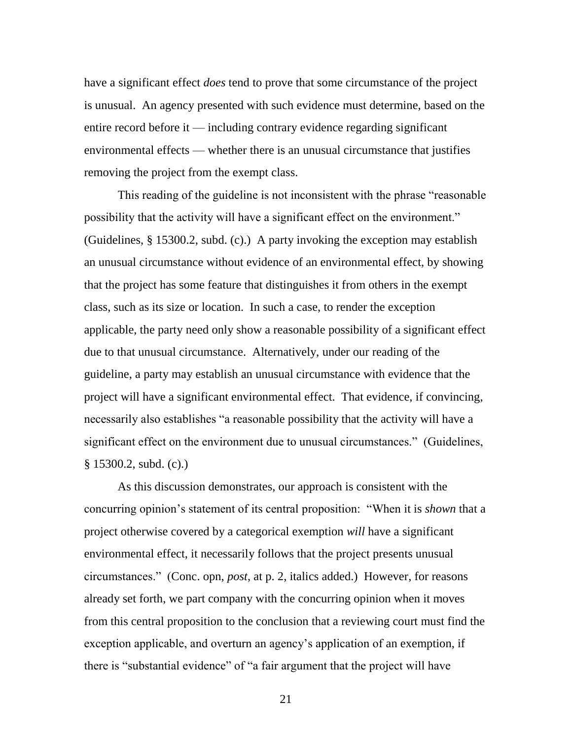have a significant effect *does* tend to prove that some circumstance of the project is unusual. An agency presented with such evidence must determine, based on the entire record before it — including contrary evidence regarding significant environmental effects — whether there is an unusual circumstance that justifies removing the project from the exempt class.

This reading of the guideline is not inconsistent with the phrase "reasonable possibility that the activity will have a significant effect on the environment." (Guidelines, § 15300.2, subd. (c).) A party invoking the exception may establish an unusual circumstance without evidence of an environmental effect, by showing that the project has some feature that distinguishes it from others in the exempt class, such as its size or location. In such a case, to render the exception applicable, the party need only show a reasonable possibility of a significant effect due to that unusual circumstance. Alternatively, under our reading of the guideline, a party may establish an unusual circumstance with evidence that the project will have a significant environmental effect. That evidence, if convincing, necessarily also establishes "a reasonable possibility that the activity will have a significant effect on the environment due to unusual circumstances." (Guidelines, § 15300.2, subd. (c).)

As this discussion demonstrates, our approach is consistent with the concurring opinion's statement of its central proposition: "When it is *shown* that a project otherwise covered by a categorical exemption *will* have a significant environmental effect, it necessarily follows that the project presents unusual circumstances." (Conc. opn, *post*, at p. 2, italics added.) However, for reasons already set forth, we part company with the concurring opinion when it moves from this central proposition to the conclusion that a reviewing court must find the exception applicable, and overturn an agency's application of an exemption, if there is "substantial evidence" of "a fair argument that the project will have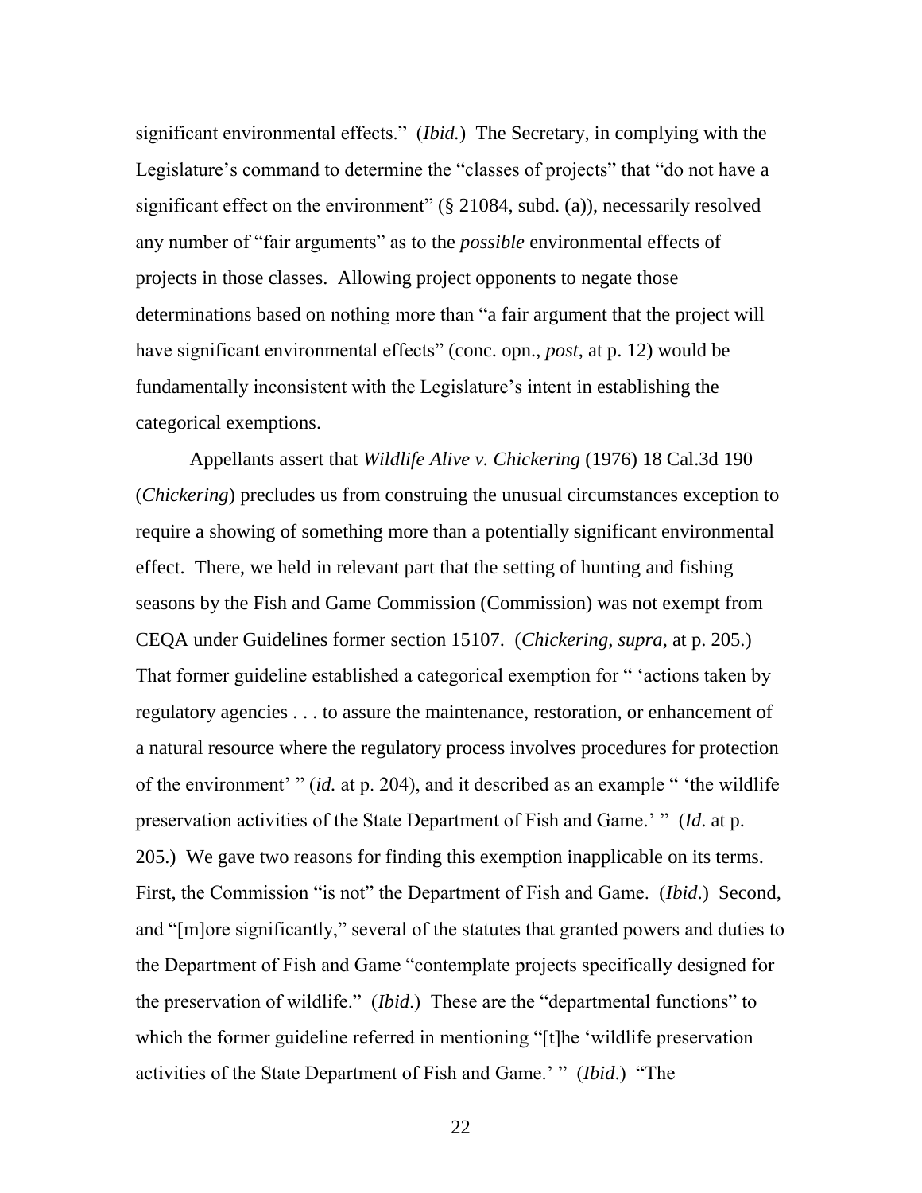significant environmental effects." (*Ibid.*) The Secretary, in complying with the Legislature's command to determine the "classes of projects" that "do not have a significant effect on the environment" (§ 21084, subd. (a)), necessarily resolved any number of "fair arguments" as to the *possible* environmental effects of projects in those classes. Allowing project opponents to negate those determinations based on nothing more than "a fair argument that the project will have significant environmental effects" (conc. opn., *post*, at p. 12) would be fundamentally inconsistent with the Legislature's intent in establishing the categorical exemptions.

Appellants assert that *Wildlife Alive v. Chickering* (1976) 18 Cal.3d 190 (*Chickering*) precludes us from construing the unusual circumstances exception to require a showing of something more than a potentially significant environmental effect. There, we held in relevant part that the setting of hunting and fishing seasons by the Fish and Game Commission (Commission) was not exempt from CEQA under Guidelines former section 15107. (*Chickering*, *supra*, at p. 205.) That former guideline established a categorical exemption for " 'actions taken by regulatory agencies . . . to assure the maintenance, restoration, or enhancement of a natural resource where the regulatory process involves procedures for protection of the environment' " (*id.* at p. 204), and it described as an example " 'the wildlife preservation activities of the State Department of Fish and Game.' " (*Id*. at p. 205.) We gave two reasons for finding this exemption inapplicable on its terms. First, the Commission "is not" the Department of Fish and Game. (*Ibid*.) Second, and "[m]ore significantly," several of the statutes that granted powers and duties to the Department of Fish and Game "contemplate projects specifically designed for the preservation of wildlife." (*Ibid*.) These are the "departmental functions" to which the former guideline referred in mentioning "[t]he 'wildlife preservation activities of the State Department of Fish and Game.' " (*Ibid*.) "The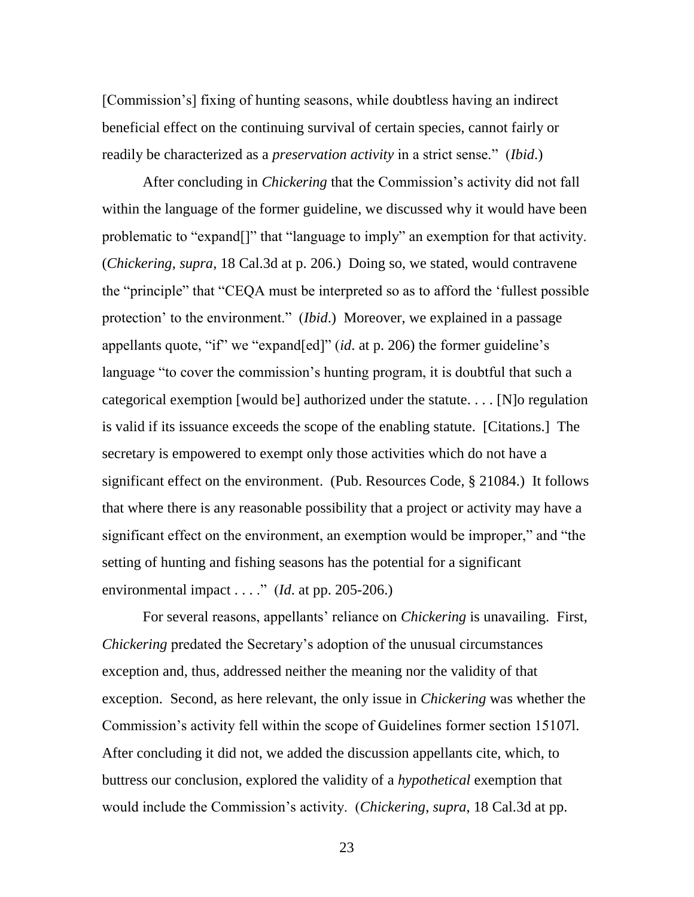[Commission's] fixing of hunting seasons, while doubtless having an indirect beneficial effect on the continuing survival of certain species, cannot fairly or readily be characterized as a *preservation activity* in a strict sense." (*Ibid*.)

After concluding in *Chickering* that the Commission's activity did not fall within the language of the former guideline, we discussed why it would have been problematic to "expand[]" that "language to imply" an exemption for that activity. (*Chickering, supra,* 18 Cal.3d at p. 206.) Doing so, we stated, would contravene the "principle" that "CEQA must be interpreted so as to afford the 'fullest possible protection' to the environment." (*Ibid*.) Moreover, we explained in a passage appellants quote, "if" we "expand[ed]" (*id.* at p. 206) the former guideline's language "to cover the commission's hunting program, it is doubtful that such a categorical exemption [would be] authorized under the statute. . . . [N]o regulation is valid if its issuance exceeds the scope of the enabling statute. [Citations.] The secretary is empowered to exempt only those activities which do not have a significant effect on the environment. (Pub. Resources Code, § 21084.) It follows that where there is any reasonable possibility that a project or activity may have a significant effect on the environment, an exemption would be improper," and "the setting of hunting and fishing seasons has the potential for a significant environmental impact . . . ." (*Id*. at pp. 205-206.)

For several reasons, appellants' reliance on *Chickering* is unavailing. First, *Chickering* predated the Secretary's adoption of the unusual circumstances exception and, thus, addressed neither the meaning nor the validity of that exception. Second, as here relevant, the only issue in *Chickering* was whether the Commission's activity fell within the scope of Guidelines former section 15107l. After concluding it did not, we added the discussion appellants cite, which, to buttress our conclusion, explored the validity of a *hypothetical* exemption that would include the Commission's activity. (*Chickering, supra*, 18 Cal.3d at pp.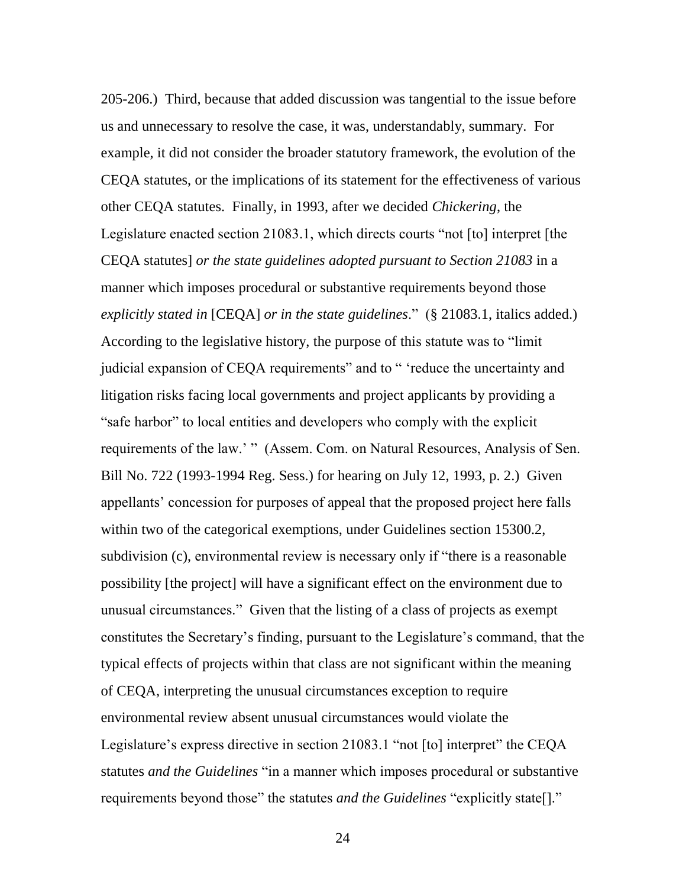205-206.) Third, because that added discussion was tangential to the issue before us and unnecessary to resolve the case, it was, understandably, summary. For example, it did not consider the broader statutory framework, the evolution of the CEQA statutes, or the implications of its statement for the effectiveness of various other CEQA statutes. Finally, in 1993, after we decided *Chickering*, the Legislature enacted section 21083.1, which directs courts "not [to] interpret [the CEQA statutes] *or the state guidelines adopted pursuant to Section 21083* in a manner which imposes procedural or substantive requirements beyond those *explicitly stated in* [CEQA] *or in the state guidelines*." (§ 21083.1, italics added.) According to the legislative history, the purpose of this statute was to "limit judicial expansion of CEQA requirements" and to " 'reduce the uncertainty and litigation risks facing local governments and project applicants by providing a "safe harbor" to local entities and developers who comply with the explicit requirements of the law.' " (Assem. Com. on Natural Resources, Analysis of Sen. Bill No. 722 (1993-1994 Reg. Sess.) for hearing on July 12, 1993, p. 2.) Given appellants' concession for purposes of appeal that the proposed project here falls within two of the categorical exemptions, under Guidelines section 15300.2, subdivision (c), environmental review is necessary only if "there is a reasonable possibility [the project] will have a significant effect on the environment due to unusual circumstances." Given that the listing of a class of projects as exempt constitutes the Secretary's finding, pursuant to the Legislature's command, that the typical effects of projects within that class are not significant within the meaning of CEQA, interpreting the unusual circumstances exception to require environmental review absent unusual circumstances would violate the Legislature's express directive in section 21083.1 "not [to] interpret" the CEQA statutes *and the Guidelines* "in a manner which imposes procedural or substantive requirements beyond those" the statutes *and the Guidelines* "explicitly state[]."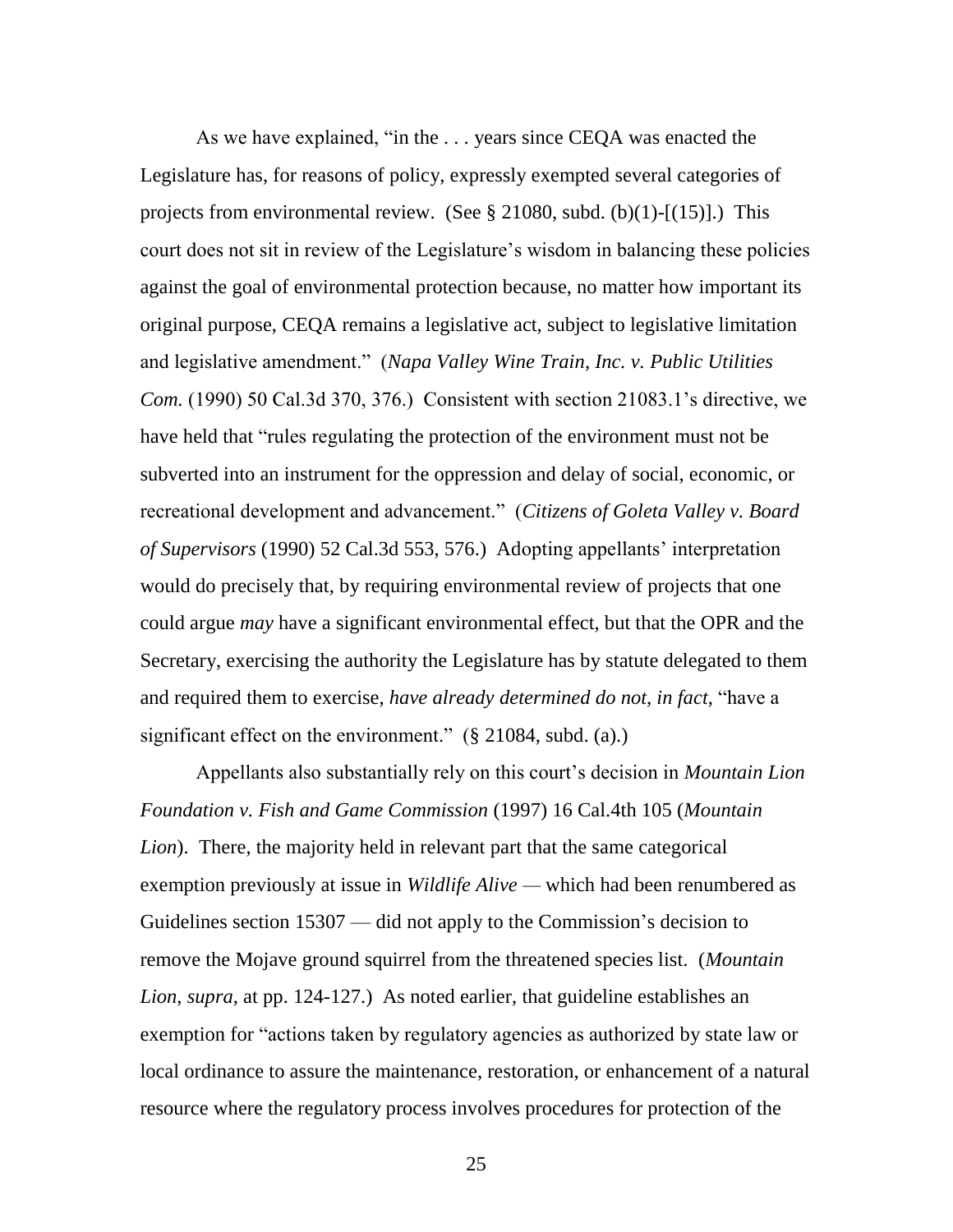As we have explained, "in the . . . years since CEQA was enacted the Legislature has, for reasons of policy, expressly exempted several categories of projects from environmental review. (See § 21080, subd. (b)(1)-[(15)].) This court does not sit in review of the Legislature's wisdom in balancing these policies against the goal of environmental protection because, no matter how important its original purpose, CEQA remains a legislative act, subject to legislative limitation and legislative amendment." (*Napa Valley Wine Train, Inc. v. Public Utilities Com.* (1990) 50 Cal.3d 370, 376.) Consistent with section 21083.1's directive, we have held that "rules regulating the protection of the environment must not be subverted into an instrument for the oppression and delay of social, economic, or recreational development and advancement." (*Citizens of Goleta Valley v. Board of Supervisors* (1990) 52 Cal.3d 553, 576.) Adopting appellants' interpretation would do precisely that, by requiring environmental review of projects that one could argue *may* have a significant environmental effect, but that the OPR and the Secretary, exercising the authority the Legislature has by statute delegated to them and required them to exercise, *have already determined do not, in fact,* "have a significant effect on the environment." (§ 21084, subd. (a).)

Appellants also substantially rely on this court's decision in *Mountain Lion Foundation v. Fish and Game Commission* (1997) 16 Cal.4th 105 (*Mountain Lion*). There, the majority held in relevant part that the same categorical exemption previously at issue in *Wildlife Alive* — which had been renumbered as Guidelines section 15307 — did not apply to the Commission's decision to remove the Mojave ground squirrel from the threatened species list. (*Mountain Lion*, *supra*, at pp. 124-127.) As noted earlier, that guideline establishes an exemption for "actions taken by regulatory agencies as authorized by state law or local ordinance to assure the maintenance, restoration, or enhancement of a natural resource where the regulatory process involves procedures for protection of the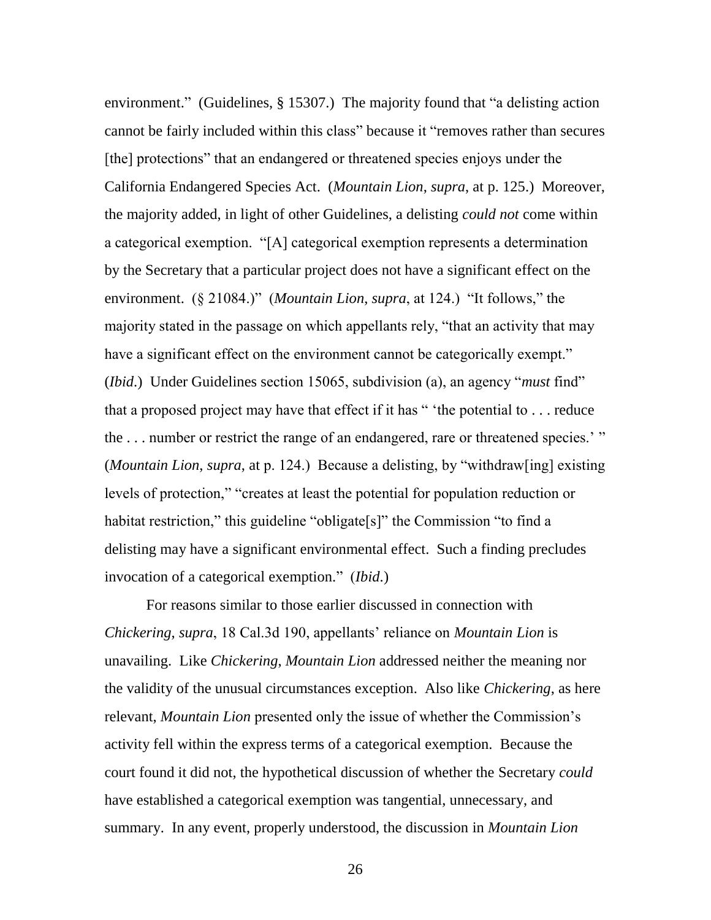environment." (Guidelines, § 15307.) The majority found that "a delisting action cannot be fairly included within this class" because it "removes rather than secures [the] protections" that an endangered or threatened species enjoys under the California Endangered Species Act. (*Mountain Lion*, *supra*, at p. 125.) Moreover, the majority added, in light of other Guidelines, a delisting *could not* come within a categorical exemption. "[A] categorical exemption represents a determination by the Secretary that a particular project does not have a significant effect on the environment. (§ 21084.)" (*Mountain Lion*, *supra*, at 124.) "It follows," the majority stated in the passage on which appellants rely, "that an activity that may have a significant effect on the environment cannot be categorically exempt." (*Ibid*.) Under Guidelines section 15065, subdivision (a), an agency "*must* find" that a proposed project may have that effect if it has " 'the potential to . . . reduce the . . . number or restrict the range of an endangered, rare or threatened species.' " (*Mountain Lion*, *supra*, at p. 124.) Because a delisting, by "withdraw[ing] existing levels of protection," "creates at least the potential for population reduction or habitat restriction," this guideline "obligate[s]" the Commission "to find a delisting may have a significant environmental effect. Such a finding precludes invocation of a categorical exemption." (*Ibid*.)

For reasons similar to those earlier discussed in connection with *Chickering*, *supra*, 18 Cal.3d 190, appellants' reliance on *Mountain Lion* is unavailing. Like *Chickering*, *Mountain Lion* addressed neither the meaning nor the validity of the unusual circumstances exception. Also like *Chickering*, as here relevant, *Mountain Lion* presented only the issue of whether the Commission's activity fell within the express terms of a categorical exemption. Because the court found it did not, the hypothetical discussion of whether the Secretary *could* have established a categorical exemption was tangential, unnecessary, and summary. In any event, properly understood, the discussion in *Mountain Lion*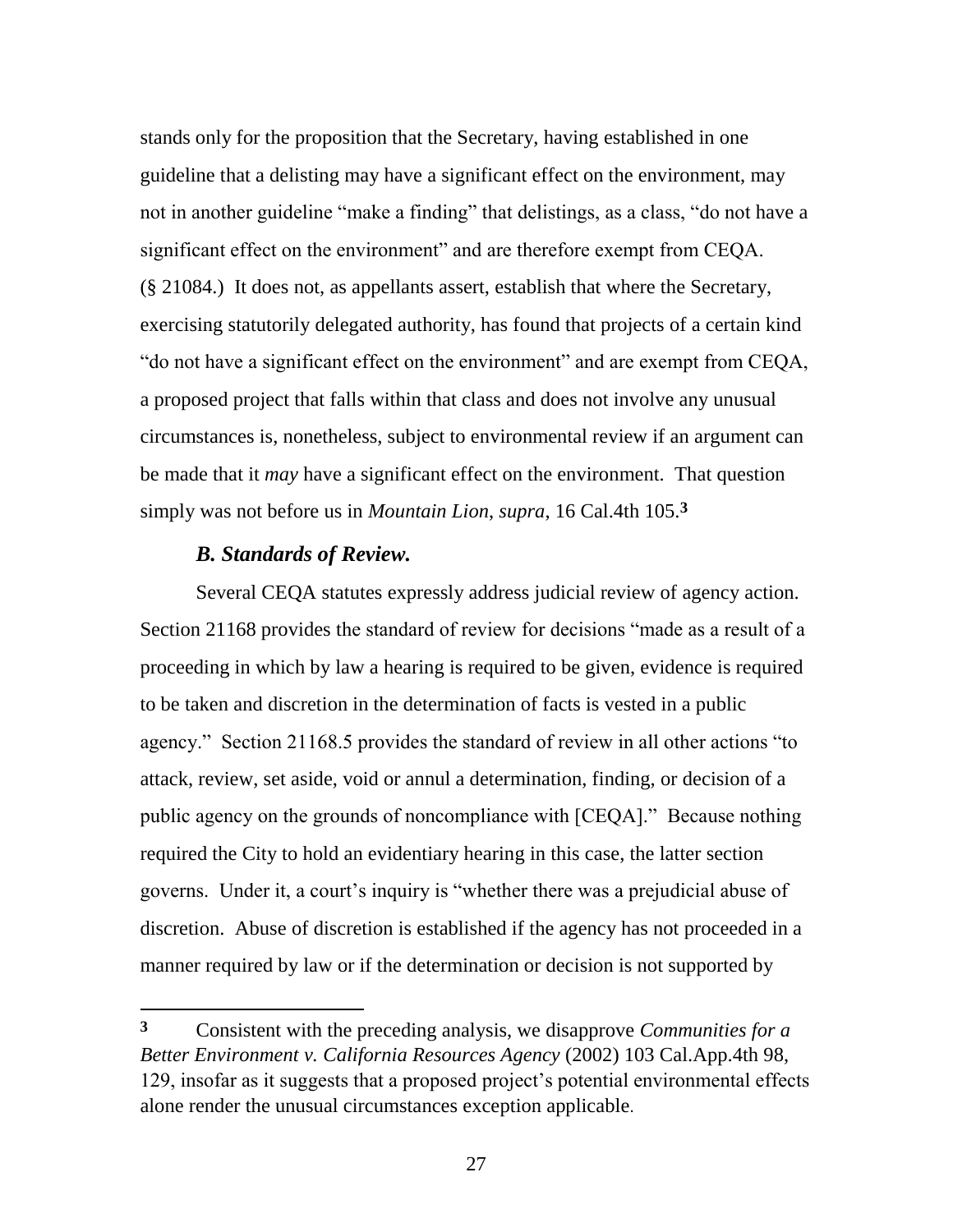stands only for the proposition that the Secretary, having established in one guideline that a delisting may have a significant effect on the environment, may not in another guideline "make a finding" that delistings, as a class, "do not have a significant effect on the environment" and are therefore exempt from CEQA. (§ 21084.) It does not, as appellants assert, establish that where the Secretary, exercising statutorily delegated authority, has found that projects of a certain kind "do not have a significant effect on the environment" and are exempt from CEQA, a proposed project that falls within that class and does not involve any unusual circumstances is, nonetheless, subject to environmental review if an argument can be made that it *may* have a significant effect on the environment. That question simply was not before us in *Mountain Lion*, *supra*, 16 Cal.4th 105.[3]

### *B. Standards of Review.*

Several CEQA statutes expressly address judicial review of agency action. Section 21168 provides the standard of review for decisions "made as a result of a proceeding in which by law a hearing is required to be given, evidence is required to be taken and discretion in the determination of facts is vested in a public agency." Section 21168.5 provides the standard of review in all other actions "to attack, review, set aside, void or annul a determination, finding, or decision of a public agency on the grounds of noncompliance with [CEQA]." Because nothing required the City to hold an evidentiary hearing in this case, the latter section governs. Under it, a court's inquiry is "whether there was a prejudicial abuse of discretion. Abuse of discretion is established if the agency has not proceeded in a manner required by law or if the determination or decision is not supported by

---

**3** Consistent with the preceding analysis, we disapprove *Communities for a Better Environment v. California Resources Agency* (2002) 103 Cal.App.4th 98, 129, insofar as it suggests that a proposed project's potential environmental effects alone render the unusual circumstances exception applicable.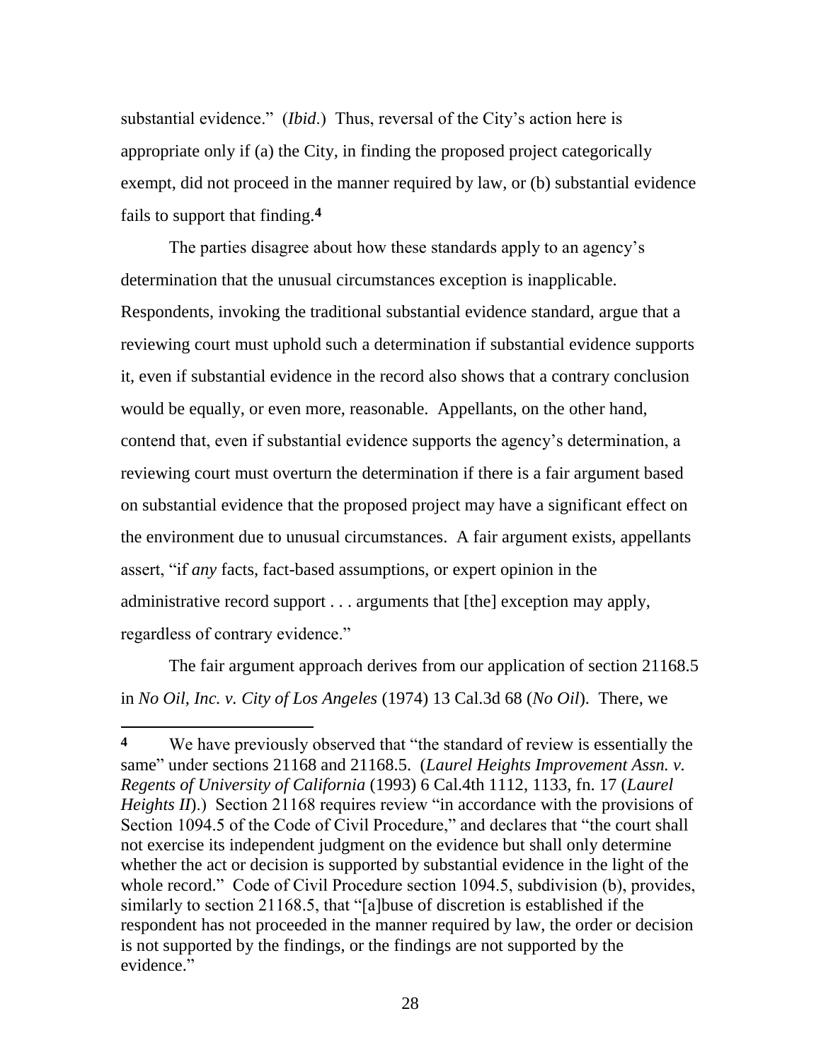substantial evidence." (*Ibid*.) Thus, reversal of the City's action here is appropriate only if (a) the City, in finding the proposed project categorically exempt, did not proceed in the manner required by law, or (b) substantial evidence fails to support that finding.[4]

The parties disagree about how these standards apply to an agency's determination that the unusual circumstances exception is inapplicable. Respondents, invoking the traditional substantial evidence standard, argue that a reviewing court must uphold such a determination if substantial evidence supports it, even if substantial evidence in the record also shows that a contrary conclusion would be equally, or even more, reasonable. Appellants, on the other hand, contend that, even if substantial evidence supports the agency's determination, a reviewing court must overturn the determination if there is a fair argument based on substantial evidence that the proposed project may have a significant effect on the environment due to unusual circumstances. A fair argument exists, appellants assert, "if *any* facts, fact-based assumptions, or expert opinion in the administrative record support . . . arguments that [the] exception may apply, regardless of contrary evidence."

The fair argument approach derives from our application of section 21168.5 in *No Oil, Inc. v. City of Los Angeles* (1974) 13 Cal.3d 68 (*No Oil*). There, we

---

**4** We have previously observed that "the standard of review is essentially the same" under sections 21168 and 21168.5. (*Laurel Heights Improvement Assn. v. Regents of University of California* (1993) 6 Cal.4th 1112, 1133, fn. 17 (*Laurel Heights II*).) Section 21168 requires review "in accordance with the provisions of Section 1094.5 of the Code of Civil Procedure," and declares that "the court shall not exercise its independent judgment on the evidence but shall only determine whether the act or decision is supported by substantial evidence in the light of the whole record." Code of Civil Procedure section 1094.5, subdivision (b), provides, similarly to section 21168.5, that "[a]buse of discretion is established if the respondent has not proceeded in the manner required by law, the order or decision is not supported by the findings, or the findings are not supported by the evidence."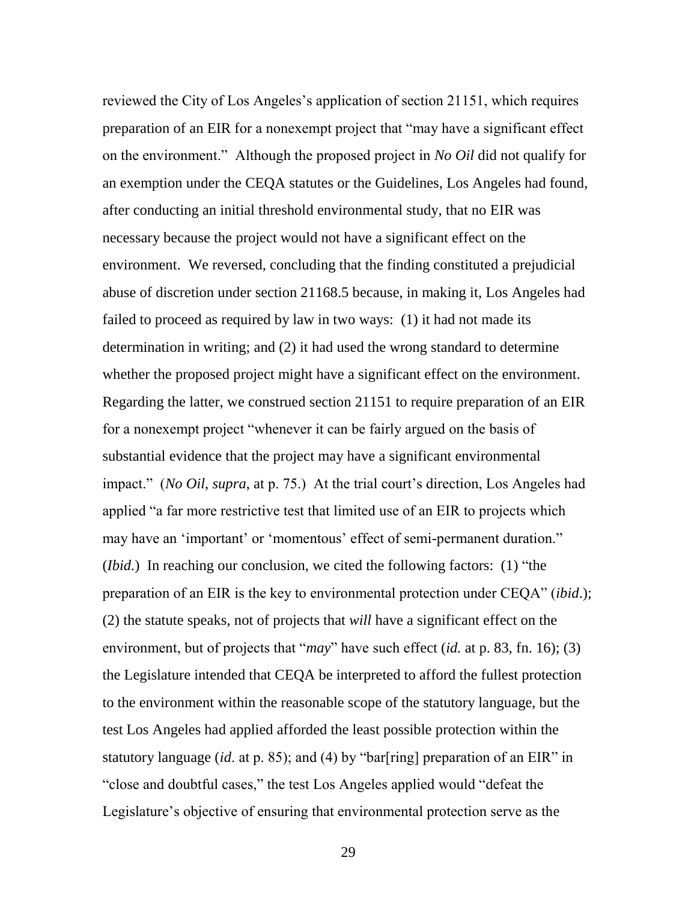reviewed the City of Los Angeles's application of section 21151, which requires preparation of an EIR for a nonexempt project that "may have a significant effect on the environment." Although the proposed project in *No Oil* did not qualify for an exemption under the CEQA statutes or the Guidelines, Los Angeles had found, after conducting an initial threshold environmental study, that no EIR was necessary because the project would not have a significant effect on the environment. We reversed, concluding that the finding constituted a prejudicial abuse of discretion under section 21168.5 because, in making it, Los Angeles had failed to proceed as required by law in two ways: (1) it had not made its determination in writing; and (2) it had used the wrong standard to determine whether the proposed project might have a significant effect on the environment. Regarding the latter, we construed section 21151 to require preparation of an EIR for a nonexempt project "whenever it can be fairly argued on the basis of substantial evidence that the project may have a significant environmental impact." (*No Oil*, *supra*, at p. 75.) At the trial court's direction, Los Angeles had applied "a far more restrictive test that limited use of an EIR to projects which may have an 'important' or 'momentous' effect of semi-permanent duration." (*Ibid.*) In reaching our conclusion, we cited the following factors: (1) "the preparation of an EIR is the key to environmental protection under CEQA" (*ibid*.); (2) the statute speaks, not of projects that *will* have a significant effect on the environment, but of projects that "*may*" have such effect (*id.* at p. 83, fn. 16); (3) the Legislature intended that CEQA be interpreted to afford the fullest protection to the environment within the reasonable scope of the statutory language, but the test Los Angeles had applied afforded the least possible protection within the statutory language (*id*. at p. 85); and (4) by "bar[ring] preparation of an EIR" in "close and doubtful cases," the test Los Angeles applied would "defeat the Legislature's objective of ensuring that environmental protection serve as the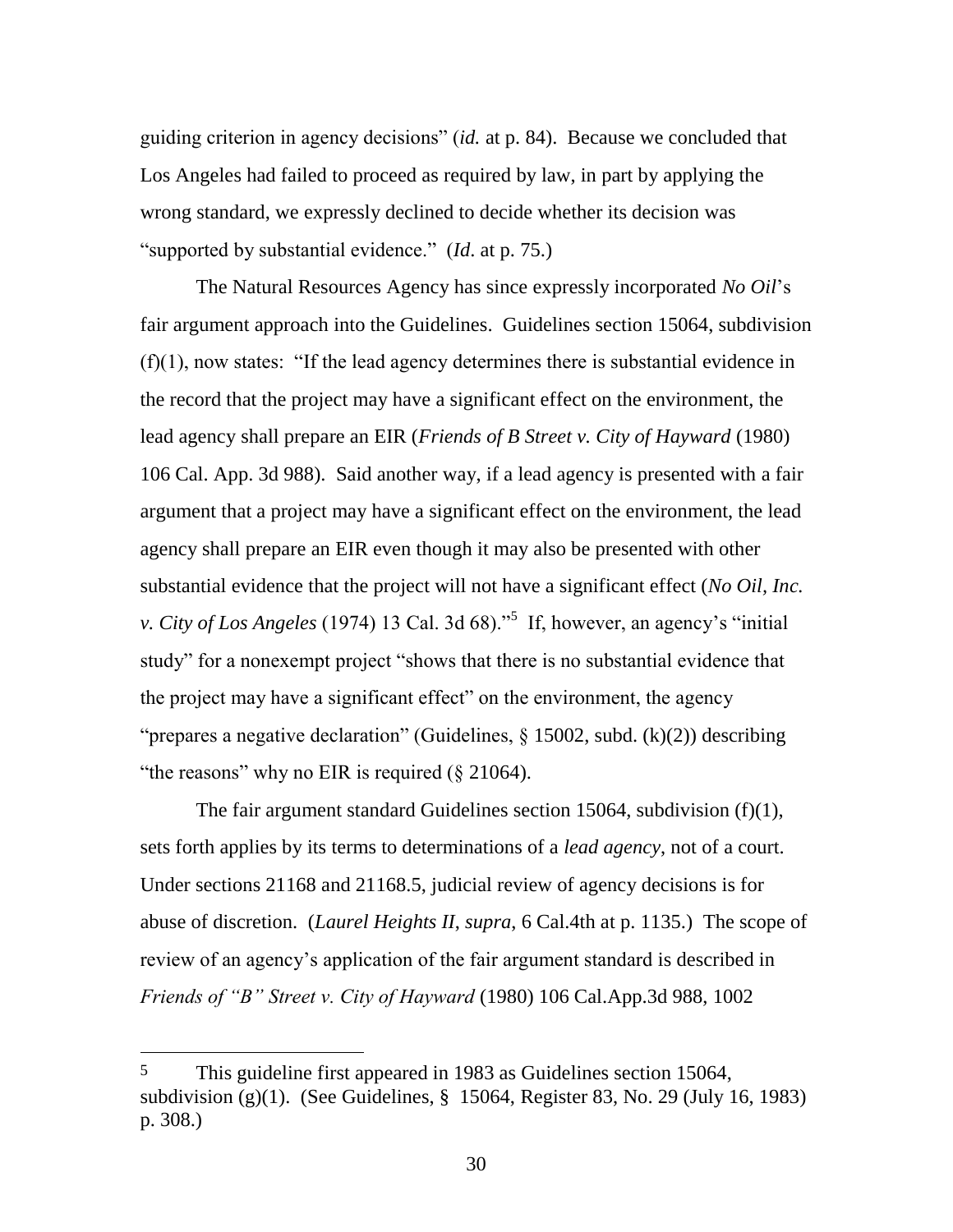guiding criterion in agency decisions" (*id.* at p. 84). Because we concluded that Los Angeles had failed to proceed as required by law, in part by applying the wrong standard, we expressly declined to decide whether its decision was "supported by substantial evidence." (*Id*. at p. 75.)

The Natural Resources Agency has since expressly incorporated *No Oil*'s fair argument approach into the Guidelines. Guidelines section 15064, subdivision (f)(1), now states: "If the lead agency determines there is substantial evidence in the record that the project may have a significant effect on the environment, the lead agency shall prepare an EIR (*Friends of B Street v. City of Hayward* (1980) 106 Cal. App. 3d 988). Said another way, if a lead agency is presented with a fair argument that a project may have a significant effect on the environment, the lead agency shall prepare an EIR even though it may also be presented with other substantial evidence that the project will not have a significant effect (*No Oil, Inc. v. City of Los Angeles* (1974) 13 Cal. 3d 68)."[5] If, however, an agency's "initial study" for a nonexempt project "shows that there is no substantial evidence that the project may have a significant effect" on the environment, the agency "prepares a negative declaration" (Guidelines, § 15002, subd. (k)(2)) describing "the reasons" why no EIR is required (§ 21064).

The fair argument standard Guidelines section 15064, subdivision (f)(1), sets forth applies by its terms to determinations of a *lead agency*, not of a court. Under sections 21168 and 21168.5, judicial review of agency decisions is for abuse of discretion. (*Laurel Heights II*, *supra*, 6 Cal.4th at p. 1135.) The scope of review of an agency's application of the fair argument standard is described in *Friends of "B" Street v. City of Hayward* (1980) 106 Cal.App.3d 988, 1002

---

[5] This guideline first appeared in 1983 as Guidelines section 15064, subdivision (g)(1). (See Guidelines, § 15064, Register 83, No. 29 (July 16, 1983) p. 308.)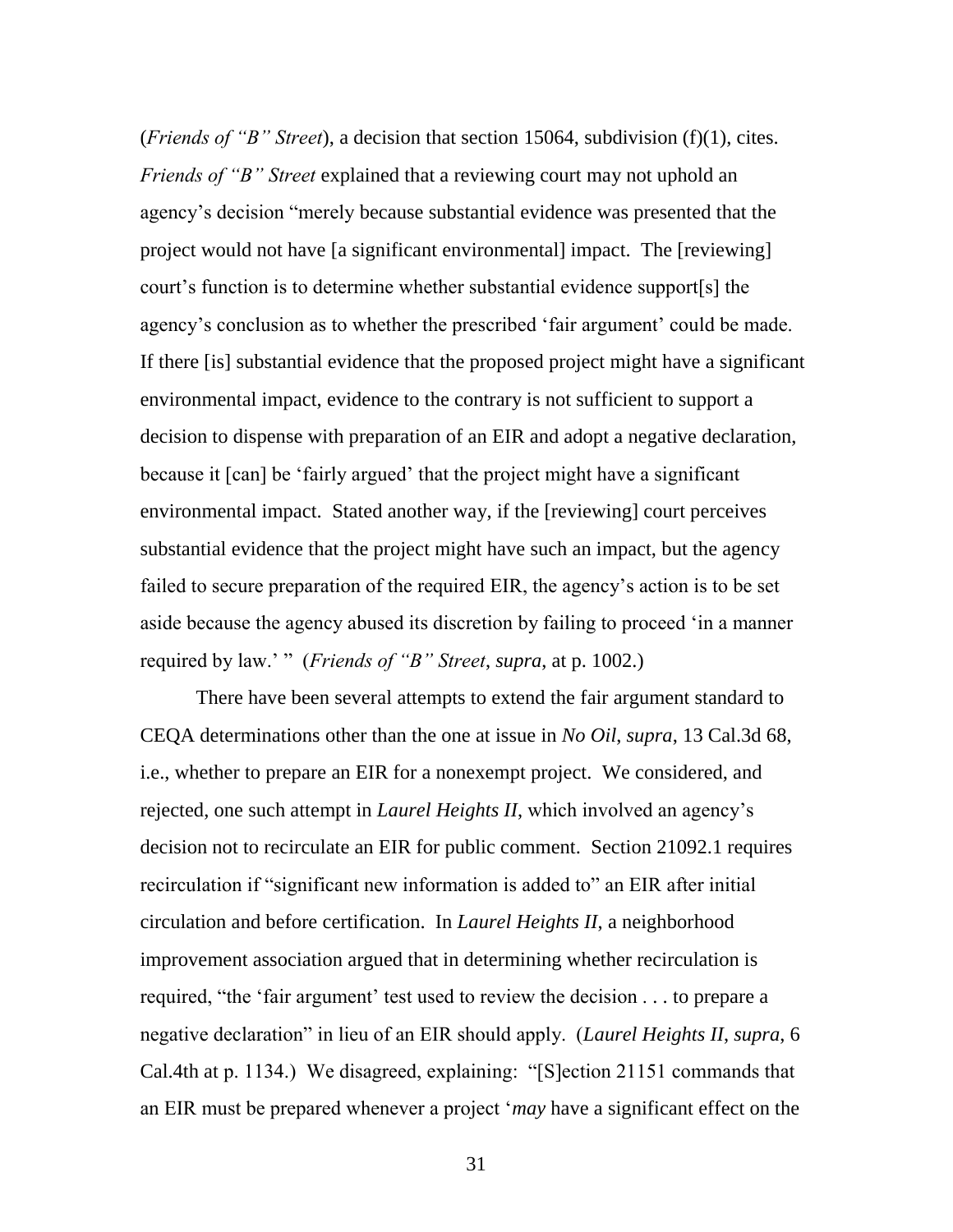(*Friends of "B" Street*), a decision that section 15064, subdivision (f)(1), cites. *Friends of "B" Street* explained that a reviewing court may not uphold an agency's decision "merely because substantial evidence was presented that the project would not have [a significant environmental] impact. The [reviewing] court's function is to determine whether substantial evidence support[s] the agency's conclusion as to whether the prescribed 'fair argument' could be made. If there [is] substantial evidence that the proposed project might have a significant environmental impact, evidence to the contrary is not sufficient to support a decision to dispense with preparation of an EIR and adopt a negative declaration, because it [can] be 'fairly argued' that the project might have a significant environmental impact. Stated another way, if the [reviewing] court perceives substantial evidence that the project might have such an impact, but the agency failed to secure preparation of the required EIR, the agency's action is to be set aside because the agency abused its discretion by failing to proceed 'in a manner required by law.' " (*Friends of "B" Street*, *supra*, at p. 1002.)

There have been several attempts to extend the fair argument standard to CEQA determinations other than the one at issue in *No Oil*, *supra*, 13 Cal.3d 68, i.e., whether to prepare an EIR for a nonexempt project. We considered, and rejected, one such attempt in *Laurel Heights II*, which involved an agency's decision not to recirculate an EIR for public comment. Section 21092.1 requires recirculation if "significant new information is added to" an EIR after initial circulation and before certification. In *Laurel Heights II*, a neighborhood improvement association argued that in determining whether recirculation is required, "the 'fair argument' test used to review the decision . . . to prepare a negative declaration" in lieu of an EIR should apply. (*Laurel Heights II*, *supra*, 6 Cal.4th at p. 1134.) We disagreed, explaining: "[S]ection 21151 commands that an EIR must be prepared whenever a project '*may* have a significant effect on the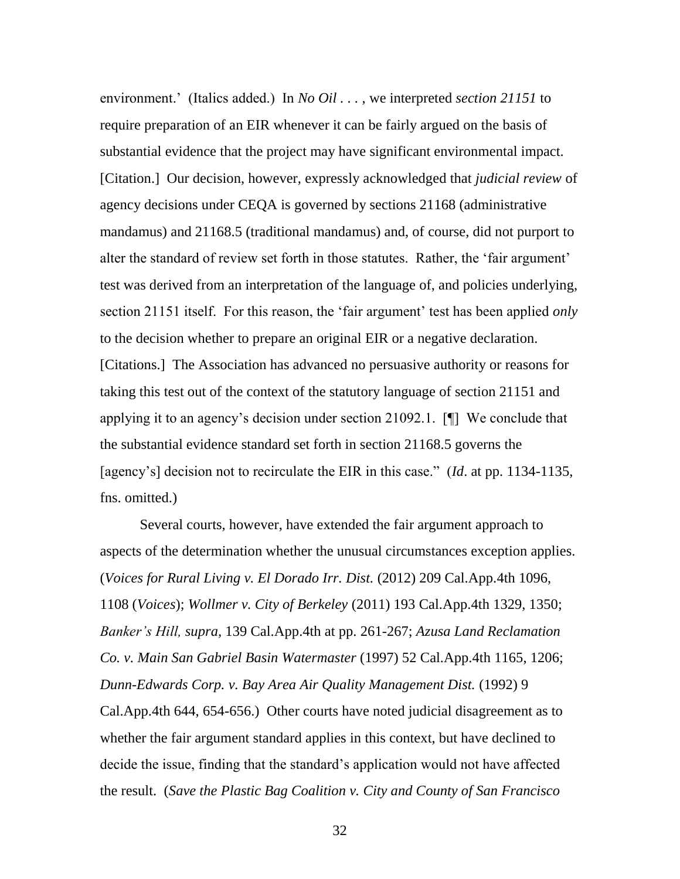environment.' (Italics added.) In *No Oil* . . . , we interpreted *section 21151* to require preparation of an EIR whenever it can be fairly argued on the basis of substantial evidence that the project may have significant environmental impact. [Citation.] Our decision, however, expressly acknowledged that *judicial review* of agency decisions under CEQA is governed by sections 21168 (administrative mandamus) and 21168.5 (traditional mandamus) and, of course, did not purport to alter the standard of review set forth in those statutes. Rather, the 'fair argument' test was derived from an interpretation of the language of, and policies underlying, section 21151 itself. For this reason, the 'fair argument' test has been applied *only* to the decision whether to prepare an original EIR or a negative declaration. [Citations.] The Association has advanced no persuasive authority or reasons for taking this test out of the context of the statutory language of section 21151 and applying it to an agency's decision under section 21092.1. [¶] We conclude that the substantial evidence standard set forth in section 21168.5 governs the [agency's] decision not to recirculate the EIR in this case." (*Id*. at pp. 1134-1135, fns. omitted.)

Several courts, however, have extended the fair argument approach to aspects of the determination whether the unusual circumstances exception applies. (*Voices for Rural Living v. El Dorado Irr. Dist.* (2012) 209 Cal.App.4th 1096, 1108 (*Voices*); *Wollmer v. City of Berkeley* (2011) 193 Cal.App.4th 1329, 1350; *Banker's Hill, supra*, 139 Cal.App.4th at pp. 261-267; *Azusa Land Reclamation Co. v. Main San Gabriel Basin Watermaster* (1997) 52 Cal.App.4th 1165, 1206; *Dunn-Edwards Corp. v. Bay Area Air Quality Management Dist.* (1992) 9 Cal.App.4th 644, 654-656.) Other courts have noted judicial disagreement as to whether the fair argument standard applies in this context, but have declined to decide the issue, finding that the standard's application would not have affected the result. (*Save the Plastic Bag Coalition v. City and County of San Francisco*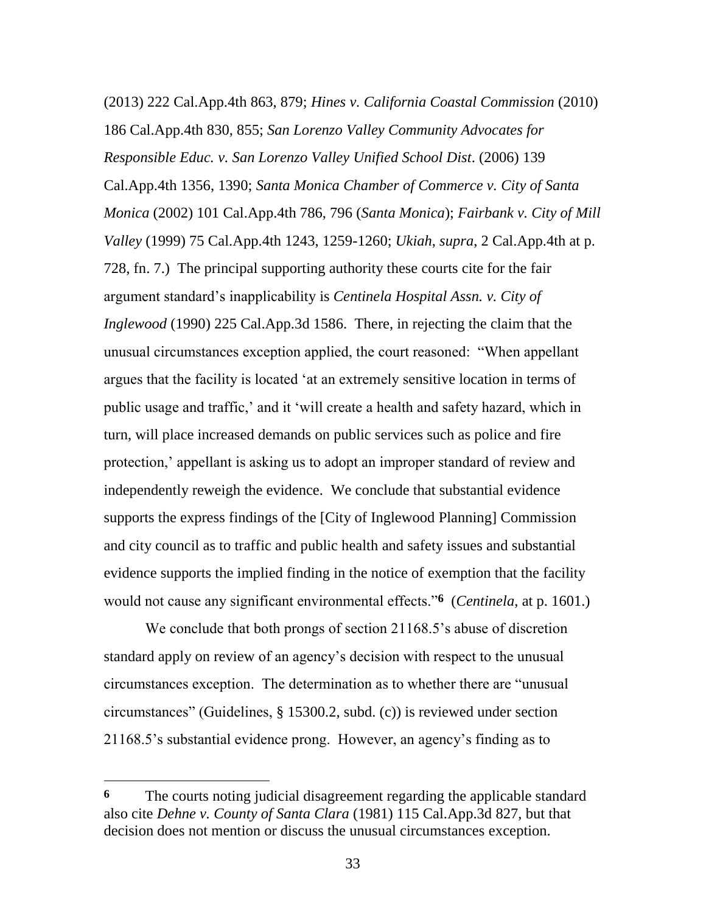(2013) 222 Cal.App.4th 863, 879; *Hines v. California Coastal Commission* (2010) 186 Cal.App.4th 830, 855; *San Lorenzo Valley Community Advocates for Responsible Educ. v. San Lorenzo Valley Unified School Dist*. (2006) 139 Cal.App.4th 1356, 1390; *Santa Monica Chamber of Commerce v. City of Santa Monica* (2002) 101 Cal.App.4th 786, 796 (*Santa Monica*); *Fairbank v. City of Mill Valley* (1999) 75 Cal.App.4th 1243, 1259-1260; *Ukiah*, *supra*, 2 Cal.App.4th at p. 728, fn. 7.) The principal supporting authority these courts cite for the fair argument standard's inapplicability is *Centinela Hospital Assn. v. City of Inglewood* (1990) 225 Cal.App.3d 1586. There, in rejecting the claim that the unusual circumstances exception applied, the court reasoned: "When appellant argues that the facility is located 'at an extremely sensitive location in terms of public usage and traffic,' and it 'will create a health and safety hazard, which in turn, will place increased demands on public services such as police and fire protection,' appellant is asking us to adopt an improper standard of review and independently reweigh the evidence. We conclude that substantial evidence supports the express findings of the [City of Inglewood Planning] Commission and city council as to traffic and public health and safety issues and substantial evidence supports the implied finding in the notice of exemption that the facility would not cause any significant environmental effects."[6] (*Centinela*, at p. 1601.)

We conclude that both prongs of section 21168.5's abuse of discretion standard apply on review of an agency's decision with respect to the unusual circumstances exception. The determination as to whether there are "unusual circumstances" (Guidelines, § 15300.2, subd. (c)) is reviewed under section 21168.5's substantial evidence prong. However, an agency's finding as to

---

**6** The courts noting judicial disagreement regarding the applicable standard also cite *Dehne v. County of Santa Clara* (1981) 115 Cal.App.3d 827, but that decision does not mention or discuss the unusual circumstances exception.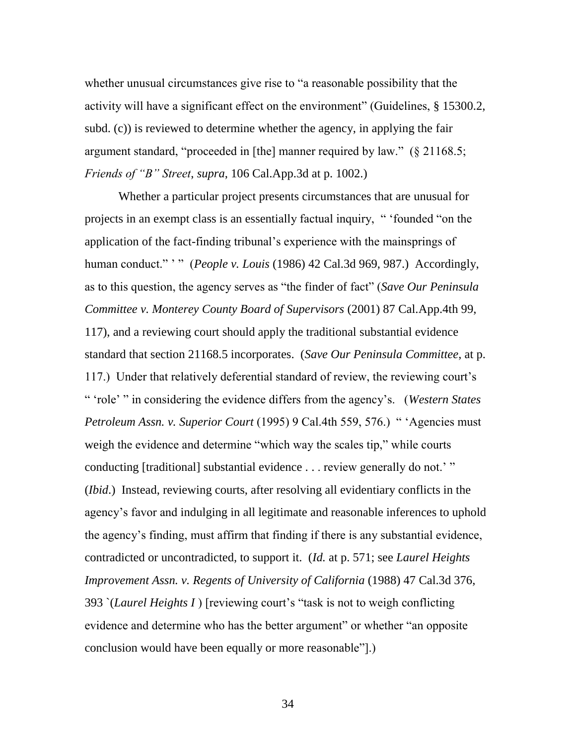whether unusual circumstances give rise to "a reasonable possibility that the activity will have a significant effect on the environment" (Guidelines, § 15300.2, subd. (c)) is reviewed to determine whether the agency, in applying the fair argument standard, "proceeded in [the] manner required by law." (§ 21168.5; *Friends of "B" Street*, *supra*, 106 Cal.App.3d at p. 1002.)

Whether a particular project presents circumstances that are unusual for projects in an exempt class is an essentially factual inquiry, " 'founded "on the application of the fact-finding tribunal's experience with the mainsprings of human conduct." ' " (*People v. Louis* (1986) 42 Cal.3d 969, 987.) Accordingly, as to this question, the agency serves as "the finder of fact" (*Save Our Peninsula Committee v. Monterey County Board of Supervisors* (2001) 87 Cal.App.4th 99, 117), and a reviewing court should apply the traditional substantial evidence standard that section 21168.5 incorporates. (*Save Our Peninsula Committee*, at p. 117.) Under that relatively deferential standard of review, the reviewing court's " 'role' " in considering the evidence differs from the agency's. (*Western States Petroleum Assn. v. Superior Court* (1995) 9 Cal.4th 559, 576.) " 'Agencies must weigh the evidence and determine "which way the scales tip," while courts conducting [traditional] substantial evidence . . . review generally do not.' " (*Ibid*.) Instead, reviewing courts, after resolving all evidentiary conflicts in the agency's favor and indulging in all legitimate and reasonable inferences to uphold the agency's finding, must affirm that finding if there is any substantial evidence, contradicted or uncontradicted, to support it. (*Id.* at p. 571; see *Laurel Heights Improvement Assn. v. Regents of University of California* (1988) 47 Cal.3d 376, 393 `(*Laurel Heights I* ) [reviewing court's "task is not to weigh conflicting evidence and determine who has the better argument" or whether "an opposite conclusion would have been equally or more reasonable"].)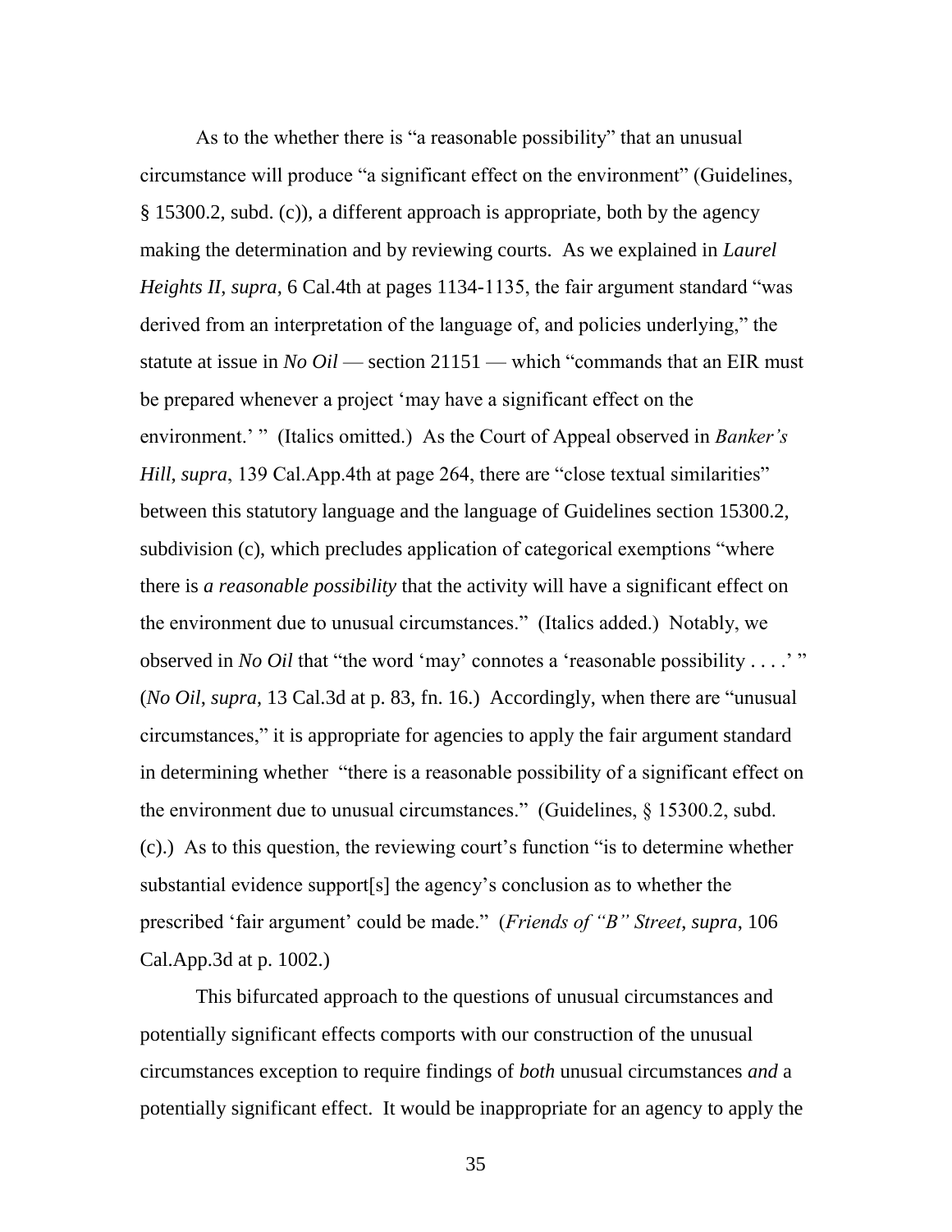As to the whether there is "a reasonable possibility" that an unusual circumstance will produce "a significant effect on the environment" (Guidelines, § 15300.2, subd. (c)), a different approach is appropriate, both by the agency making the determination and by reviewing courts. As we explained in *Laurel Heights II*, *supra*, 6 Cal.4th at pages 1134-1135, the fair argument standard "was derived from an interpretation of the language of, and policies underlying," the statute at issue in *No Oil* — section 21151 — which "commands that an EIR must be prepared whenever a project 'may have a significant effect on the environment.' " (Italics omitted.) As the Court of Appeal observed in *Banker's Hill*, *supra*, 139 Cal.App.4th at page 264, there are "close textual similarities" between this statutory language and the language of Guidelines section 15300.2, subdivision (c), which precludes application of categorical exemptions "where there is *a reasonable possibility* that the activity will have a significant effect on the environment due to unusual circumstances." (Italics added.) Notably, we observed in *No Oil* that "the word 'may' connotes a 'reasonable possibility . . . .' " (*No Oil*, *supra*, 13 Cal.3d at p. 83, fn. 16.) Accordingly, when there are "unusual circumstances," it is appropriate for agencies to apply the fair argument standard in determining whether "there is a reasonable possibility of a significant effect on the environment due to unusual circumstances." (Guidelines, § 15300.2, subd. (c).) As to this question, the reviewing court's function "is to determine whether substantial evidence support[s] the agency's conclusion as to whether the prescribed 'fair argument' could be made." (*Friends of "B" Street*, *supra*, 106 Cal.App.3d at p. 1002.)

This bifurcated approach to the questions of unusual circumstances and potentially significant effects comports with our construction of the unusual circumstances exception to require findings of *both* unusual circumstances *and* a potentially significant effect. It would be inappropriate for an agency to apply the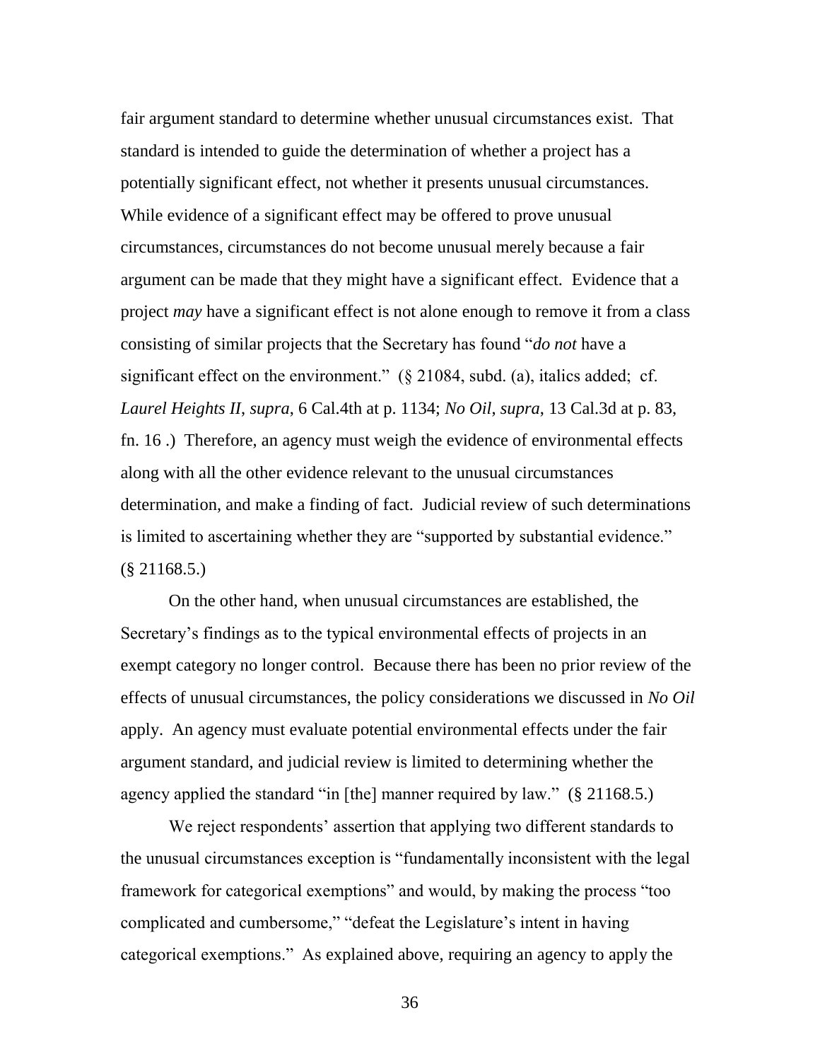fair argument standard to determine whether unusual circumstances exist. That standard is intended to guide the determination of whether a project has a potentially significant effect, not whether it presents unusual circumstances. While evidence of a significant effect may be offered to prove unusual circumstances, circumstances do not become unusual merely because a fair argument can be made that they might have a significant effect. Evidence that a project *may* have a significant effect is not alone enough to remove it from a class consisting of similar projects that the Secretary has found "*do not* have a significant effect on the environment." (§ 21084, subd. (a), italics added; cf. *Laurel Heights II*, *supra*, 6 Cal.4th at p. 1134; *No Oil*, *supra*, 13 Cal.3d at p. 83, fn. 16 .) Therefore, an agency must weigh the evidence of environmental effects along with all the other evidence relevant to the unusual circumstances determination, and make a finding of fact. Judicial review of such determinations is limited to ascertaining whether they are "supported by substantial evidence." (§ 21168.5.)

On the other hand, when unusual circumstances are established, the Secretary's findings as to the typical environmental effects of projects in an exempt category no longer control. Because there has been no prior review of the effects of unusual circumstances, the policy considerations we discussed in *No Oil* apply. An agency must evaluate potential environmental effects under the fair argument standard, and judicial review is limited to determining whether the agency applied the standard "in [the] manner required by law." (§ 21168.5.)

We reject respondents' assertion that applying two different standards to the unusual circumstances exception is "fundamentally inconsistent with the legal framework for categorical exemptions" and would, by making the process "too complicated and cumbersome," "defeat the Legislature's intent in having categorical exemptions." As explained above, requiring an agency to apply the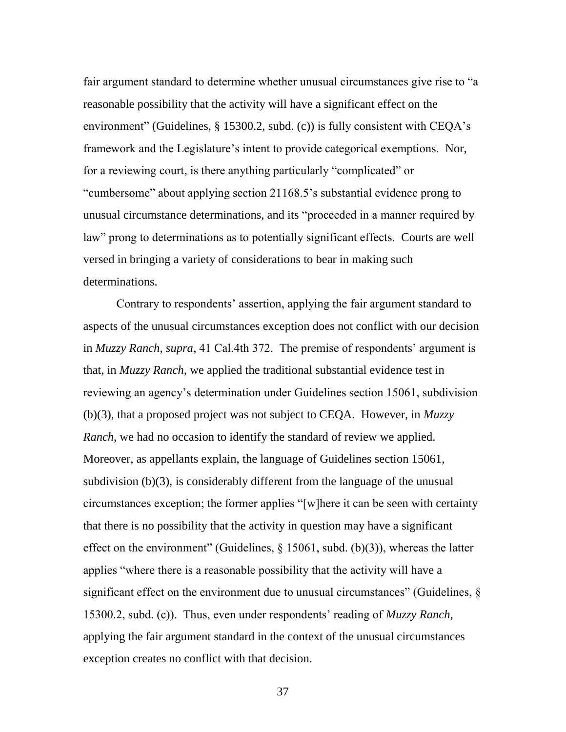fair argument standard to determine whether unusual circumstances give rise to "a reasonable possibility that the activity will have a significant effect on the environment" (Guidelines, § 15300.2, subd. (c)) is fully consistent with CEQA's framework and the Legislature's intent to provide categorical exemptions. Nor, for a reviewing court, is there anything particularly "complicated" or "cumbersome" about applying section 21168.5's substantial evidence prong to unusual circumstance determinations, and its "proceeded in a manner required by law" prong to determinations as to potentially significant effects. Courts are well versed in bringing a variety of considerations to bear in making such determinations.

Contrary to respondents' assertion, applying the fair argument standard to aspects of the unusual circumstances exception does not conflict with our decision in *Muzzy Ranch*, *supra*, 41 Cal.4th 372. The premise of respondents' argument is that, in *Muzzy Ranch*, we applied the traditional substantial evidence test in reviewing an agency's determination under Guidelines section 15061, subdivision (b)(3), that a proposed project was not subject to CEQA. However, in *Muzzy Ranch*, we had no occasion to identify the standard of review we applied. Moreover, as appellants explain, the language of Guidelines section 15061, subdivision (b)(3), is considerably different from the language of the unusual circumstances exception; the former applies "[w]here it can be seen with certainty that there is no possibility that the activity in question may have a significant effect on the environment" (Guidelines, § 15061, subd. (b)(3)), whereas the latter applies "where there is a reasonable possibility that the activity will have a significant effect on the environment due to unusual circumstances" (Guidelines, § 15300.2, subd. (c)). Thus, even under respondents' reading of *Muzzy Ranch*, applying the fair argument standard in the context of the unusual circumstances exception creates no conflict with that decision.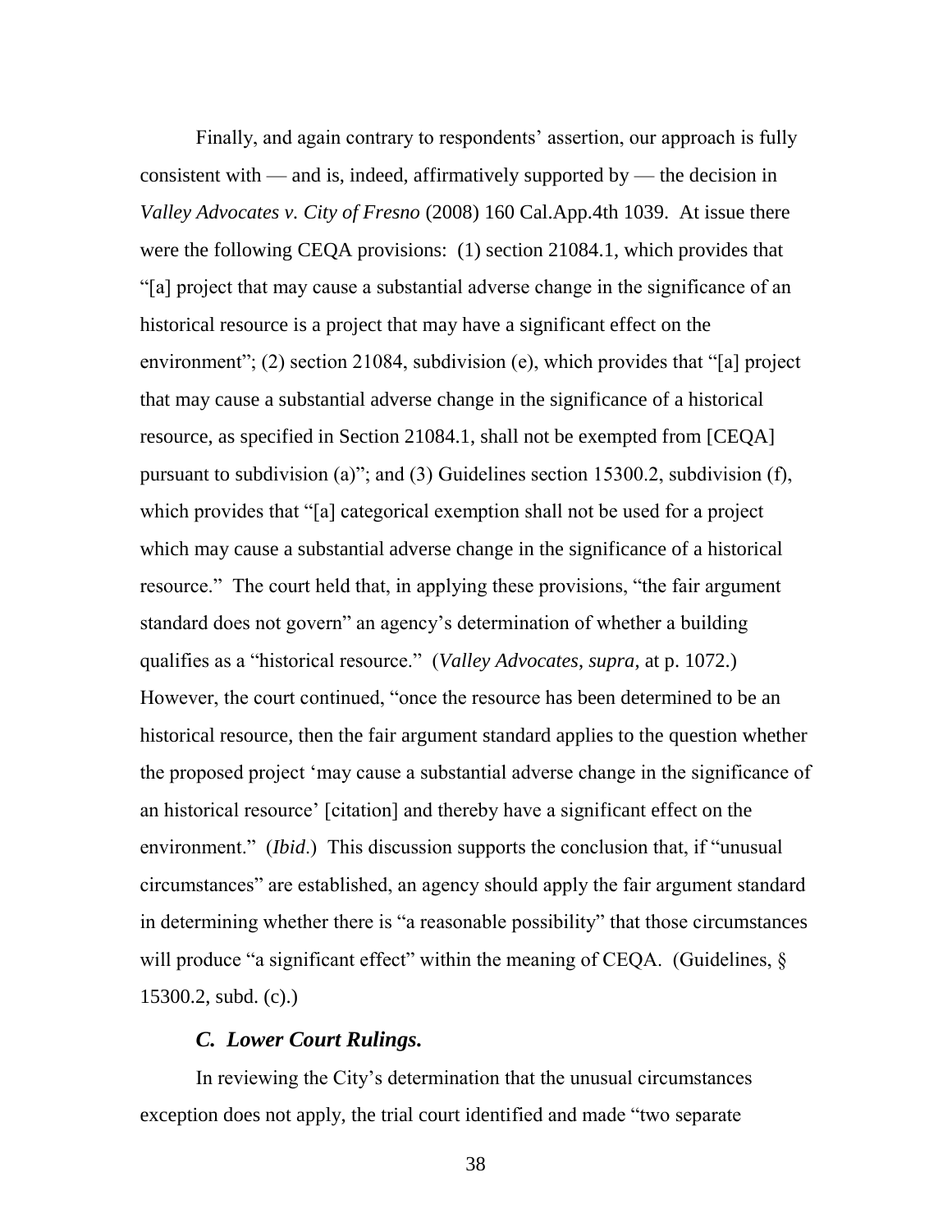Finally, and again contrary to respondents' assertion, our approach is fully consistent with — and is, indeed, affirmatively supported by — the decision in *Valley Advocates v. City of Fresno* (2008) 160 Cal.App.4th 1039. At issue there were the following CEQA provisions: (1) section 21084.1, which provides that "[a] project that may cause a substantial adverse change in the significance of an historical resource is a project that may have a significant effect on the environment"; (2) section 21084, subdivision (e), which provides that "[a] project that may cause a substantial adverse change in the significance of a historical resource, as specified in Section 21084.1, shall not be exempted from [CEQA] pursuant to subdivision (a)"; and (3) Guidelines section 15300.2, subdivision (f), which provides that "[a] categorical exemption shall not be used for a project which may cause a substantial adverse change in the significance of a historical resource." The court held that, in applying these provisions, "the fair argument standard does not govern" an agency's determination of whether a building qualifies as a "historical resource." (*Valley Advocates*, *supra*, at p. 1072.) However, the court continued, "once the resource has been determined to be an historical resource, then the fair argument standard applies to the question whether the proposed project 'may cause a substantial adverse change in the significance of an historical resource' [citation] and thereby have a significant effect on the environment." (*Ibid*.) This discussion supports the conclusion that, if "unusual circumstances" are established, an agency should apply the fair argument standard in determining whether there is "a reasonable possibility" that those circumstances will produce "a significant effect" within the meaning of CEQA. (Guidelines, § 15300.2, subd. (c).)

### *C. Lower Court Rulings.*

In reviewing the City's determination that the unusual circumstances exception does not apply, the trial court identified and made "two separate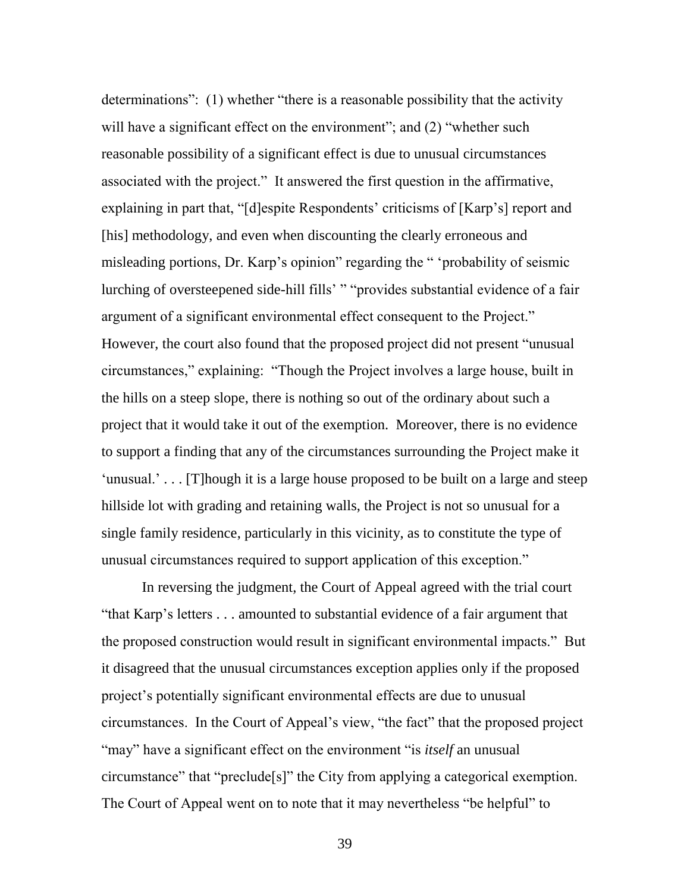determinations": (1) whether "there is a reasonable possibility that the activity will have a significant effect on the environment"; and (2) "whether such reasonable possibility of a significant effect is due to unusual circumstances associated with the project." It answered the first question in the affirmative, explaining in part that, "[d]espite Respondents' criticisms of [Karp's] report and [his] methodology, and even when discounting the clearly erroneous and misleading portions, Dr. Karp's opinion" regarding the " 'probability of seismic lurching of oversteepened side-hill fills' " "provides substantial evidence of a fair argument of a significant environmental effect consequent to the Project." However, the court also found that the proposed project did not present "unusual circumstances," explaining: "Though the Project involves a large house, built in the hills on a steep slope, there is nothing so out of the ordinary about such a project that it would take it out of the exemption. Moreover, there is no evidence to support a finding that any of the circumstances surrounding the Project make it 'unusual.' . . . [T]hough it is a large house proposed to be built on a large and steep hillside lot with grading and retaining walls, the Project is not so unusual for a single family residence, particularly in this vicinity, as to constitute the type of unusual circumstances required to support application of this exception."

In reversing the judgment, the Court of Appeal agreed with the trial court "that Karp's letters . . . amounted to substantial evidence of a fair argument that the proposed construction would result in significant environmental impacts." But it disagreed that the unusual circumstances exception applies only if the proposed project's potentially significant environmental effects are due to unusual circumstances. In the Court of Appeal's view, "the fact" that the proposed project "may" have a significant effect on the environment "is *itself* an unusual circumstance" that "preclude[s]" the City from applying a categorical exemption. The Court of Appeal went on to note that it may nevertheless "be helpful" to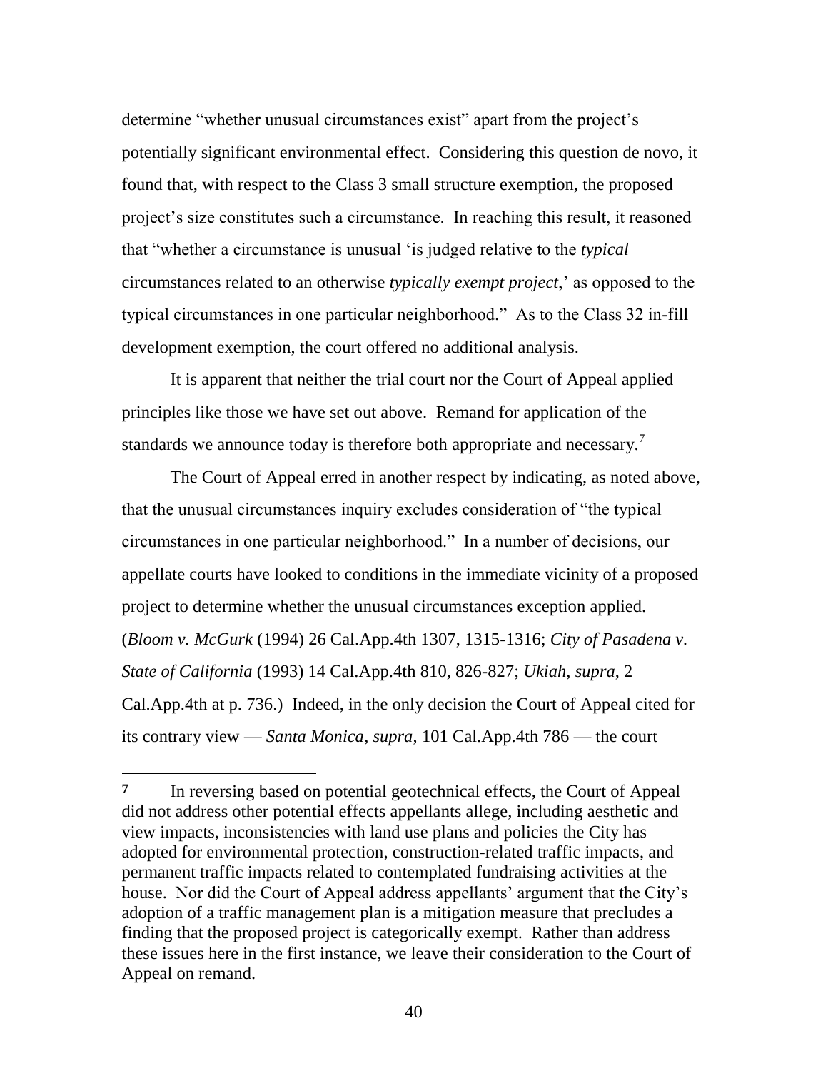determine "whether unusual circumstances exist" apart from the project's potentially significant environmental effect. Considering this question de novo, it found that, with respect to the Class 3 small structure exemption, the proposed project's size constitutes such a circumstance. In reaching this result, it reasoned that "whether a circumstance is unusual 'is judged relative to the *typical* circumstances related to an otherwise *typically exempt project*,' as opposed to the typical circumstances in one particular neighborhood." As to the Class 32 in-fill development exemption, the court offered no additional analysis.

It is apparent that neither the trial court nor the Court of Appeal applied principles like those we have set out above. Remand for application of the standards we announce today is therefore both appropriate and necessary.[7]

The Court of Appeal erred in another respect by indicating, as noted above, that the unusual circumstances inquiry excludes consideration of "the typical circumstances in one particular neighborhood." In a number of decisions, our appellate courts have looked to conditions in the immediate vicinity of a proposed project to determine whether the unusual circumstances exception applied. (*Bloom v. McGurk* (1994) 26 Cal.App.4th 1307, 1315-1316; *City of Pasadena v. State of California* (1993) 14 Cal.App.4th 810, 826-827; *Ukiah*, *supra*, 2 Cal.App.4th at p. 736.) Indeed, in the only decision the Court of Appeal cited for its contrary view — *Santa Monica*, *supra*, 101 Cal.App.4th 786 — the court

---

**7** In reversing based on potential geotechnical effects, the Court of Appeal did not address other potential effects appellants allege, including aesthetic and view impacts, inconsistencies with land use plans and policies the City has adopted for environmental protection, construction-related traffic impacts, and permanent traffic impacts related to contemplated fundraising activities at the house. Nor did the Court of Appeal address appellants' argument that the City's adoption of a traffic management plan is a mitigation measure that precludes a finding that the proposed project is categorically exempt. Rather than address these issues here in the first instance, we leave their consideration to the Court of Appeal on remand.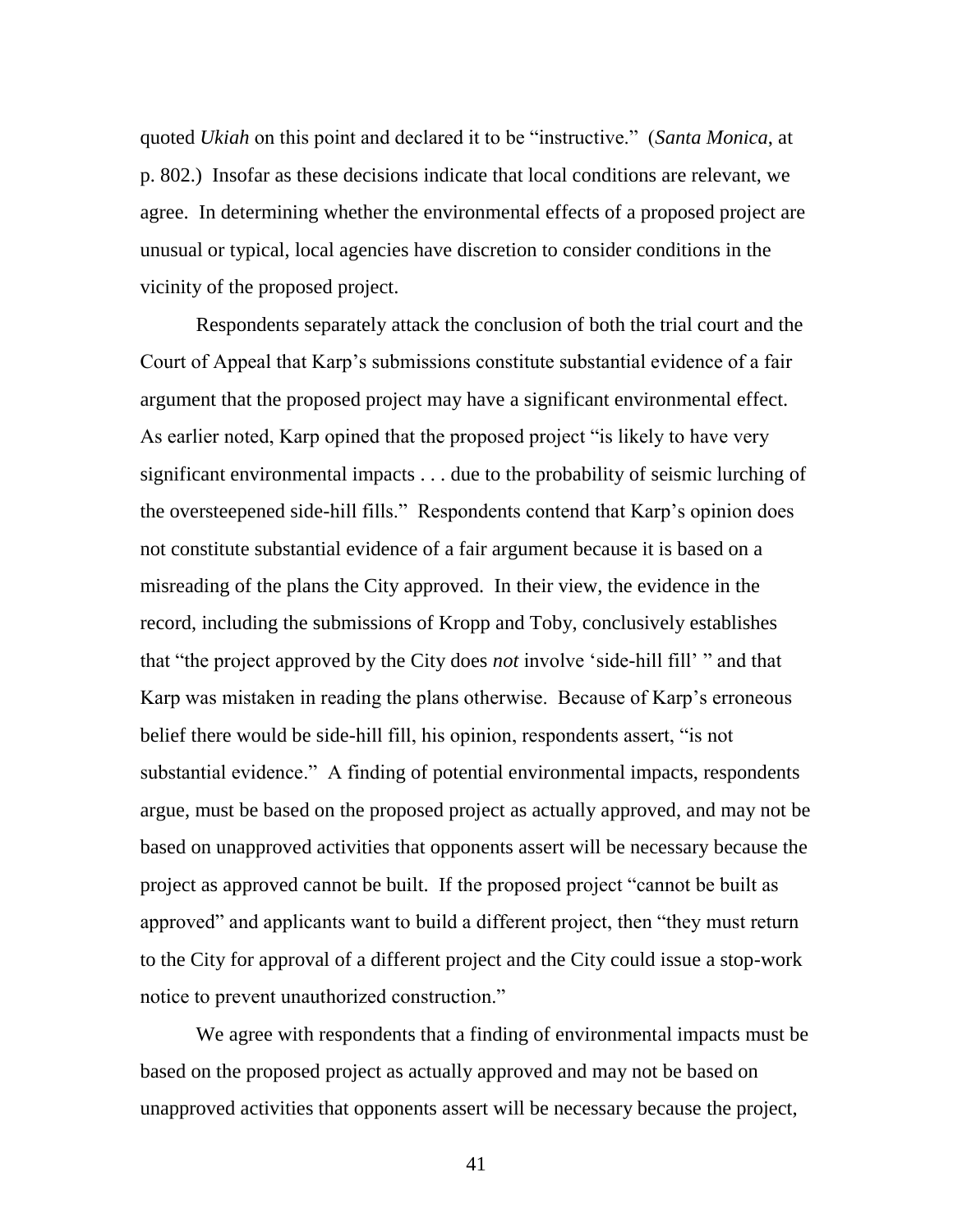quoted *Ukiah* on this point and declared it to be "instructive." (*Santa Monica*, at p. 802.) Insofar as these decisions indicate that local conditions are relevant, we agree. In determining whether the environmental effects of a proposed project are unusual or typical, local agencies have discretion to consider conditions in the vicinity of the proposed project.

Respondents separately attack the conclusion of both the trial court and the Court of Appeal that Karp's submissions constitute substantial evidence of a fair argument that the proposed project may have a significant environmental effect. As earlier noted, Karp opined that the proposed project "is likely to have very significant environmental impacts . . . due to the probability of seismic lurching of the oversteepened side-hill fills." Respondents contend that Karp's opinion does not constitute substantial evidence of a fair argument because it is based on a misreading of the plans the City approved. In their view, the evidence in the record, including the submissions of Kropp and Toby, conclusively establishes that "the project approved by the City does *not* involve 'side-hill fill' " and that Karp was mistaken in reading the plans otherwise. Because of Karp's erroneous belief there would be side-hill fill, his opinion, respondents assert, "is not substantial evidence." A finding of potential environmental impacts, respondents argue, must be based on the proposed project as actually approved, and may not be based on unapproved activities that opponents assert will be necessary because the project as approved cannot be built. If the proposed project "cannot be built as approved" and applicants want to build a different project, then "they must return to the City for approval of a different project and the City could issue a stop-work notice to prevent unauthorized construction."

We agree with respondents that a finding of environmental impacts must be based on the proposed project as actually approved and may not be based on unapproved activities that opponents assert will be necessary because the project,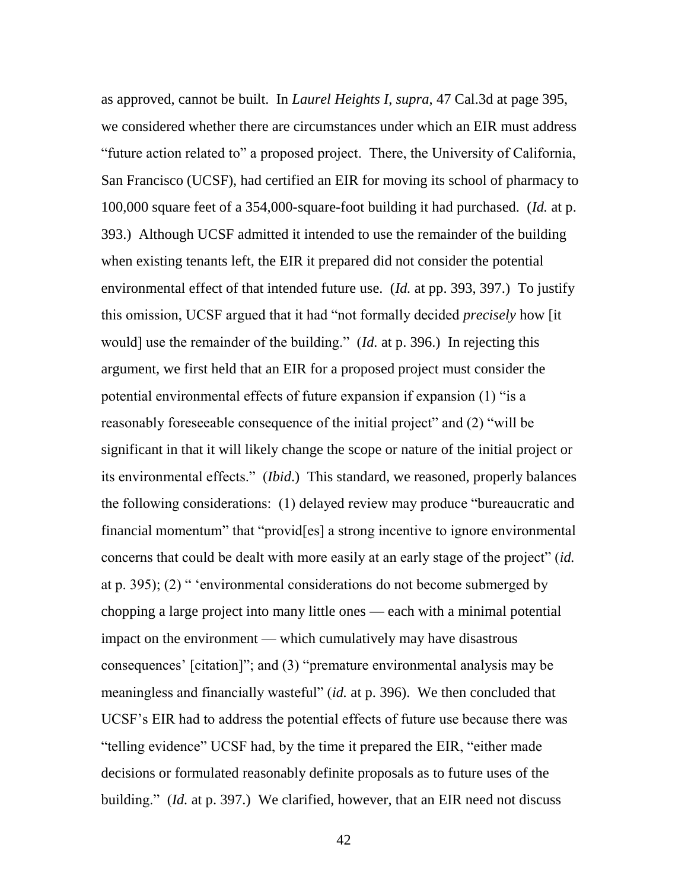as approved, cannot be built. In *Laurel Heights I*, *supra*, 47 Cal.3d at page 395, we considered whether there are circumstances under which an EIR must address "future action related to" a proposed project. There, the University of California, San Francisco (UCSF), had certified an EIR for moving its school of pharmacy to 100,000 square feet of a 354,000-square-foot building it had purchased. (*Id.* at p. 393.) Although UCSF admitted it intended to use the remainder of the building when existing tenants left, the EIR it prepared did not consider the potential environmental effect of that intended future use. (*Id.* at pp. 393, 397.) To justify this omission, UCSF argued that it had "not formally decided *precisely* how [it would] use the remainder of the building." (*Id.* at p. 396.) In rejecting this argument, we first held that an EIR for a proposed project must consider the potential environmental effects of future expansion if expansion (1) "is a reasonably foreseeable consequence of the initial project" and (2) "will be significant in that it will likely change the scope or nature of the initial project or its environmental effects." (*Ibid*.) This standard, we reasoned, properly balances the following considerations: (1) delayed review may produce "bureaucratic and financial momentum" that "provid[es] a strong incentive to ignore environmental concerns that could be dealt with more easily at an early stage of the project" (*id.* at p. 395); (2) " 'environmental considerations do not become submerged by chopping a large project into many little ones — each with a minimal potential impact on the environment — which cumulatively may have disastrous consequences' [citation]"; and (3) "premature environmental analysis may be meaningless and financially wasteful" (*id.* at p. 396). We then concluded that UCSF's EIR had to address the potential effects of future use because there was "telling evidence" UCSF had, by the time it prepared the EIR, "either made decisions or formulated reasonably definite proposals as to future uses of the building." (*Id.* at p. 397.) We clarified, however, that an EIR need not discuss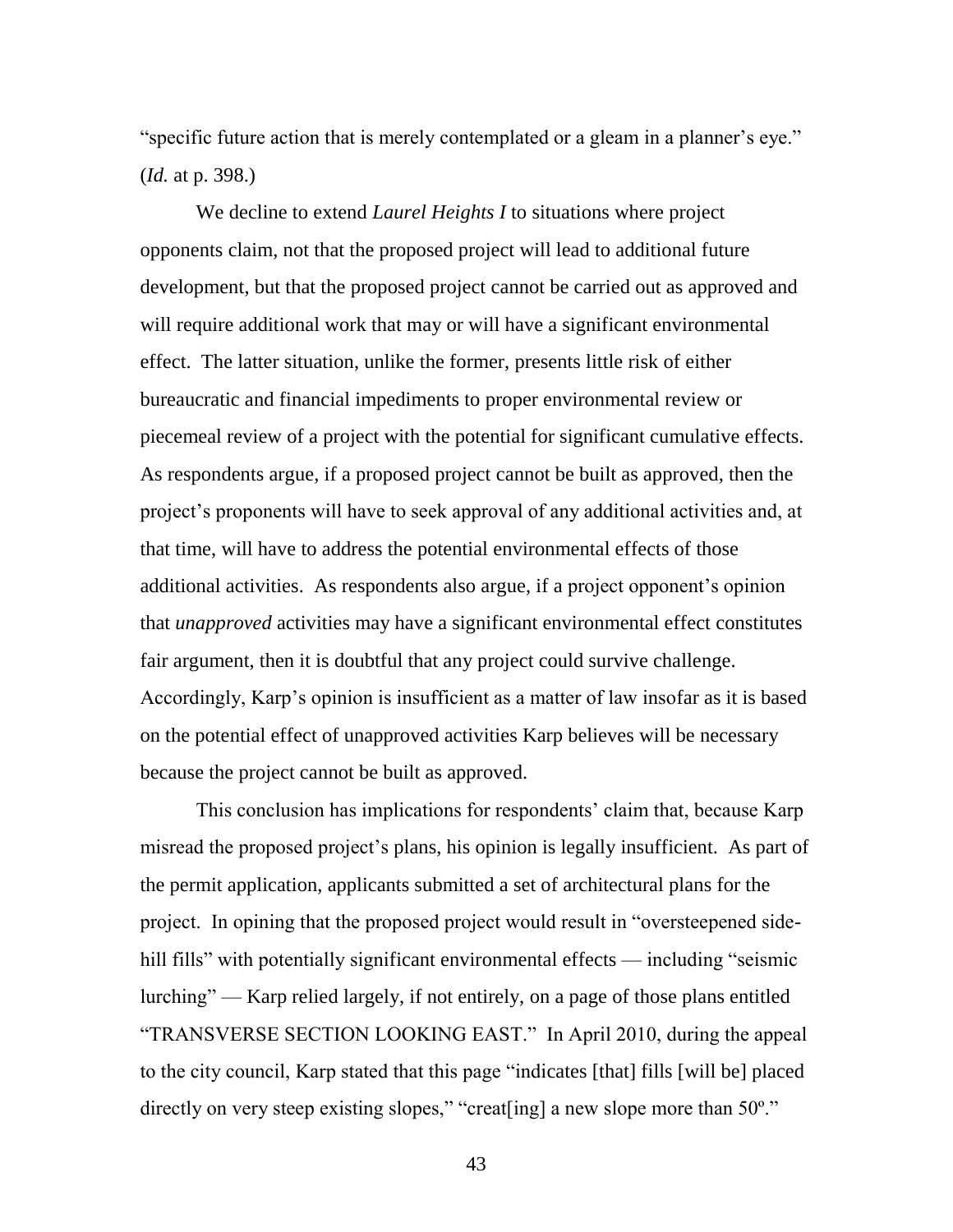"specific future action that is merely contemplated or a gleam in a planner's eye." (*Id.* at p. 398.)

We decline to extend *Laurel Heights I* to situations where project opponents claim, not that the proposed project will lead to additional future development, but that the proposed project cannot be carried out as approved and will require additional work that may or will have a significant environmental effect. The latter situation, unlike the former, presents little risk of either bureaucratic and financial impediments to proper environmental review or piecemeal review of a project with the potential for significant cumulative effects. As respondents argue, if a proposed project cannot be built as approved, then the project's proponents will have to seek approval of any additional activities and, at that time, will have to address the potential environmental effects of those additional activities. As respondents also argue, if a project opponent's opinion that *unapproved* activities may have a significant environmental effect constitutes fair argument, then it is doubtful that any project could survive challenge. Accordingly, Karp's opinion is insufficient as a matter of law insofar as it is based on the potential effect of unapproved activities Karp believes will be necessary because the project cannot be built as approved.

This conclusion has implications for respondents' claim that, because Karp misread the proposed project's plans, his opinion is legally insufficient. As part of the permit application, applicants submitted a set of architectural plans for the project. In opining that the proposed project would result in "oversteepened side-hill fills" with potentially significant environmental effects — including "seismic lurching" — Karp relied largely, if not entirely, on a page of those plans entitled "TRANSVERSE SECTION LOOKING EAST." In April 2010, during the appeal to the city council, Karp stated that this page "indicates [that] fills [will be] placed directly on very steep existing slopes," "creat[ing] a new slope more than 50º."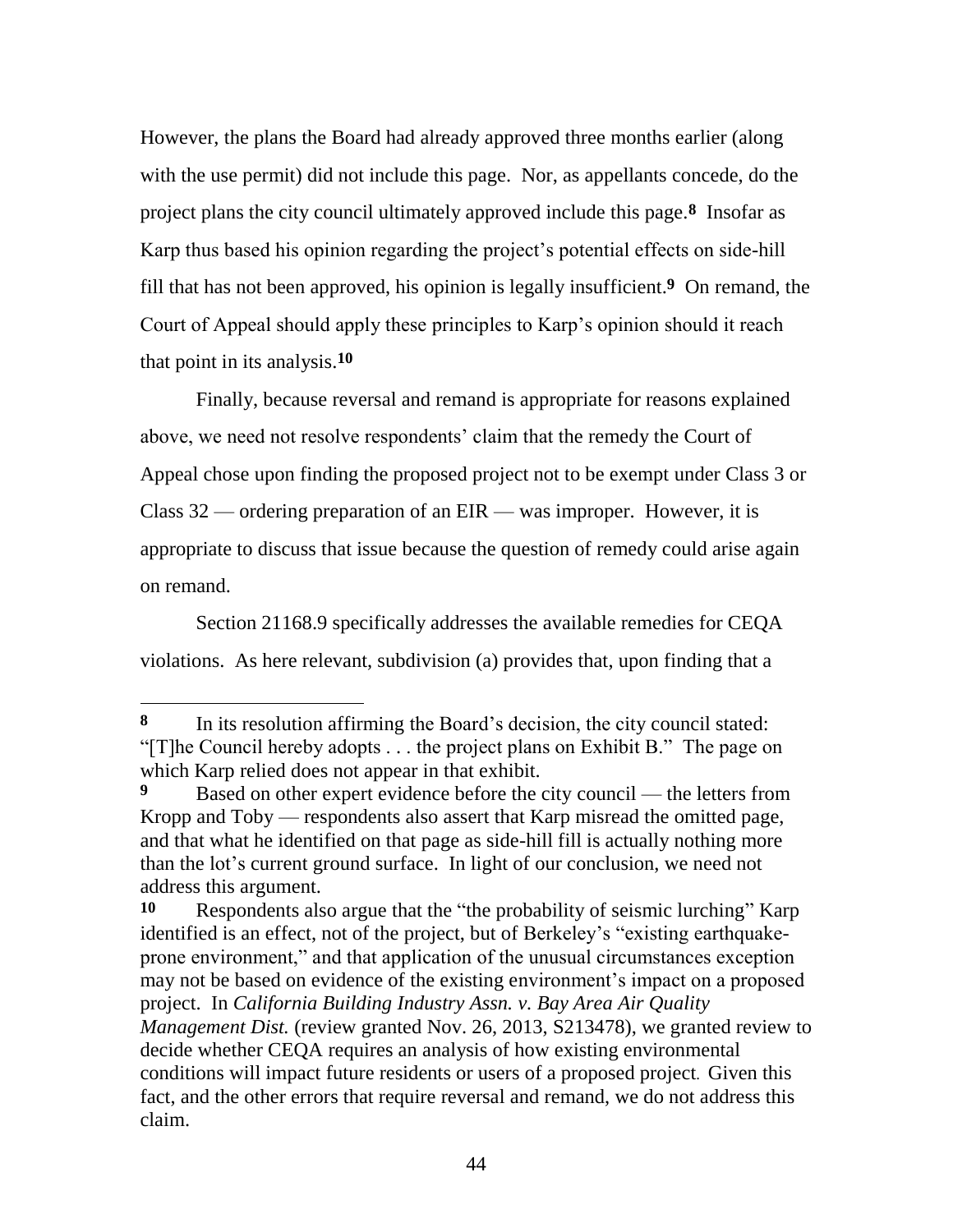However, the plans the Board had already approved three months earlier (along with the use permit) did not include this page. Nor, as appellants concede, do the project plans the city council ultimately approved include this page.[8] Insofar as Karp thus based his opinion regarding the project's potential effects on side-hill fill that has not been approved, his opinion is legally insufficient.[9] On remand, the Court of Appeal should apply these principles to Karp's opinion should it reach that point in its analysis.[10]

Finally, because reversal and remand is appropriate for reasons explained above, we need not resolve respondents' claim that the remedy the Court of Appeal chose upon finding the proposed project not to be exempt under Class 3 or Class 32 — ordering preparation of an EIR — was improper. However, it is appropriate to discuss that issue because the question of remedy could arise again on remand.

Section 21168.9 specifically addresses the available remedies for CEQA violations. As here relevant, subdivision (a) provides that, upon finding that a

---

[8] In its resolution affirming the Board's decision, the city council stated: "[T]he Council hereby adopts . . . the project plans on Exhibit B." The page on which Karp relied does not appear in that exhibit.

[9] Based on other expert evidence before the city council — the letters from Kropp and Toby — respondents also assert that Karp misread the omitted page, and that what he identified on that page as side-hill fill is actually nothing more than the lot's current ground surface. In light of our conclusion, we need not address this argument.

[10] Respondents also argue that the "the probability of seismic lurching" Karp identified is an effect, not of the project, but of Berkeley's "existing earthquake-prone environment," and that application of the unusual circumstances exception may not be based on evidence of the existing environment's impact on a proposed project. In *California Building Industry Assn. v. Bay Area Air Quality Management Dist.* (review granted Nov. 26, 2013, S213478), we granted review to decide whether CEQA requires an analysis of how existing environmental conditions will impact future residents or users of a proposed project. Given this fact, and the other errors that require reversal and remand, we do not address this claim.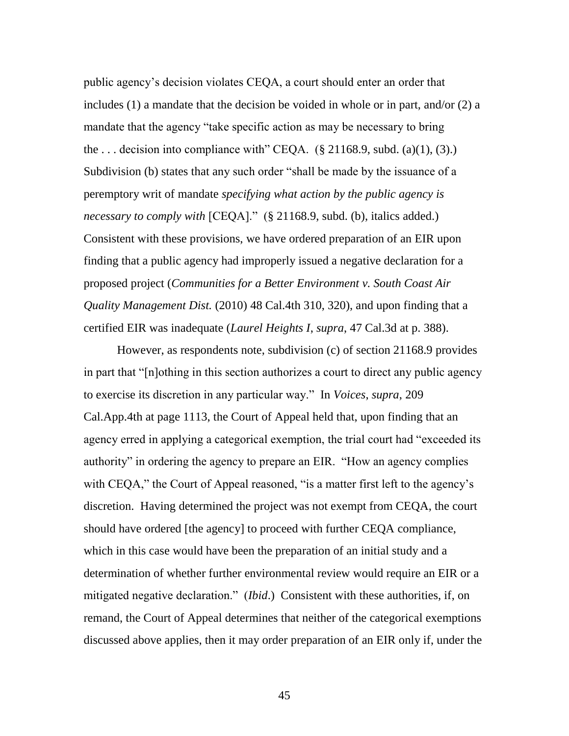public agency's decision violates CEQA, a court should enter an order that includes (1) a mandate that the decision be voided in whole or in part, and/or (2) a mandate that the agency "take specific action as may be necessary to bring the . . . decision into compliance with" CEQA. (§ 21168.9, subd. (a)(1), (3).) Subdivision (b) states that any such order "shall be made by the issuance of a peremptory writ of mandate *specifying what action by the public agency is necessary to comply with* [CEQA]." (§ 21168.9, subd. (b), italics added.) Consistent with these provisions, we have ordered preparation of an EIR upon finding that a public agency had improperly issued a negative declaration for a proposed project (*Communities for a Better Environment v. South Coast Air Quality Management Dist.* (2010) 48 Cal.4th 310, 320), and upon finding that a certified EIR was inadequate (*Laurel Heights I*, *supra*, 47 Cal.3d at p. 388).

However, as respondents note, subdivision (c) of section 21168.9 provides in part that "[n]othing in this section authorizes a court to direct any public agency to exercise its discretion in any particular way." In *Voices*, *supra*, 209 Cal.App.4th at page 1113, the Court of Appeal held that, upon finding that an agency erred in applying a categorical exemption, the trial court had "exceeded its authority" in ordering the agency to prepare an EIR. "How an agency complies with CEQA," the Court of Appeal reasoned, "is a matter first left to the agency's discretion. Having determined the project was not exempt from CEQA, the court should have ordered [the agency] to proceed with further CEQA compliance, which in this case would have been the preparation of an initial study and a determination of whether further environmental review would require an EIR or a mitigated negative declaration." (*Ibid*.) Consistent with these authorities, if, on remand, the Court of Appeal determines that neither of the categorical exemptions discussed above applies, then it may order preparation of an EIR only if, under the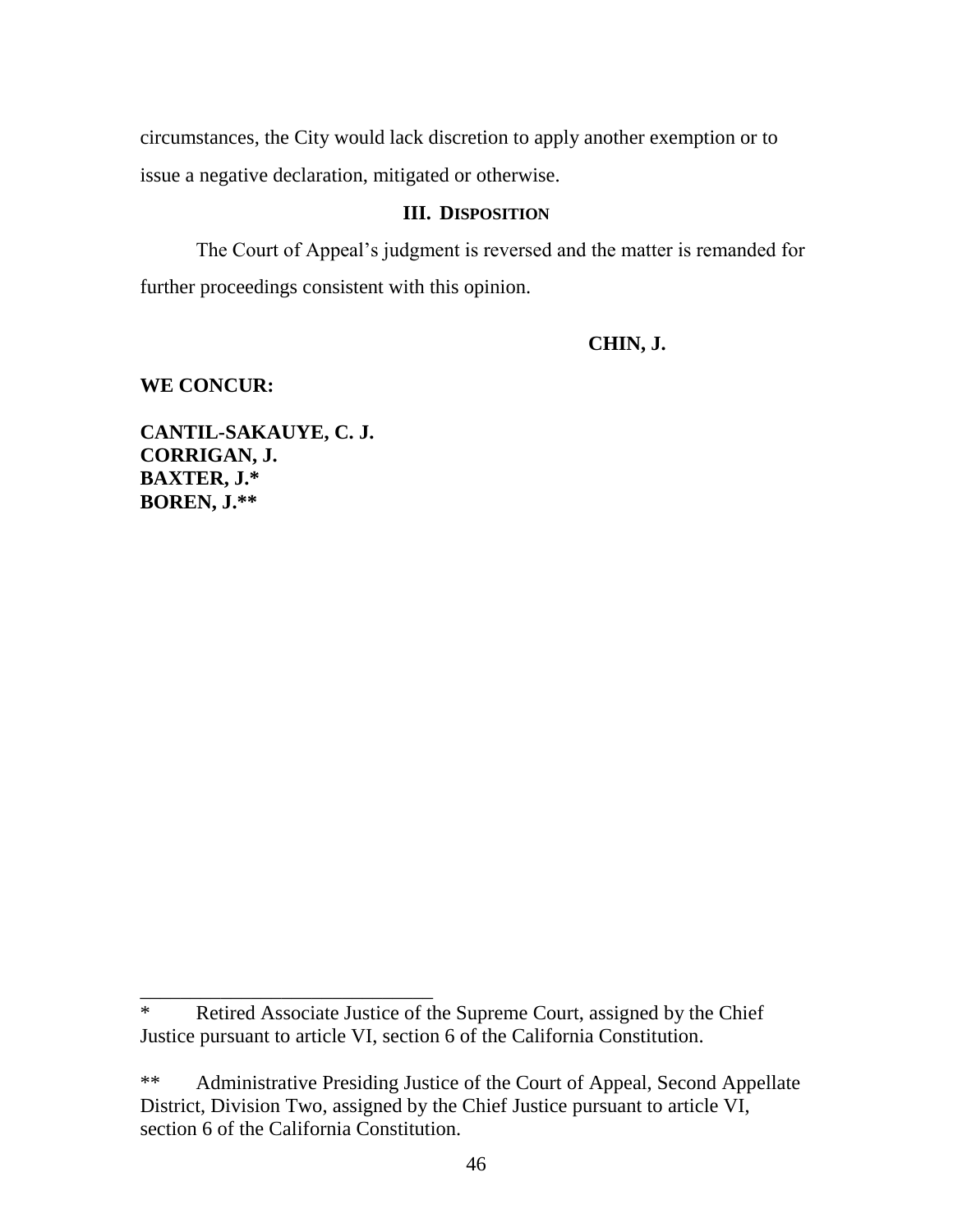circumstances, the City would lack discretion to apply another exemption or to issue a negative declaration, mitigated or otherwise.

### III. DISPOSITION

The Court of Appeal's judgment is reversed and the matter is remanded for further proceedings consistent with this opinion.

**CHIN, J.**

**WE CONCUR:**

**CANTIL-SAKAUYE, C. J.**
**CORRIGAN, J.**
**BAXTER, J.***
**BOREN, J.****

---

* Retired Associate Justice of the Supreme Court, assigned by the Chief Justice pursuant to article VI, section 6 of the California Constitution.

** Administrative Presiding Justice of the Court of Appeal, Second Appellate District, Division Two, assigned by the Chief Justice pursuant to article VI, section 6 of the California Constitution.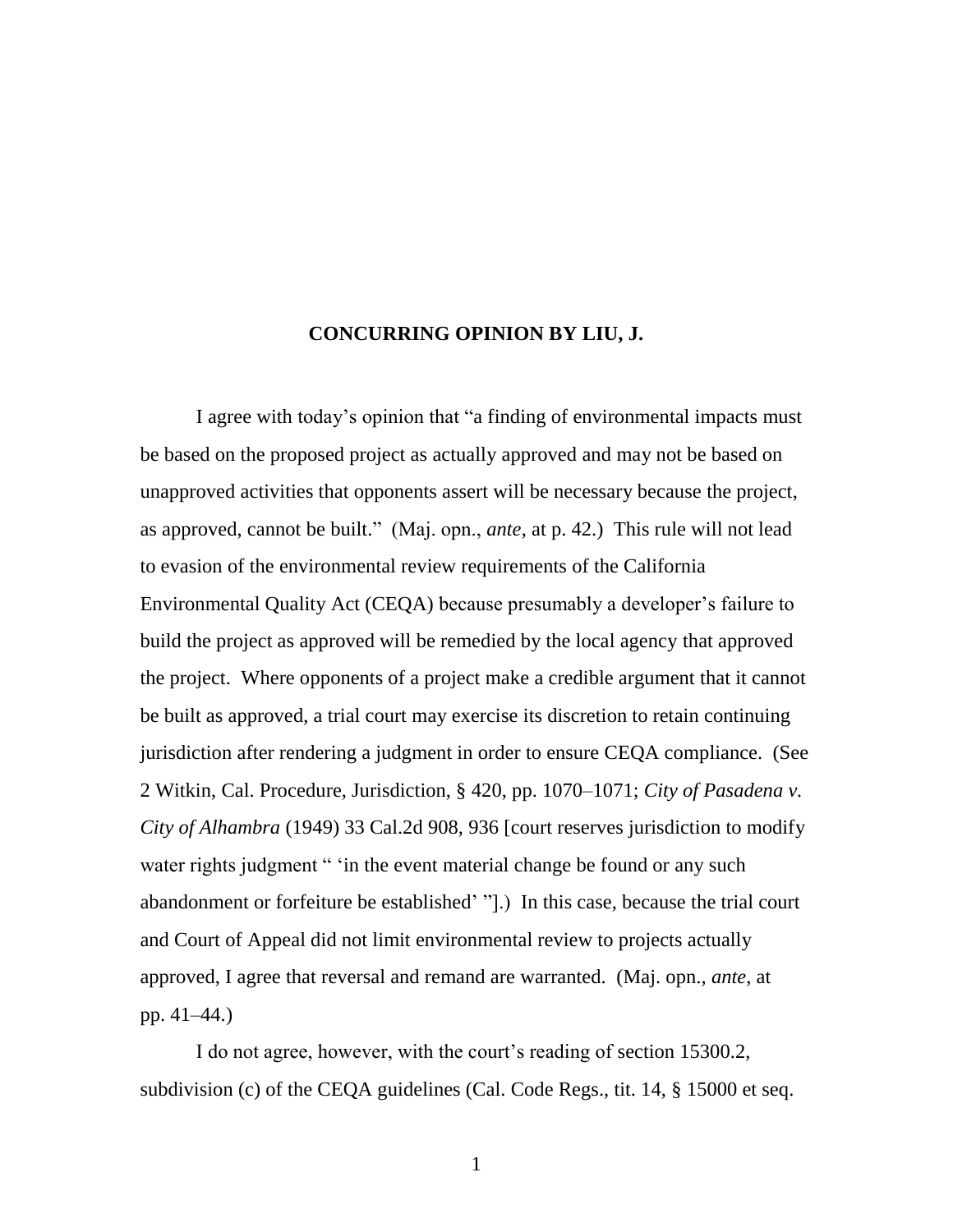**CONCURRING OPINION BY LIU, J.**

I agree with today's opinion that "a finding of environmental impacts must be based on the proposed project as actually approved and may not be based on unapproved activities that opponents assert will be necessary because the project, as approved, cannot be built." (Maj. opn., *ante*, at p. 42.) This rule will not lead to evasion of the environmental review requirements of the California Environmental Quality Act (CEQA) because presumably a developer's failure to build the project as approved will be remedied by the local agency that approved the project. Where opponents of a project make a credible argument that it cannot be built as approved, a trial court may exercise its discretion to retain continuing jurisdiction after rendering a judgment in order to ensure CEQA compliance. (See 2 Witkin, Cal. Procedure, Jurisdiction, § 420, pp. 1070–1071; *City of Pasadena v. City of Alhambra* (1949) 33 Cal.2d 908, 936 [court reserves jurisdiction to modify water rights judgment " 'in the event material change be found or any such abandonment or forfeiture be established' "].) In this case, because the trial court and Court of Appeal did not limit environmental review to projects actually approved, I agree that reversal and remand are warranted. (Maj. opn., *ante*, at pp. 41–44.)

I do not agree, however, with the court's reading of section 15300.2, subdivision (c) of the CEQA guidelines (Cal. Code Regs., tit. 14, § 15000 et seq.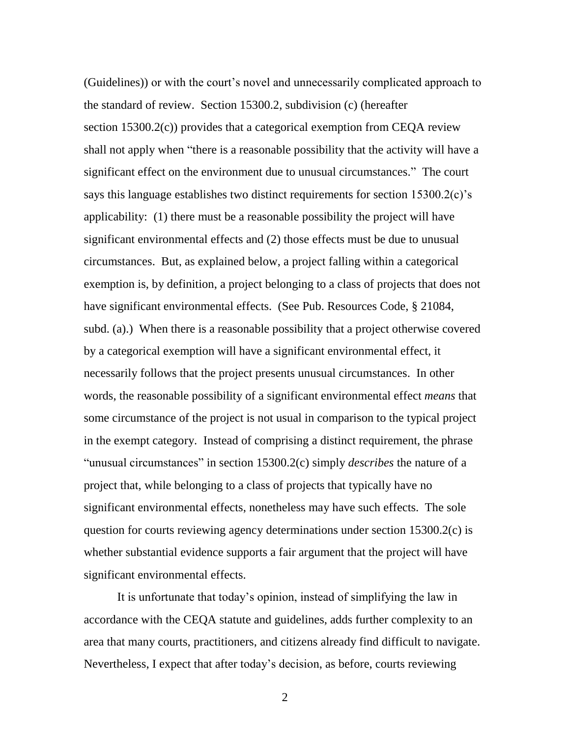(Guidelines)) or with the court's novel and unnecessarily complicated approach to the standard of review. Section 15300.2, subdivision (c) (hereafter section 15300.2(c)) provides that a categorical exemption from CEQA review shall not apply when "there is a reasonable possibility that the activity will have a significant effect on the environment due to unusual circumstances." The court says this language establishes two distinct requirements for section 15300.2(c)'s applicability: (1) there must be a reasonable possibility the project will have significant environmental effects and (2) those effects must be due to unusual circumstances. But, as explained below, a project falling within a categorical exemption is, by definition, a project belonging to a class of projects that does not have significant environmental effects. (See Pub. Resources Code, § 21084, subd. (a).) When there is a reasonable possibility that a project otherwise covered by a categorical exemption will have a significant environmental effect, it necessarily follows that the project presents unusual circumstances. In other words, the reasonable possibility of a significant environmental effect *means* that some circumstance of the project is not usual in comparison to the typical project in the exempt category. Instead of comprising a distinct requirement, the phrase "unusual circumstances" in section 15300.2(c) simply *describes* the nature of a project that, while belonging to a class of projects that typically have no significant environmental effects, nonetheless may have such effects. The sole question for courts reviewing agency determinations under section 15300.2(c) is whether substantial evidence supports a fair argument that the project will have significant environmental effects.

It is unfortunate that today's opinion, instead of simplifying the law in accordance with the CEQA statute and guidelines, adds further complexity to an area that many courts, practitioners, and citizens already find difficult to navigate. Nevertheless, I expect that after today's decision, as before, courts reviewing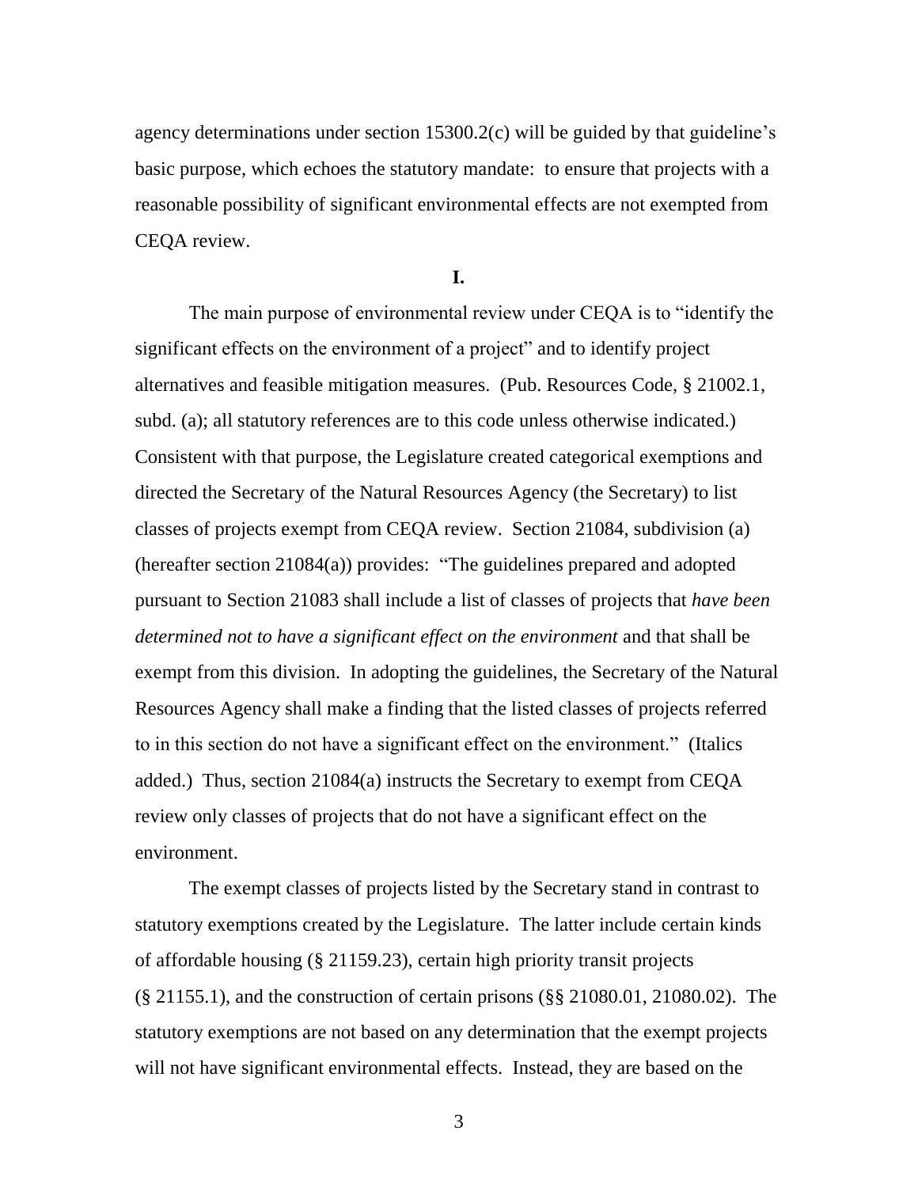agency determinations under section 15300.2(c) will be guided by that guideline's basic purpose, which echoes the statutory mandate: to ensure that projects with a reasonable possibility of significant environmental effects are not exempted from CEQA review.

**I.**

The main purpose of environmental review under CEQA is to "identify the significant effects on the environment of a project" and to identify project alternatives and feasible mitigation measures. (Pub. Resources Code, § 21002.1, subd. (a); all statutory references are to this code unless otherwise indicated.) Consistent with that purpose, the Legislature created categorical exemptions and directed the Secretary of the Natural Resources Agency (the Secretary) to list classes of projects exempt from CEQA review. Section 21084, subdivision (a) (hereafter section 21084(a)) provides: "The guidelines prepared and adopted pursuant to Section 21083 shall include a list of classes of projects that *have been determined not to have a significant effect on the environment* and that shall be exempt from this division. In adopting the guidelines, the Secretary of the Natural Resources Agency shall make a finding that the listed classes of projects referred to in this section do not have a significant effect on the environment." (Italics added.) Thus, section 21084(a) instructs the Secretary to exempt from CEQA review only classes of projects that do not have a significant effect on the environment.

The exempt classes of projects listed by the Secretary stand in contrast to statutory exemptions created by the Legislature. The latter include certain kinds of affordable housing (§ 21159.23), certain high priority transit projects (§ 21155.1), and the construction of certain prisons (§§ 21080.01, 21080.02). The statutory exemptions are not based on any determination that the exempt projects will not have significant environmental effects. Instead, they are based on the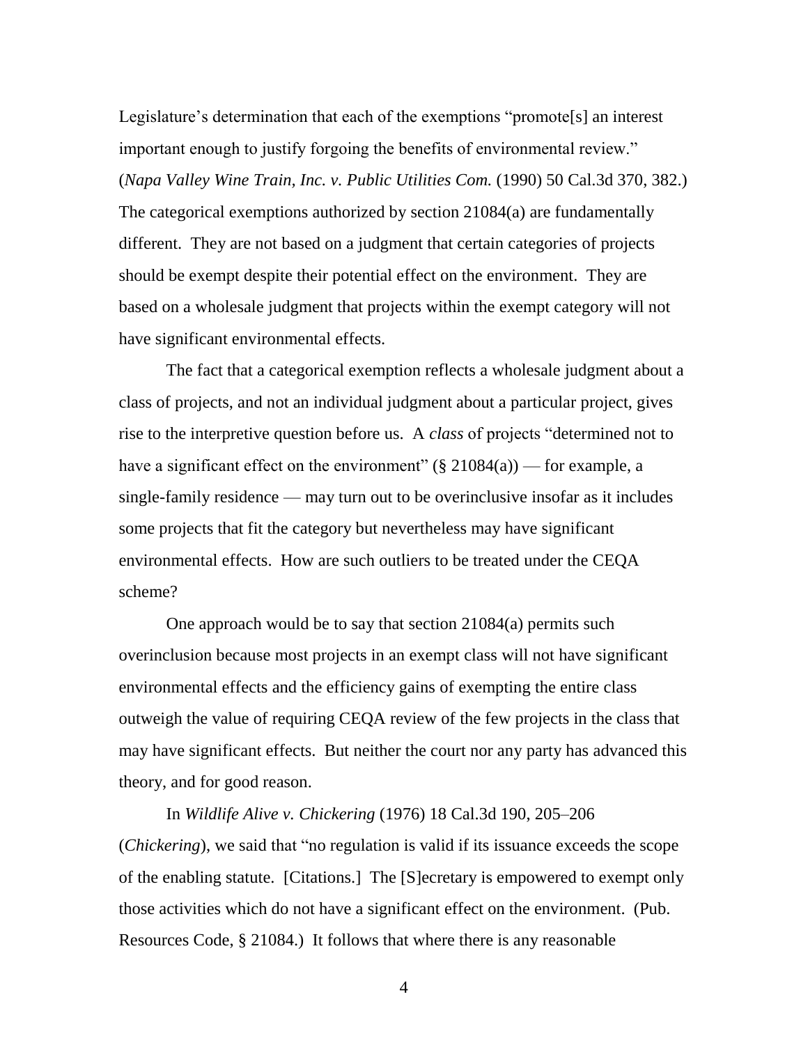Legislature's determination that each of the exemptions "promote[s] an interest important enough to justify forgoing the benefits of environmental review." (*Napa Valley Wine Train, Inc. v. Public Utilities Com.* (1990) 50 Cal.3d 370, 382.) The categorical exemptions authorized by section 21084(a) are fundamentally different. They are not based on a judgment that certain categories of projects should be exempt despite their potential effect on the environment. They are based on a wholesale judgment that projects within the exempt category will not have significant environmental effects.

The fact that a categorical exemption reflects a wholesale judgment about a class of projects, and not an individual judgment about a particular project, gives rise to the interpretive question before us. A *class* of projects "determined not to have a significant effect on the environment" (§ 21084(a)) — for example, a single-family residence — may turn out to be overinclusive insofar as it includes some projects that fit the category but nevertheless may have significant environmental effects. How are such outliers to be treated under the CEQA scheme?

One approach would be to say that section 21084(a) permits such overinclusion because most projects in an exempt class will not have significant environmental effects and the efficiency gains of exempting the entire class outweigh the value of requiring CEQA review of the few projects in the class that may have significant effects. But neither the court nor any party has advanced this theory, and for good reason.

In *Wildlife Alive v. Chickering* (1976) 18 Cal.3d 190, 205–206 (*Chickering*), we said that "no regulation is valid if its issuance exceeds the scope of the enabling statute. [Citations.] The [S]ecretary is empowered to exempt only those activities which do not have a significant effect on the environment. (Pub. Resources Code, § 21084.) It follows that where there is any reasonable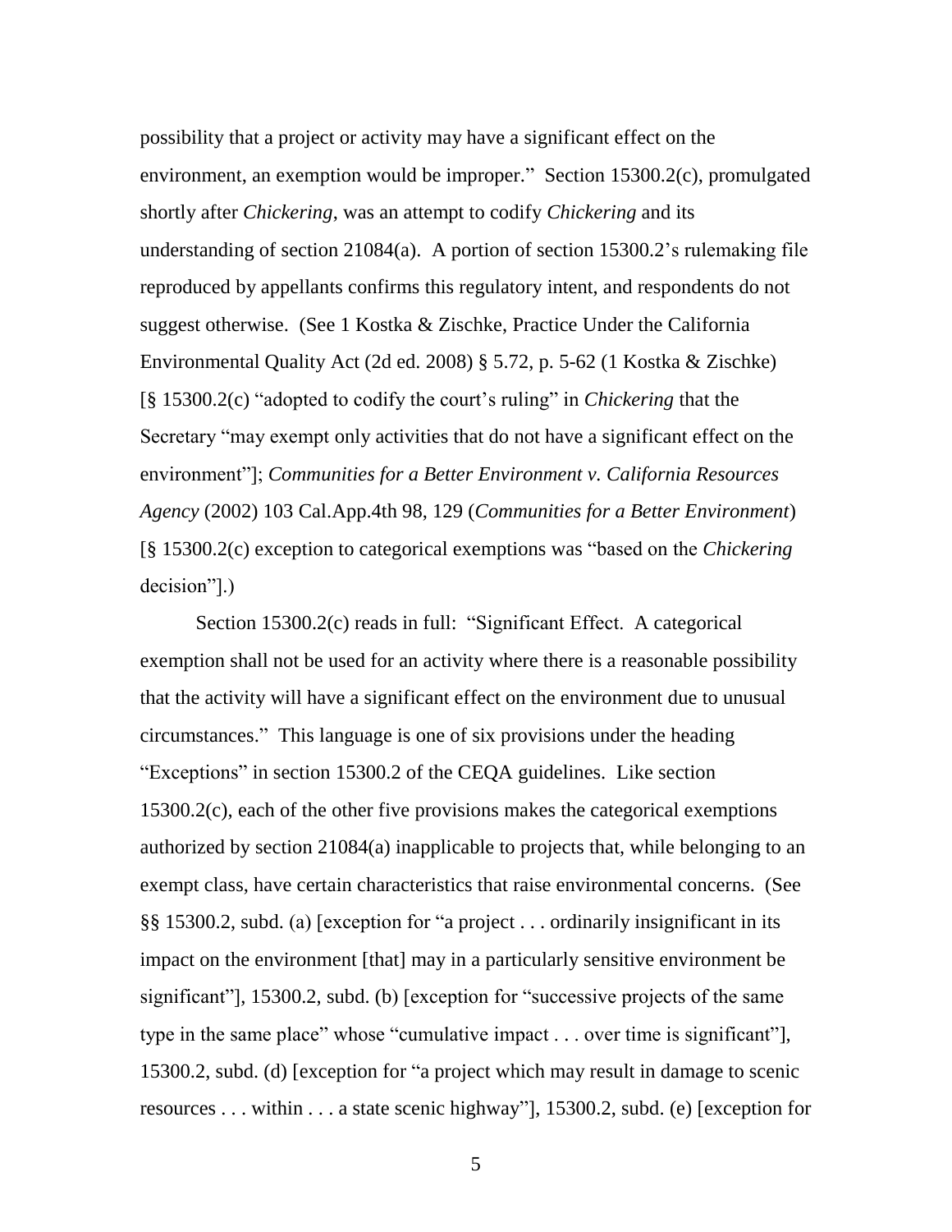possibility that a project or activity may have a significant effect on the environment, an exemption would be improper." Section 15300.2(c), promulgated shortly after *Chickering*, was an attempt to codify *Chickering* and its understanding of section 21084(a). A portion of section 15300.2's rulemaking file reproduced by appellants confirms this regulatory intent, and respondents do not suggest otherwise. (See 1 Kostka & Zischke, Practice Under the California Environmental Quality Act (2d ed. 2008) § 5.72, p. 5-62 (1 Kostka & Zischke) [§ 15300.2(c) "adopted to codify the court's ruling" in *Chickering* that the Secretary "may exempt only activities that do not have a significant effect on the environment"]; *Communities for a Better Environment v. California Resources Agency* (2002) 103 Cal.App.4th 98, 129 (*Communities for a Better Environment*) [§ 15300.2(c) exception to categorical exemptions was "based on the *Chickering* decision"].)

Section 15300.2(c) reads in full: "Significant Effect. A categorical exemption shall not be used for an activity where there is a reasonable possibility that the activity will have a significant effect on the environment due to unusual circumstances." This language is one of six provisions under the heading "Exceptions" in section 15300.2 of the CEQA guidelines. Like section 15300.2(c), each of the other five provisions makes the categorical exemptions authorized by section 21084(a) inapplicable to projects that, while belonging to an exempt class, have certain characteristics that raise environmental concerns. (See §§ 15300.2, subd. (a) [exception for "a project . . . ordinarily insignificant in its impact on the environment [that] may in a particularly sensitive environment be significant"], 15300.2, subd. (b) [exception for "successive projects of the same type in the same place" whose "cumulative impact . . . over time is significant"], 15300.2, subd. (d) [exception for "a project which may result in damage to scenic resources . . . within . . . a state scenic highway"], 15300.2, subd. (e) [exception for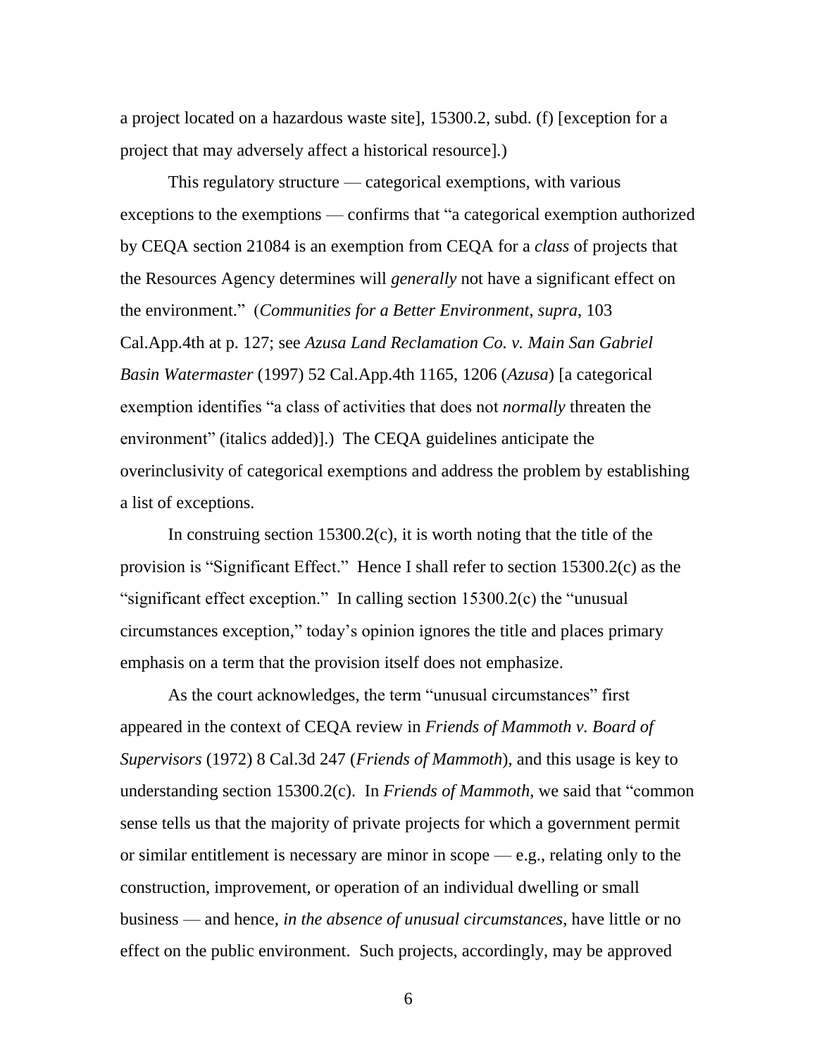a project located on a hazardous waste site], 15300.2, subd. (f) [exception for a project that may adversely affect a historical resource].)

This regulatory structure — categorical exemptions, with various exceptions to the exemptions — confirms that "a categorical exemption authorized by CEQA section 21084 is an exemption from CEQA for a *class* of projects that the Resources Agency determines will *generally* not have a significant effect on the environment." (*Communities for a Better Environment*, *supra*, 103 Cal.App.4th at p. 127; see *Azusa Land Reclamation Co. v. Main San Gabriel Basin Watermaster* (1997) 52 Cal.App.4th 1165, 1206 (*Azusa*) [a categorical exemption identifies "a class of activities that does not *normally* threaten the environment" (italics added)].) The CEQA guidelines anticipate the overinclusivity of categorical exemptions and address the problem by establishing a list of exceptions.

In construing section 15300.2(c), it is worth noting that the title of the provision is "Significant Effect." Hence I shall refer to section 15300.2(c) as the "significant effect exception." In calling section 15300.2(c) the "unusual circumstances exception," today's opinion ignores the title and places primary emphasis on a term that the provision itself does not emphasize.

As the court acknowledges, the term "unusual circumstances" first appeared in the context of CEQA review in *Friends of Mammoth v. Board of Supervisors* (1972) 8 Cal.3d 247 (*Friends of Mammoth*), and this usage is key to understanding section 15300.2(c). In *Friends of Mammoth*, we said that "common sense tells us that the majority of private projects for which a government permit or similar entitlement is necessary are minor in scope — e.g., relating only to the construction, improvement, or operation of an individual dwelling or small business — and hence, *in the absence of unusual circumstances*, have little or no effect on the public environment. Such projects, accordingly, may be approved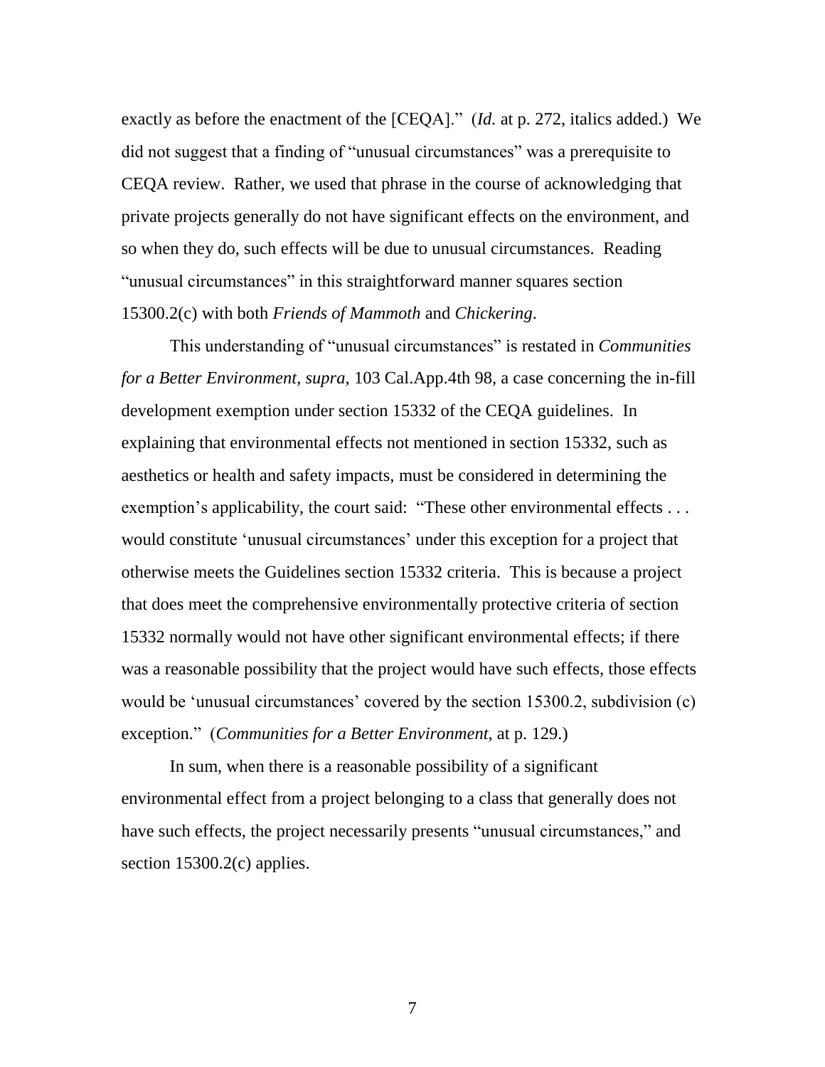exactly as before the enactment of the [CEQA]." (*Id.* at p. 272, italics added.) We did not suggest that a finding of "unusual circumstances" was a prerequisite to CEQA review. Rather, we used that phrase in the course of acknowledging that private projects generally do not have significant effects on the environment, and so when they do, such effects will be due to unusual circumstances. Reading "unusual circumstances" in this straightforward manner squares section 15300.2(c) with both *Friends of Mammoth* and *Chickering*.

This understanding of "unusual circumstances" is restated in *Communities for a Better Environment, supra,* 103 Cal.App.4th 98, a case concerning the in-fill development exemption under section 15332 of the CEQA guidelines. In explaining that environmental effects not mentioned in section 15332, such as aesthetics or health and safety impacts, must be considered in determining the exemption's applicability, the court said: "These other environmental effects . . . would constitute 'unusual circumstances' under this exception for a project that otherwise meets the Guidelines section 15332 criteria. This is because a project that does meet the comprehensive environmentally protective criteria of section 15332 normally would not have other significant environmental effects; if there was a reasonable possibility that the project would have such effects, those effects would be 'unusual circumstances' covered by the section 15300.2, subdivision (c) exception." (*Communities for a Better Environment*, at p. 129.)

In sum, when there is a reasonable possibility of a significant environmental effect from a project belonging to a class that generally does not have such effects, the project necessarily presents "unusual circumstances," and section 15300.2(c) applies.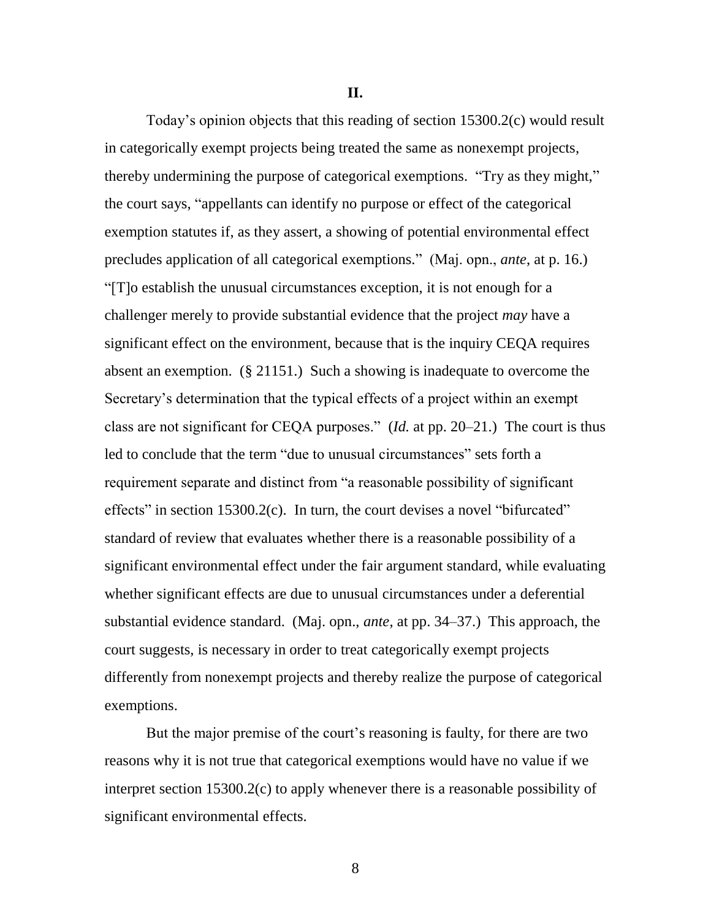## II.

Today's opinion objects that this reading of section 15300.2(c) would result in categorically exempt projects being treated the same as nonexempt projects, thereby undermining the purpose of categorical exemptions. "Try as they might," the court says, "appellants can identify no purpose or effect of the categorical exemption statutes if, as they assert, a showing of potential environmental effect precludes application of all categorical exemptions." (Maj. opn., *ante*, at p. 16.) "[T]o establish the unusual circumstances exception, it is not enough for a challenger merely to provide substantial evidence that the project *may* have a significant effect on the environment, because that is the inquiry CEQA requires absent an exemption. (§ 21151.) Such a showing is inadequate to overcome the Secretary's determination that the typical effects of a project within an exempt class are not significant for CEQA purposes." (*Id.* at pp. 20–21.) The court is thus led to conclude that the term "due to unusual circumstances" sets forth a requirement separate and distinct from "a reasonable possibility of significant effects" in section 15300.2(c). In turn, the court devises a novel "bifurcated" standard of review that evaluates whether there is a reasonable possibility of a significant environmental effect under the fair argument standard, while evaluating whether significant effects are due to unusual circumstances under a deferential substantial evidence standard. (Maj. opn., *ante*, at pp. 34–37.) This approach, the court suggests, is necessary in order to treat categorically exempt projects differently from nonexempt projects and thereby realize the purpose of categorical exemptions.

But the major premise of the court's reasoning is faulty, for there are two reasons why it is not true that categorical exemptions would have no value if we interpret section 15300.2(c) to apply whenever there is a reasonable possibility of significant environmental effects.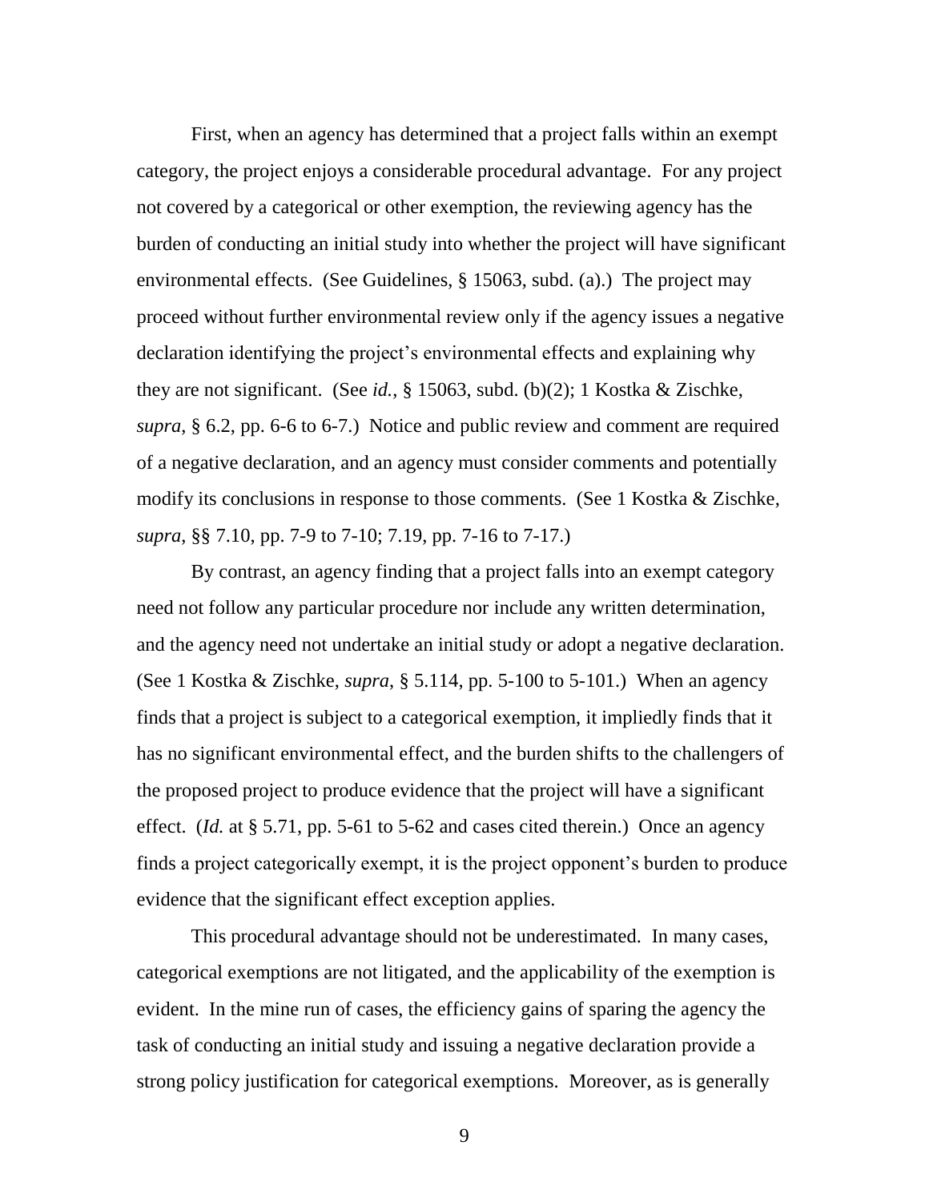First, when an agency has determined that a project falls within an exempt category, the project enjoys a considerable procedural advantage. For any project not covered by a categorical or other exemption, the reviewing agency has the burden of conducting an initial study into whether the project will have significant environmental effects. (See Guidelines, § 15063, subd. (a).) The project may proceed without further environmental review only if the agency issues a negative declaration identifying the project's environmental effects and explaining why they are not significant. (See *id.*, § 15063, subd. (b)(2); 1 Kostka & Zischke, *supra*, § 6.2, pp. 6-6 to 6-7.) Notice and public review and comment are required of a negative declaration, and an agency must consider comments and potentially modify its conclusions in response to those comments. (See 1 Kostka & Zischke, *supra*, §§ 7.10, pp. 7-9 to 7-10; 7.19, pp. 7-16 to 7-17.)

By contrast, an agency finding that a project falls into an exempt category need not follow any particular procedure nor include any written determination, and the agency need not undertake an initial study or adopt a negative declaration. (See 1 Kostka & Zischke, *supra*, § 5.114, pp. 5-100 to 5-101.) When an agency finds that a project is subject to a categorical exemption, it impliedly finds that it has no significant environmental effect, and the burden shifts to the challengers of the proposed project to produce evidence that the project will have a significant effect. (*Id.* at § 5.71, pp. 5-61 to 5-62 and cases cited therein.) Once an agency finds a project categorically exempt, it is the project opponent's burden to produce evidence that the significant effect exception applies.

This procedural advantage should not be underestimated. In many cases, categorical exemptions are not litigated, and the applicability of the exemption is evident. In the mine run of cases, the efficiency gains of sparing the agency the task of conducting an initial study and issuing a negative declaration provide a strong policy justification for categorical exemptions. Moreover, as is generally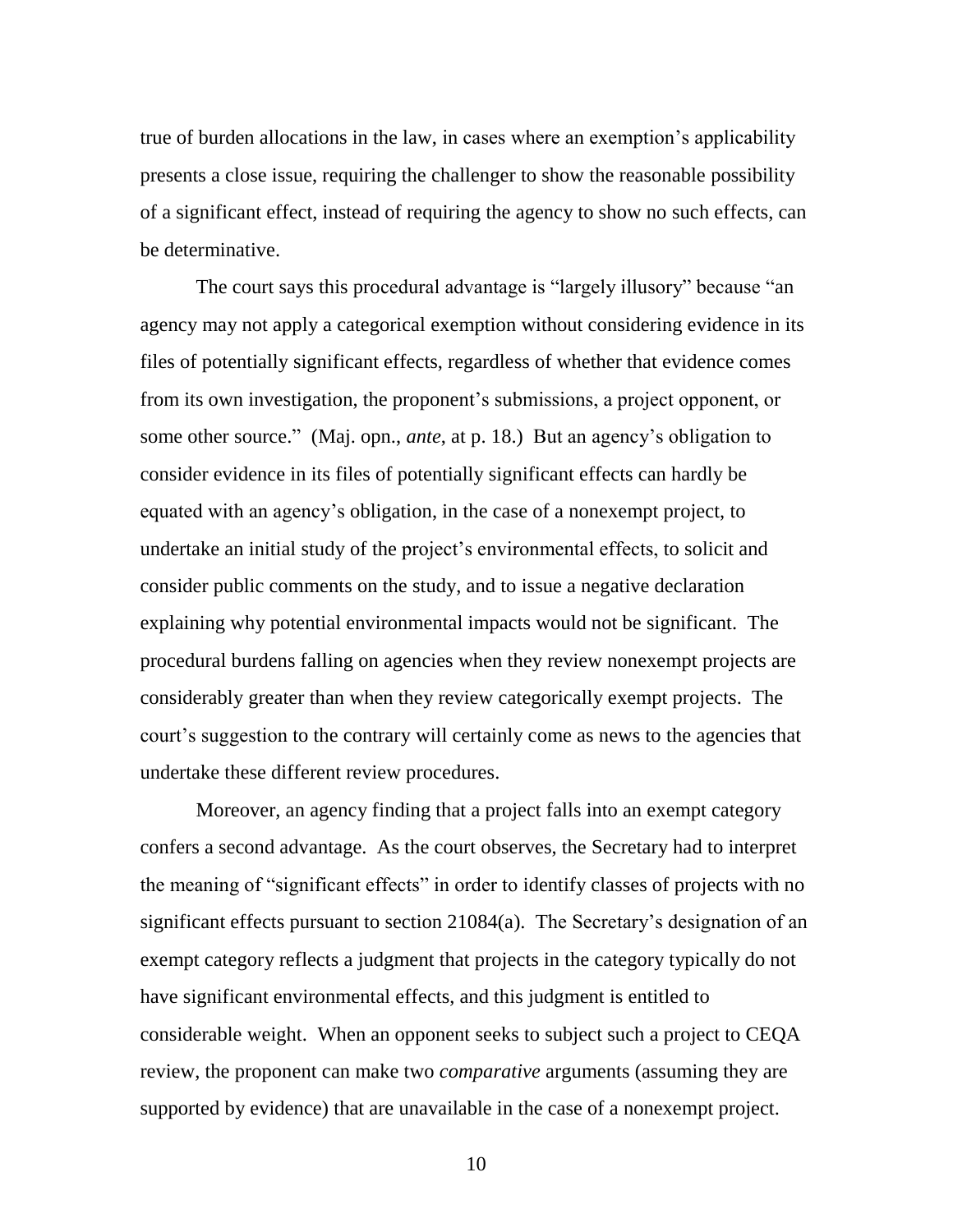true of burden allocations in the law, in cases where an exemption's applicability presents a close issue, requiring the challenger to show the reasonable possibility of a significant effect, instead of requiring the agency to show no such effects, can be determinative.

The court says this procedural advantage is "largely illusory" because "an agency may not apply a categorical exemption without considering evidence in its files of potentially significant effects, regardless of whether that evidence comes from its own investigation, the proponent's submissions, a project opponent, or some other source." (Maj. opn., *ante*, at p. 18.) But an agency's obligation to consider evidence in its files of potentially significant effects can hardly be equated with an agency's obligation, in the case of a nonexempt project, to undertake an initial study of the project's environmental effects, to solicit and consider public comments on the study, and to issue a negative declaration explaining why potential environmental impacts would not be significant. The procedural burdens falling on agencies when they review nonexempt projects are considerably greater than when they review categorically exempt projects. The court's suggestion to the contrary will certainly come as news to the agencies that undertake these different review procedures.

Moreover, an agency finding that a project falls into an exempt category confers a second advantage. As the court observes, the Secretary had to interpret the meaning of "significant effects" in order to identify classes of projects with no significant effects pursuant to section 21084(a). The Secretary's designation of an exempt category reflects a judgment that projects in the category typically do not have significant environmental effects, and this judgment is entitled to considerable weight. When an opponent seeks to subject such a project to CEQA review, the proponent can make two *comparative* arguments (assuming they are supported by evidence) that are unavailable in the case of a nonexempt project.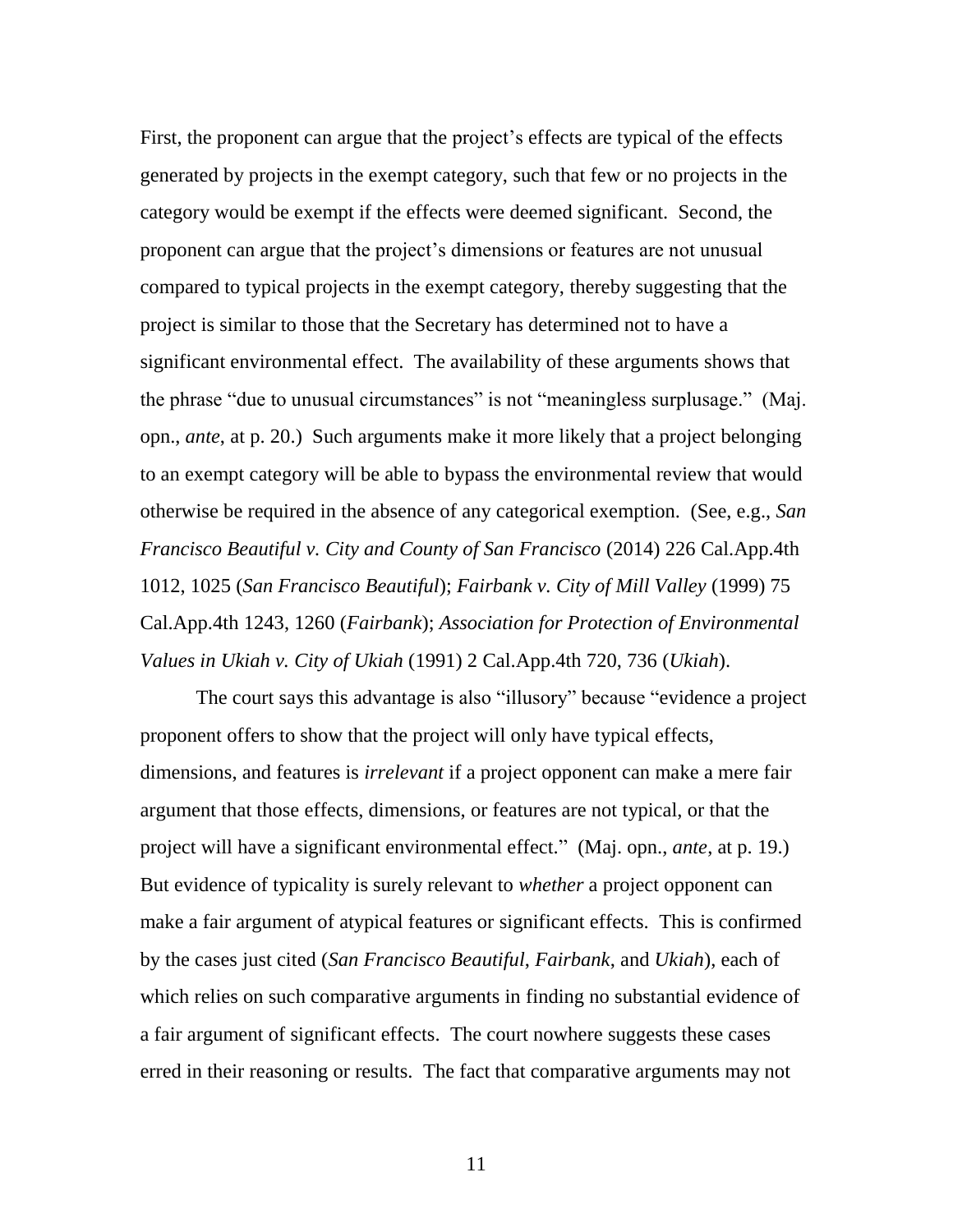First, the proponent can argue that the project's effects are typical of the effects generated by projects in the exempt category, such that few or no projects in the category would be exempt if the effects were deemed significant. Second, the proponent can argue that the project's dimensions or features are not unusual compared to typical projects in the exempt category, thereby suggesting that the project is similar to those that the Secretary has determined not to have a significant environmental effect. The availability of these arguments shows that the phrase "due to unusual circumstances" is not "meaningless surplusage." (Maj. opn., *ante*, at p. 20.) Such arguments make it more likely that a project belonging to an exempt category will be able to bypass the environmental review that would otherwise be required in the absence of any categorical exemption. (See, e.g., *San Francisco Beautiful v. City and County of San Francisco* (2014) 226 Cal.App.4th 1012, 1025 (*San Francisco Beautiful*); *Fairbank v. City of Mill Valley* (1999) 75 Cal.App.4th 1243, 1260 (*Fairbank*); *Association for Protection of Environmental Values in Ukiah v. City of Ukiah* (1991) 2 Cal.App.4th 720, 736 (*Ukiah*).

The court says this advantage is also "illusory" because "evidence a project proponent offers to show that the project will only have typical effects, dimensions, and features is *irrelevant* if a project opponent can make a mere fair argument that those effects, dimensions, or features are not typical, or that the project will have a significant environmental effect." (Maj. opn., *ante*, at p. 19.) But evidence of typicality is surely relevant to *whether* a project opponent can make a fair argument of atypical features or significant effects. This is confirmed by the cases just cited (*San Francisco Beautiful*, *Fairbank*, and *Ukiah*), each of which relies on such comparative arguments in finding no substantial evidence of a fair argument of significant effects. The court nowhere suggests these cases erred in their reasoning or results. The fact that comparative arguments may not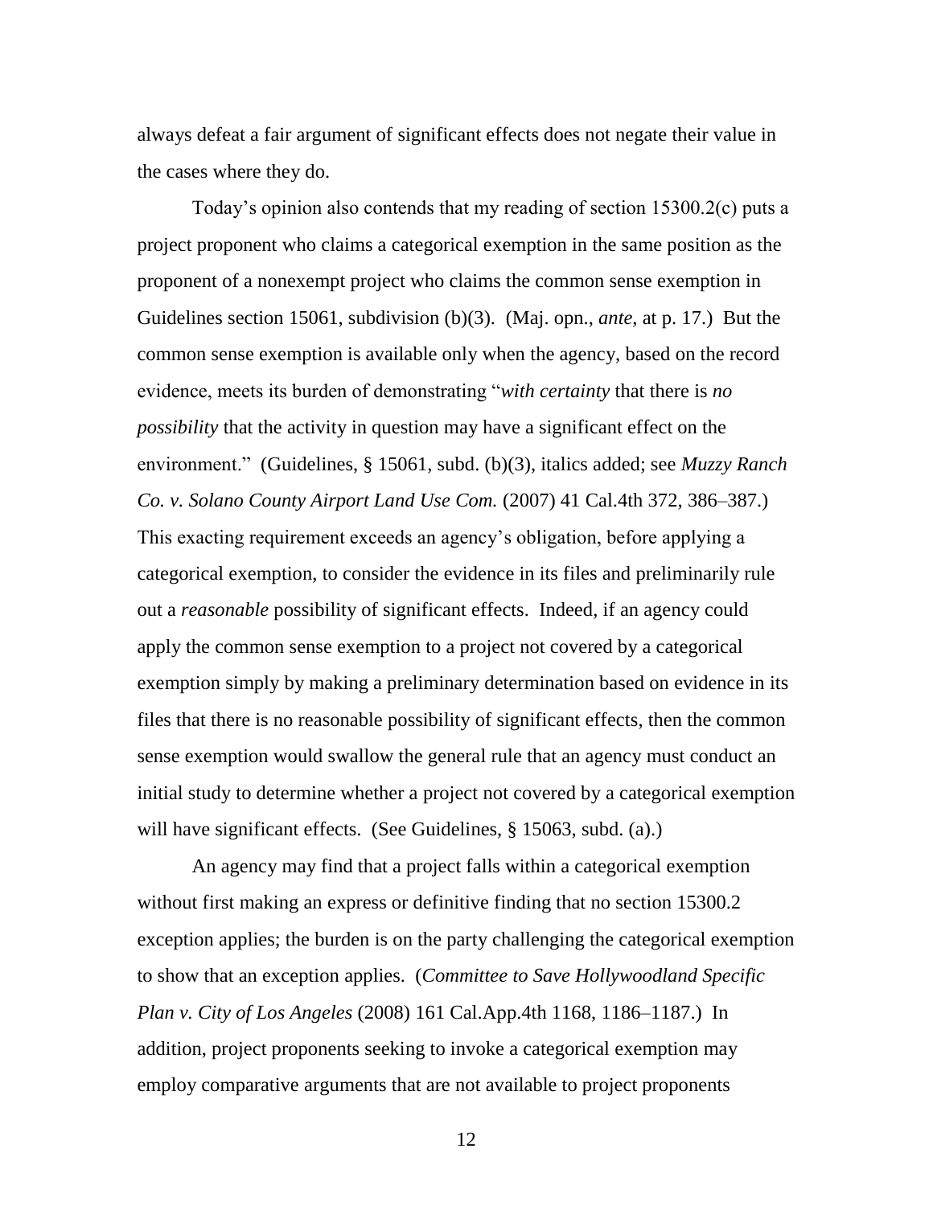always defeat a fair argument of significant effects does not negate their value in the cases where they do.

Today's opinion also contends that my reading of section 15300.2(c) puts a project proponent who claims a categorical exemption in the same position as the proponent of a nonexempt project who claims the common sense exemption in Guidelines section 15061, subdivision (b)(3). (Maj. opn., *ante*, at p. 17.) But the common sense exemption is available only when the agency, based on the record evidence, meets its burden of demonstrating "*with certainty* that there is *no possibility* that the activity in question may have a significant effect on the environment." (Guidelines, § 15061, subd. (b)(3), italics added; see *Muzzy Ranch Co. v. Solano County Airport Land Use Com.* (2007) 41 Cal.4th 372, 386–387.) This exacting requirement exceeds an agency's obligation, before applying a categorical exemption, to consider the evidence in its files and preliminarily rule out a *reasonable* possibility of significant effects. Indeed, if an agency could apply the common sense exemption to a project not covered by a categorical exemption simply by making a preliminary determination based on evidence in its files that there is no reasonable possibility of significant effects, then the common sense exemption would swallow the general rule that an agency must conduct an initial study to determine whether a project not covered by a categorical exemption will have significant effects. (See Guidelines, § 15063, subd. (a).)

An agency may find that a project falls within a categorical exemption without first making an express or definitive finding that no section 15300.2 exception applies; the burden is on the party challenging the categorical exemption to show that an exception applies. (*Committee to Save Hollywoodland Specific Plan v. City of Los Angeles* (2008) 161 Cal.App.4th 1168, 1186–1187.) In addition, project proponents seeking to invoke a categorical exemption may employ comparative arguments that are not available to project proponents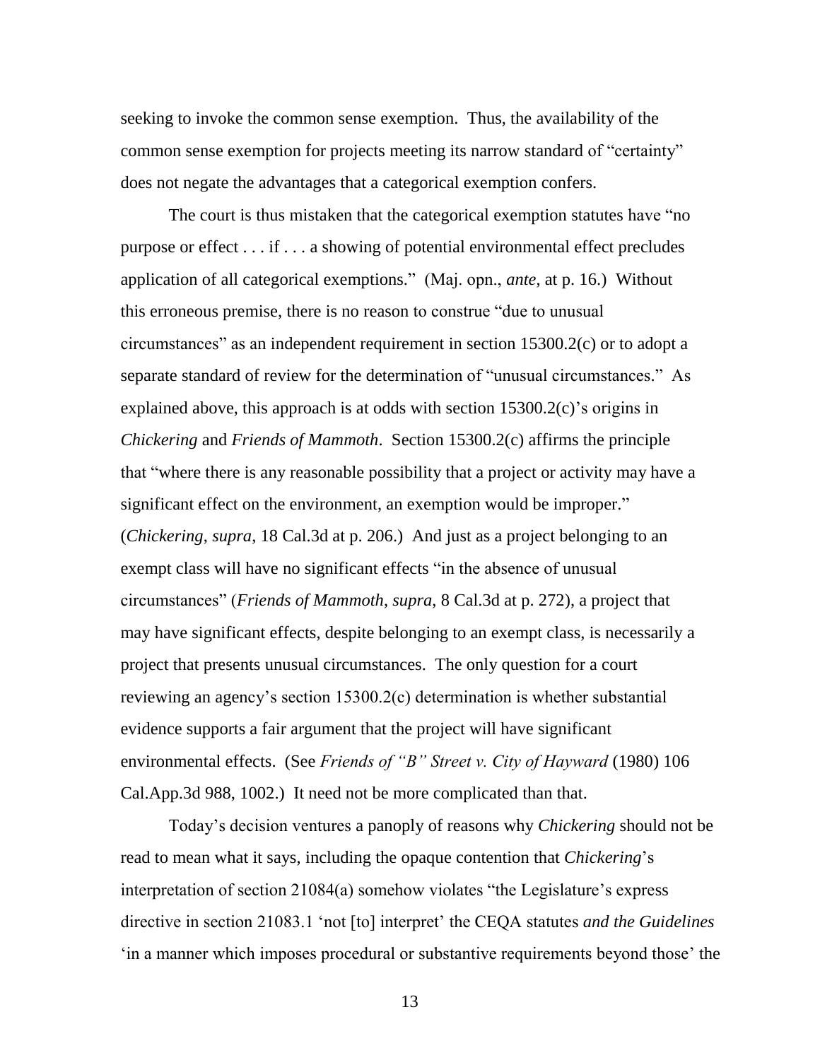seeking to invoke the common sense exemption. Thus, the availability of the common sense exemption for projects meeting its narrow standard of "certainty" does not negate the advantages that a categorical exemption confers.

The court is thus mistaken that the categorical exemption statutes have "no purpose or effect . . . if . . . a showing of potential environmental effect precludes application of all categorical exemptions." (Maj. opn., *ante*, at p. 16.) Without this erroneous premise, there is no reason to construe "due to unusual circumstances" as an independent requirement in section 15300.2(c) or to adopt a separate standard of review for the determination of "unusual circumstances." As explained above, this approach is at odds with section 15300.2(c)'s origins in *Chickering* and *Friends of Mammoth*. Section 15300.2(c) affirms the principle that "where there is any reasonable possibility that a project or activity may have a significant effect on the environment, an exemption would be improper." (*Chickering*, *supra*, 18 Cal.3d at p. 206.) And just as a project belonging to an exempt class will have no significant effects "in the absence of unusual circumstances" (*Friends of Mammoth*, *supra*, 8 Cal.3d at p. 272), a project that may have significant effects, despite belonging to an exempt class, is necessarily a project that presents unusual circumstances. The only question for a court reviewing an agency's section 15300.2(c) determination is whether substantial evidence supports a fair argument that the project will have significant environmental effects. (See *Friends of "B" Street v. City of Hayward* (1980) 106 Cal.App.3d 988, 1002.) It need not be more complicated than that.

Today's decision ventures a panoply of reasons why *Chickering* should not be read to mean what it says, including the opaque contention that *Chickering*'s interpretation of section 21084(a) somehow violates "the Legislature's express directive in section 21083.1 'not [to] interpret' the CEQA statutes *and the Guidelines* 'in a manner which imposes procedural or substantive requirements beyond those' the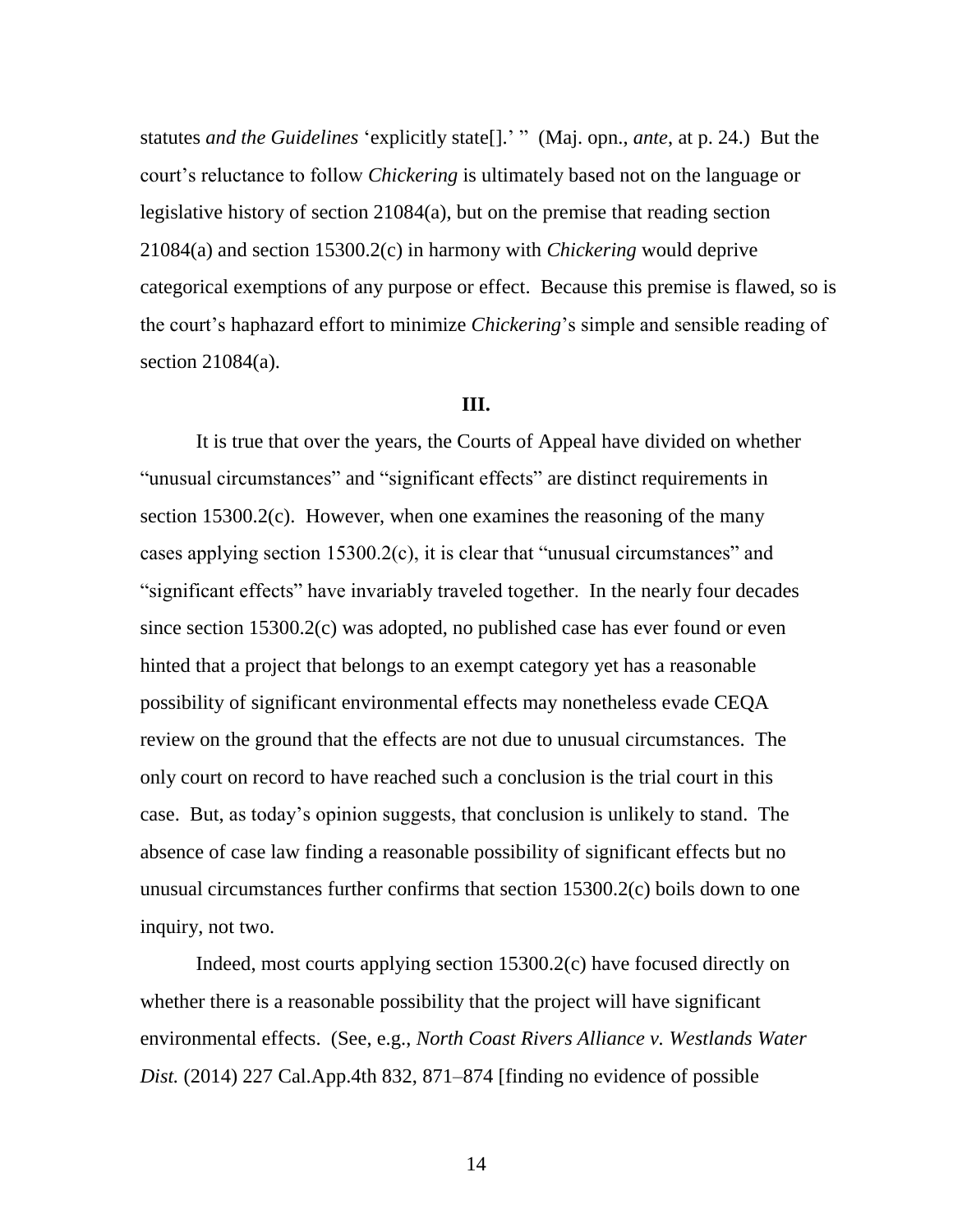statutes *and the Guidelines* 'explicitly state[].' " (Maj. opn., *ante*, at p. 24.) But the court's reluctance to follow *Chickering* is ultimately based not on the language or legislative history of section 21084(a), but on the premise that reading section 21084(a) and section 15300.2(c) in harmony with *Chickering* would deprive categorical exemptions of any purpose or effect. Because this premise is flawed, so is the court's haphazard effort to minimize *Chickering*'s simple and sensible reading of section 21084(a).

**III.**

It is true that over the years, the Courts of Appeal have divided on whether "unusual circumstances" and "significant effects" are distinct requirements in section 15300.2(c). However, when one examines the reasoning of the many cases applying section 15300.2(c), it is clear that "unusual circumstances" and "significant effects" have invariably traveled together. In the nearly four decades since section 15300.2(c) was adopted, no published case has ever found or even hinted that a project that belongs to an exempt category yet has a reasonable possibility of significant environmental effects may nonetheless evade CEQA review on the ground that the effects are not due to unusual circumstances. The only court on record to have reached such a conclusion is the trial court in this case. But, as today's opinion suggests, that conclusion is unlikely to stand. The absence of case law finding a reasonable possibility of significant effects but no unusual circumstances further confirms that section 15300.2(c) boils down to one inquiry, not two.

Indeed, most courts applying section 15300.2(c) have focused directly on whether there is a reasonable possibility that the project will have significant environmental effects. (See, e.g., *North Coast Rivers Alliance v. Westlands Water Dist.* (2014) 227 Cal.App.4th 832, 871–874 [finding no evidence of possible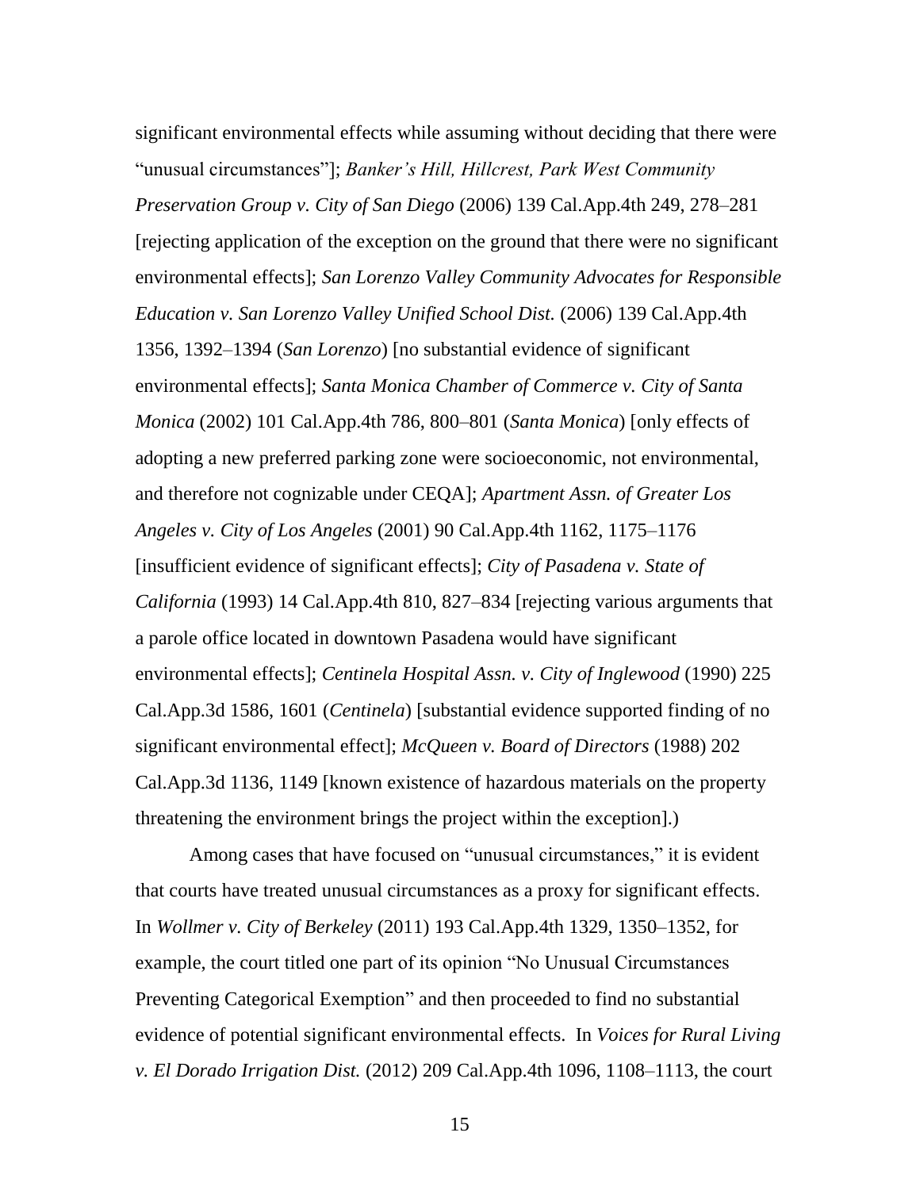significant environmental effects while assuming without deciding that there were "unusual circumstances"]; *Banker's Hill, Hillcrest, Park West Community Preservation Group v. City of San Diego* (2006) 139 Cal.App.4th 249, 278–281 [rejecting application of the exception on the ground that there were no significant environmental effects]; *San Lorenzo Valley Community Advocates for Responsible Education v. San Lorenzo Valley Unified School Dist.* (2006) 139 Cal.App.4th 1356, 1392–1394 (*San Lorenzo*) [no substantial evidence of significant environmental effects]; *Santa Monica Chamber of Commerce v. City of Santa Monica* (2002) 101 Cal.App.4th 786, 800–801 (*Santa Monica*) [only effects of adopting a new preferred parking zone were socioeconomic, not environmental, and therefore not cognizable under CEQA]; *Apartment Assn. of Greater Los Angeles v. City of Los Angeles* (2001) 90 Cal.App.4th 1162, 1175–1176 [insufficient evidence of significant effects]; *City of Pasadena v. State of California* (1993) 14 Cal.App.4th 810, 827–834 [rejecting various arguments that a parole office located in downtown Pasadena would have significant environmental effects]; *Centinela Hospital Assn. v. City of Inglewood* (1990) 225 Cal.App.3d 1586, 1601 (*Centinela*) [substantial evidence supported finding of no significant environmental effect]; *McQueen v. Board of Directors* (1988) 202 Cal.App.3d 1136, 1149 [known existence of hazardous materials on the property threatening the environment brings the project within the exception].)

Among cases that have focused on "unusual circumstances," it is evident that courts have treated unusual circumstances as a proxy for significant effects. In *Wollmer v. City of Berkeley* (2011) 193 Cal.App.4th 1329, 1350–1352, for example, the court titled one part of its opinion "No Unusual Circumstances Preventing Categorical Exemption" and then proceeded to find no substantial evidence of potential significant environmental effects. In *Voices for Rural Living v. El Dorado Irrigation Dist.* (2012) 209 Cal.App.4th 1096, 1108–1113, the court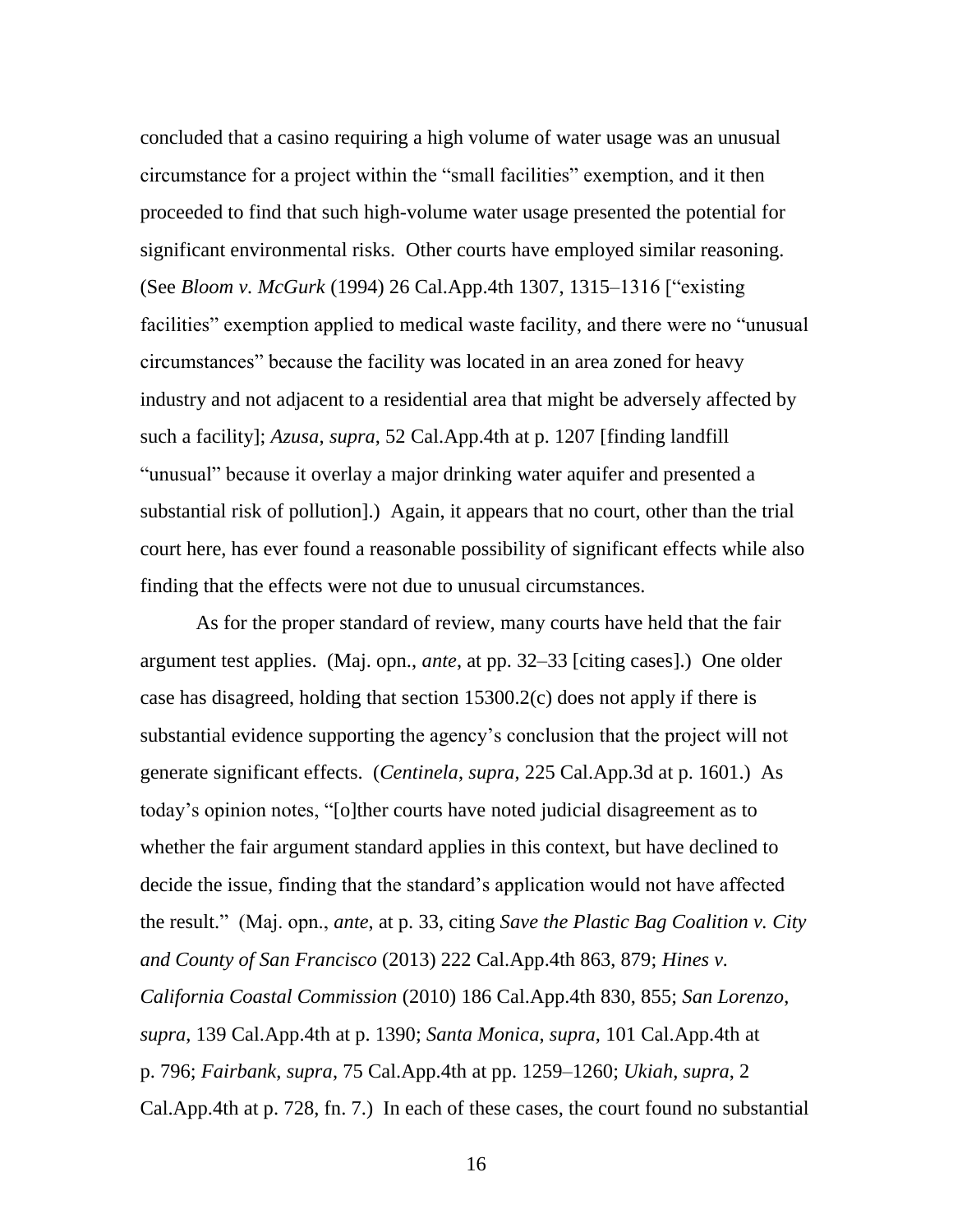concluded that a casino requiring a high volume of water usage was an unusual circumstance for a project within the "small facilities" exemption, and it then proceeded to find that such high-volume water usage presented the potential for significant environmental risks. Other courts have employed similar reasoning. (See *Bloom v. McGurk* (1994) 26 Cal.App.4th 1307, 1315–1316 ["existing facilities" exemption applied to medical waste facility, and there were no "unusual circumstances" because the facility was located in an area zoned for heavy industry and not adjacent to a residential area that might be adversely affected by such a facility]; *Azusa*, *supra*, 52 Cal.App.4th at p. 1207 [finding landfill "unusual" because it overlay a major drinking water aquifer and presented a substantial risk of pollution].) Again, it appears that no court, other than the trial court here, has ever found a reasonable possibility of significant effects while also finding that the effects were not due to unusual circumstances.

As for the proper standard of review, many courts have held that the fair argument test applies. (Maj. opn., *ante*, at pp. 32–33 [citing cases].) One older case has disagreed, holding that section 15300.2(c) does not apply if there is substantial evidence supporting the agency's conclusion that the project will not generate significant effects. (*Centinela*, *supra*, 225 Cal.App.3d at p. 1601.) As today's opinion notes, "[o]ther courts have noted judicial disagreement as to whether the fair argument standard applies in this context, but have declined to decide the issue, finding that the standard's application would not have affected the result." (Maj. opn., *ante*, at p. 33, citing *Save the Plastic Bag Coalition v. City and County of San Francisco* (2013) 222 Cal.App.4th 863, 879; *Hines v. California Coastal Commission* (2010) 186 Cal.App.4th 830, 855; *San Lorenzo*, *supra*, 139 Cal.App.4th at p. 1390; *Santa Monica*, *supra*, 101 Cal.App.4th at p. 796; *Fairbank*, *supra*, 75 Cal.App.4th at pp. 1259–1260; *Ukiah*, *supra*, 2 Cal.App.4th at p. 728, fn. 7.) In each of these cases, the court found no substantial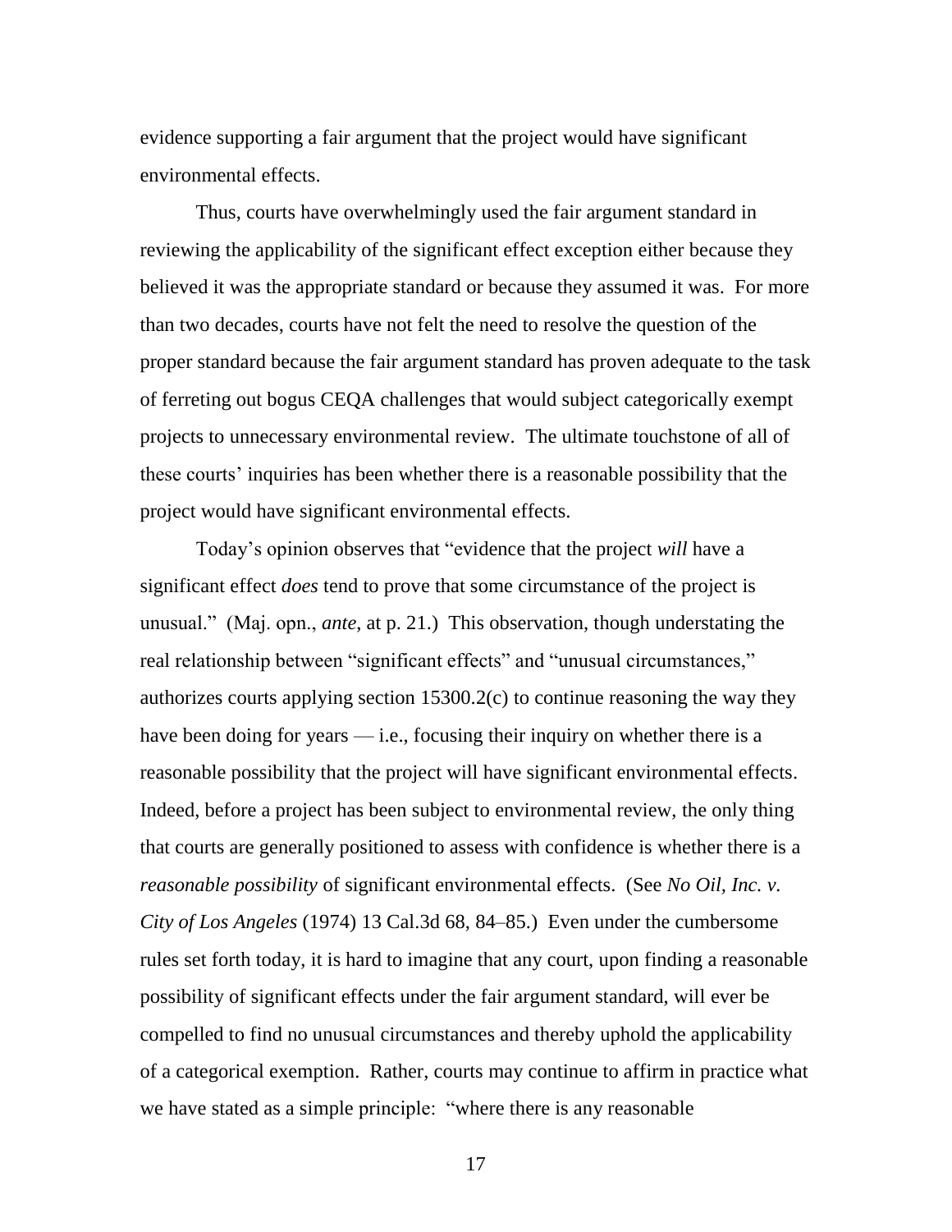evidence supporting a fair argument that the project would have significant environmental effects.

Thus, courts have overwhelmingly used the fair argument standard in reviewing the applicability of the significant effect exception either because they believed it was the appropriate standard or because they assumed it was. For more than two decades, courts have not felt the need to resolve the question of the proper standard because the fair argument standard has proven adequate to the task of ferreting out bogus CEQA challenges that would subject categorically exempt projects to unnecessary environmental review. The ultimate touchstone of all of these courts' inquiries has been whether there is a reasonable possibility that the project would have significant environmental effects.

Today's opinion observes that "evidence that the project *will* have a significant effect *does* tend to prove that some circumstance of the project is unusual." (Maj. opn., *ante*, at p. 21.) This observation, though understating the real relationship between "significant effects" and "unusual circumstances," authorizes courts applying section 15300.2(c) to continue reasoning the way they have been doing for years — i.e., focusing their inquiry on whether there is a reasonable possibility that the project will have significant environmental effects. Indeed, before a project has been subject to environmental review, the only thing that courts are generally positioned to assess with confidence is whether there is a *reasonable possibility* of significant environmental effects. (See *No Oil, Inc. v. City of Los Angeles* (1974) 13 Cal.3d 68, 84–85.) Even under the cumbersome rules set forth today, it is hard to imagine that any court, upon finding a reasonable possibility of significant effects under the fair argument standard, will ever be compelled to find no unusual circumstances and thereby uphold the applicability of a categorical exemption. Rather, courts may continue to affirm in practice what we have stated as a simple principle: "where there is any reasonable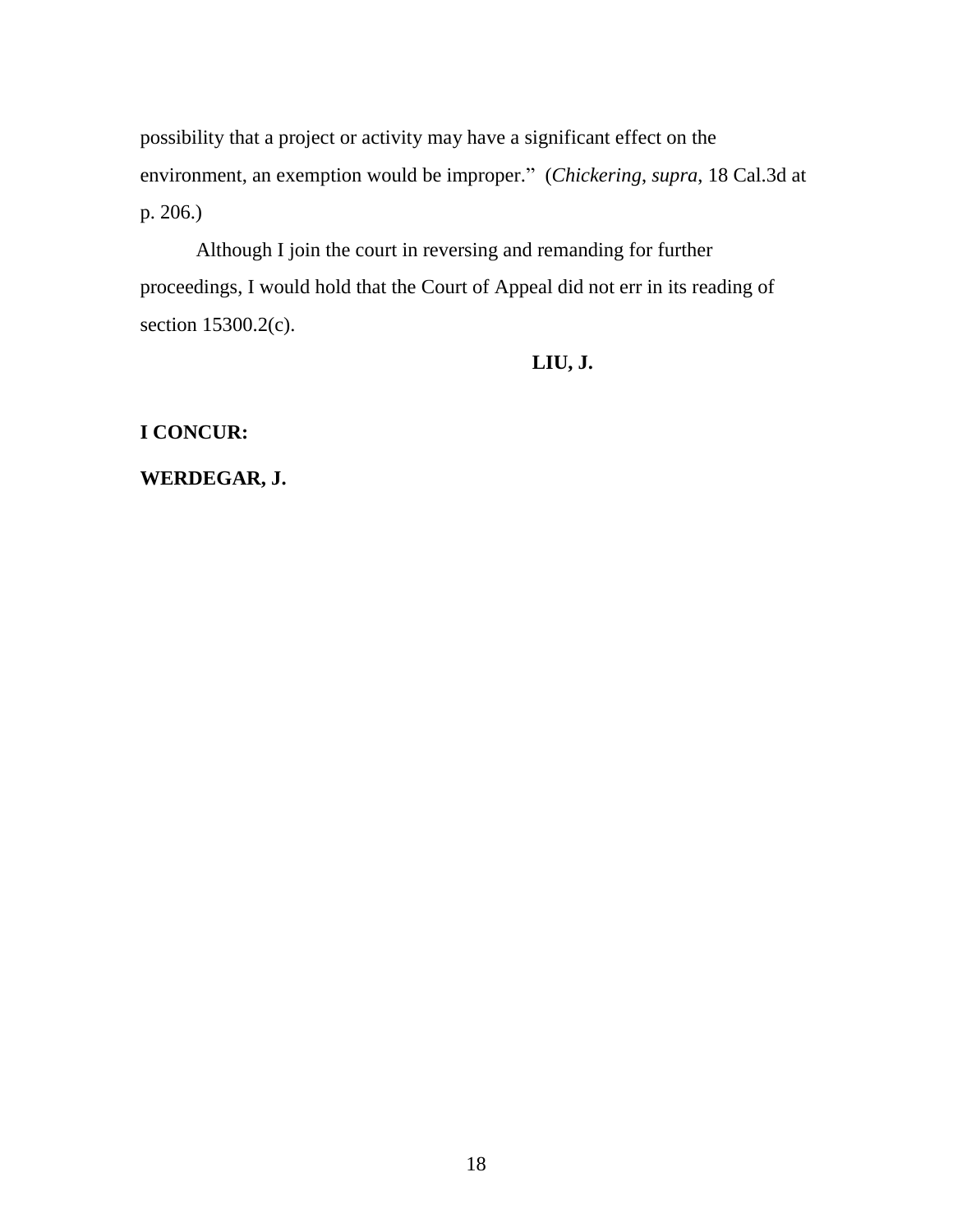possibility that a project or activity may have a significant effect on the environment, an exemption would be improper." (*Chickering, supra*, 18 Cal.3d at p. 206.)

Although I join the court in reversing and remanding for further proceedings, I would hold that the Court of Appeal did not err in its reading of section 15300.2(c).

**LIU, J.**

**I CONCUR:**

**WERDEGAR, J.**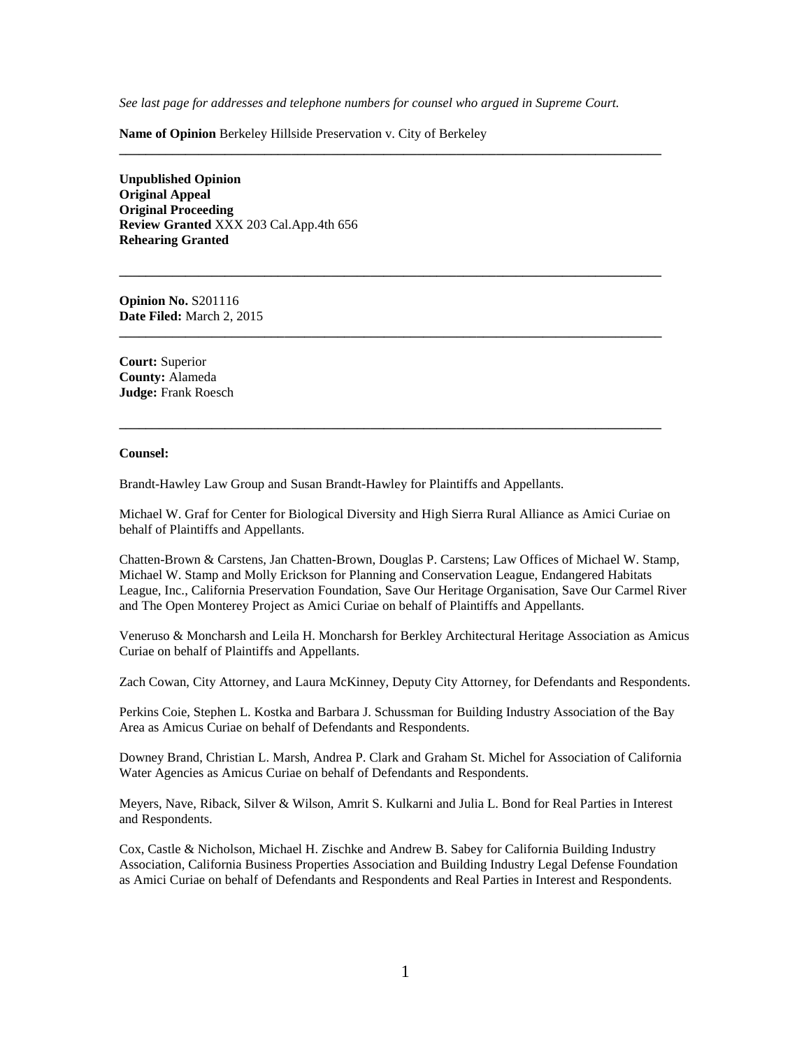*See last page for addresses and telephone numbers for counsel who argued in Supreme Court.*

**Name of Opinion** Berkeley Hillside Preservation v. City of Berkeley

---

**Unpublished Opinion**
**Original Appeal**
**Original Proceeding**
**Review Granted** XXX 203 Cal.App.4th 656
**Rehearing Granted**

---

**Opinion No.** S201116
**Date Filed:** March 2, 2015

---

**Court:** Superior
**County:** Alameda
**Judge:** Frank Roesch

---

**Counsel:**

Brandt-Hawley Law Group and Susan Brandt-Hawley for Plaintiffs and Appellants.

Michael W. Graf for Center for Biological Diversity and High Sierra Rural Alliance as Amici Curiae on behalf of Plaintiffs and Appellants.

Chatten-Brown & Carstens, Jan Chatten-Brown, Douglas P. Carstens; Law Offices of Michael W. Stamp, Michael W. Stamp and Molly Erickson for Planning and Conservation League, Endangered Habitats League, Inc., California Preservation Foundation, Save Our Heritage Organisation, Save Our Carmel River and The Open Monterey Project as Amici Curiae on behalf of Plaintiffs and Appellants.

Veneruso & Moncharsh and Leila H. Moncharsh for Berkley Architectural Heritage Association as Amicus Curiae on behalf of Plaintiffs and Appellants.

Zach Cowan, City Attorney, and Laura McKinney, Deputy City Attorney, for Defendants and Respondents.

Perkins Coie, Stephen L. Kostka and Barbara J. Schussman for Building Industry Association of the Bay Area as Amicus Curiae on behalf of Defendants and Respondents.

Downey Brand, Christian L. Marsh, Andrea P. Clark and Graham St. Michel for Association of California Water Agencies as Amicus Curiae on behalf of Defendants and Respondents.

Meyers, Nave, Riback, Silver & Wilson, Amrit S. Kulkarni and Julia L. Bond for Real Parties in Interest and Respondents.

Cox, Castle & Nicholson, Michael H. Zischke and Andrew B. Sabey for California Building Industry Association, California Business Properties Association and Building Industry Legal Defense Foundation as Amici Curiae on behalf of Defendants and Respondents and Real Parties in Interest and Respondents.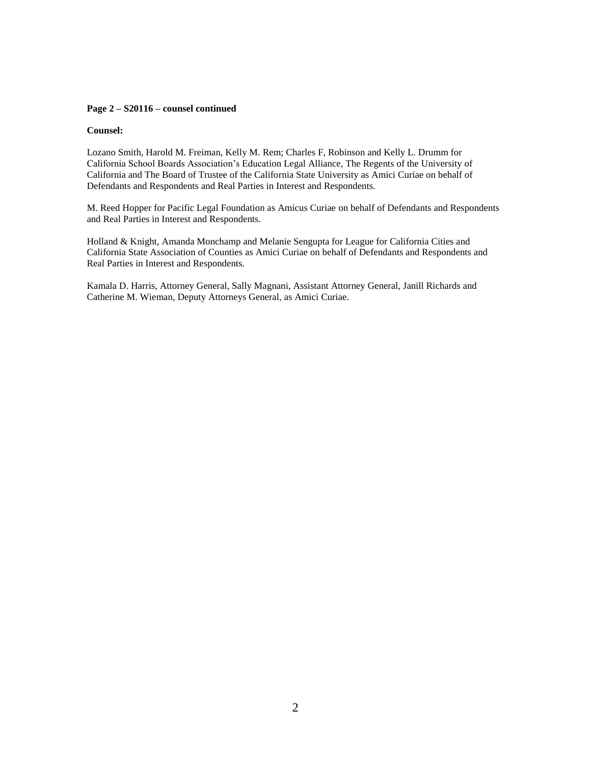**Page 2 – S20116 – counsel continued**

**Counsel:**

Lozano Smith, Harold M. Freiman, Kelly M. Rem; Charles F, Robinson and Kelly L. Drumm for California School Boards Association's Education Legal Alliance, The Regents of the University of California and The Board of Trustee of the California State University as Amici Curiae on behalf of Defendants and Respondents and Real Parties in Interest and Respondents.

M. Reed Hopper for Pacific Legal Foundation as Amicus Curiae on behalf of Defendants and Respondents and Real Parties in Interest and Respondents.

Holland & Knight, Amanda Monchamp and Melanie Sengupta for League for California Cities and California State Association of Counties as Amici Curiae on behalf of Defendants and Respondents and Real Parties in Interest and Respondents.

Kamala D. Harris, Attorney General, Sally Magnani, Assistant Attorney General, Janill Richards and Catherine M. Wieman, Deputy Attorneys General, as Amici Curiae.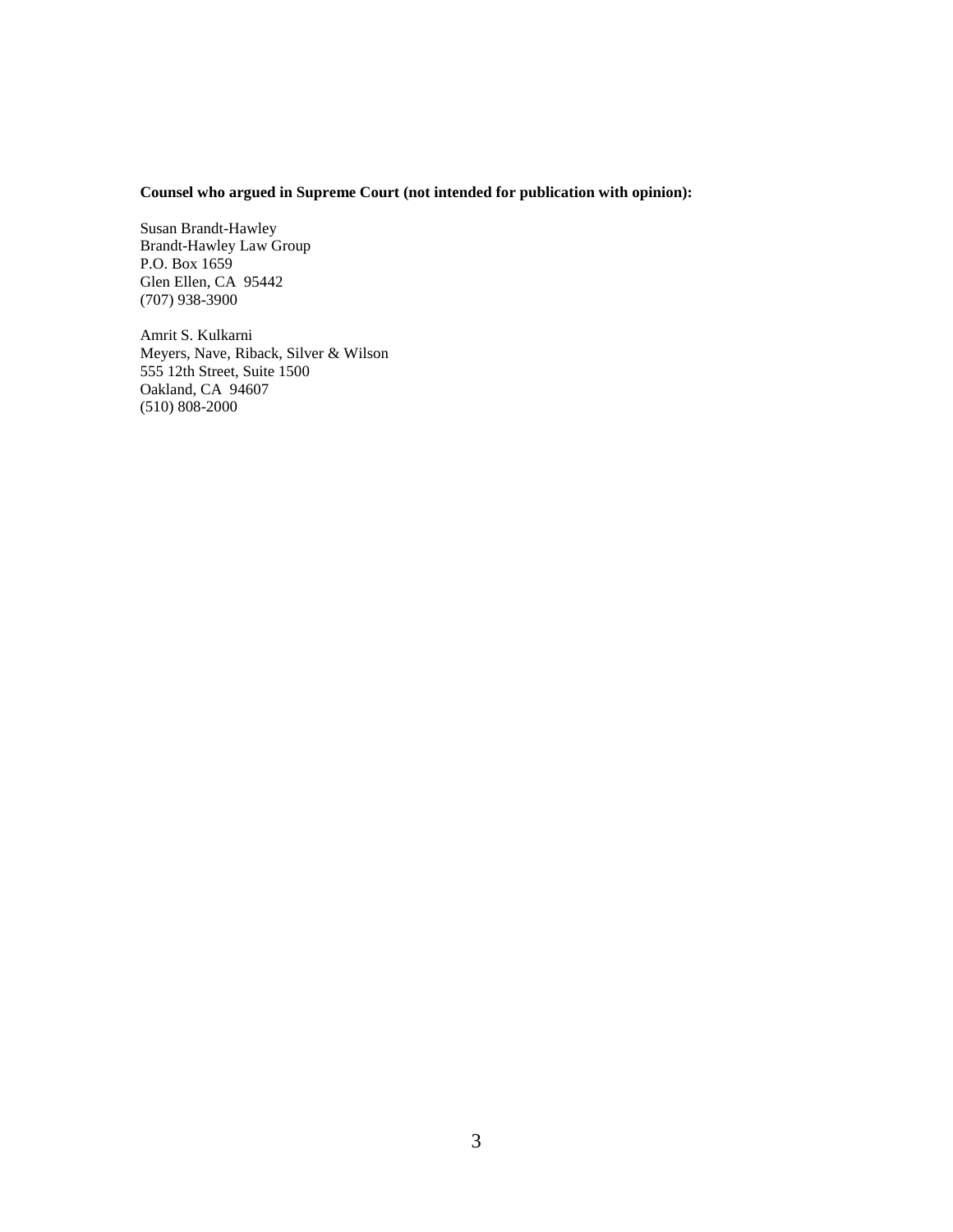**Counsel who argued in Supreme Court (not intended for publication with opinion):**

Susan Brandt-Hawley
Brandt-Hawley Law Group
P.O. Box 1659
Glen Ellen, CA 95442
(707) 938-3900

Amrit S. Kulkarni
Meyers, Nave, Riback, Silver & Wilson
555 12th Street, Suite 1500
Oakland, CA 94607
(510) 808-2000